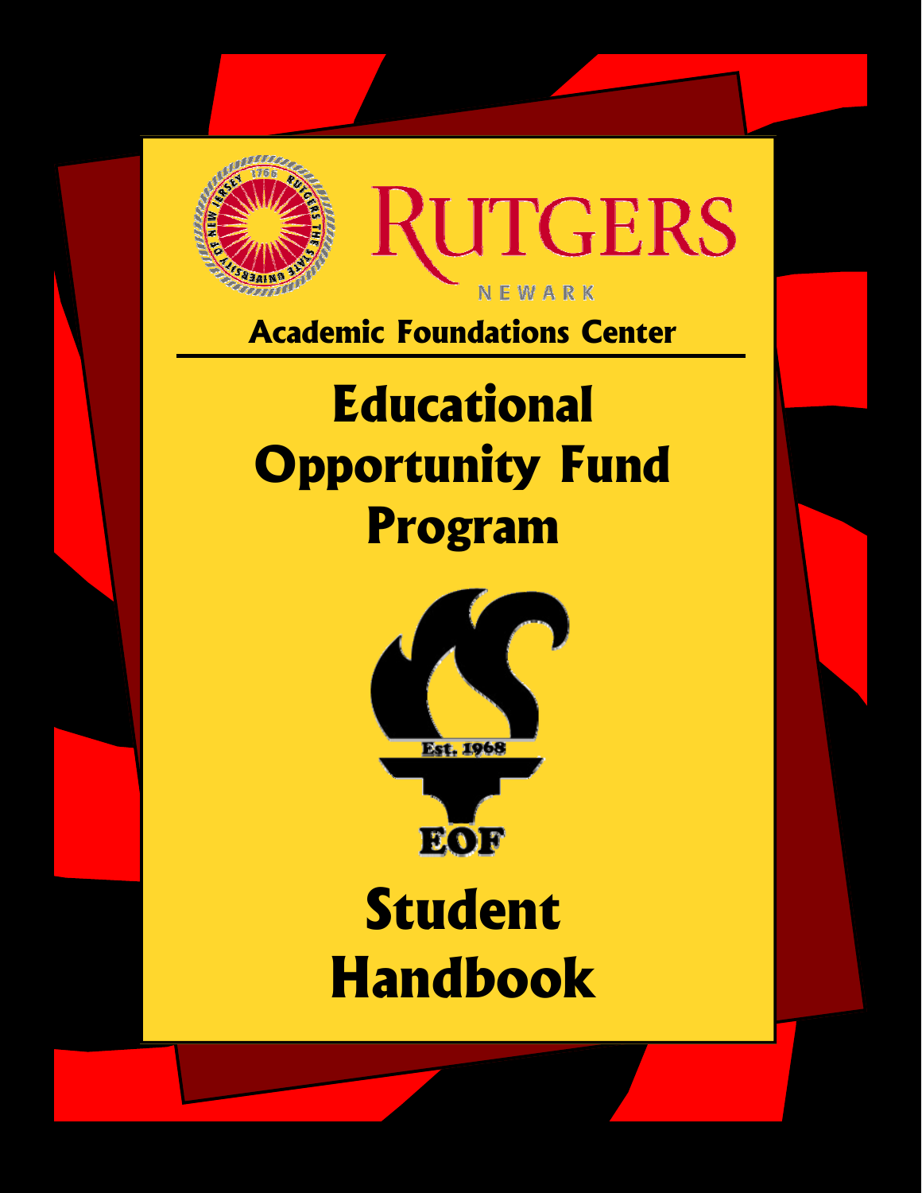RUTGERS

NEWARK

**Academic Foundations Center**

# Educational Opportunity Fund Program

Est. 1968

EOF

# Student Handbook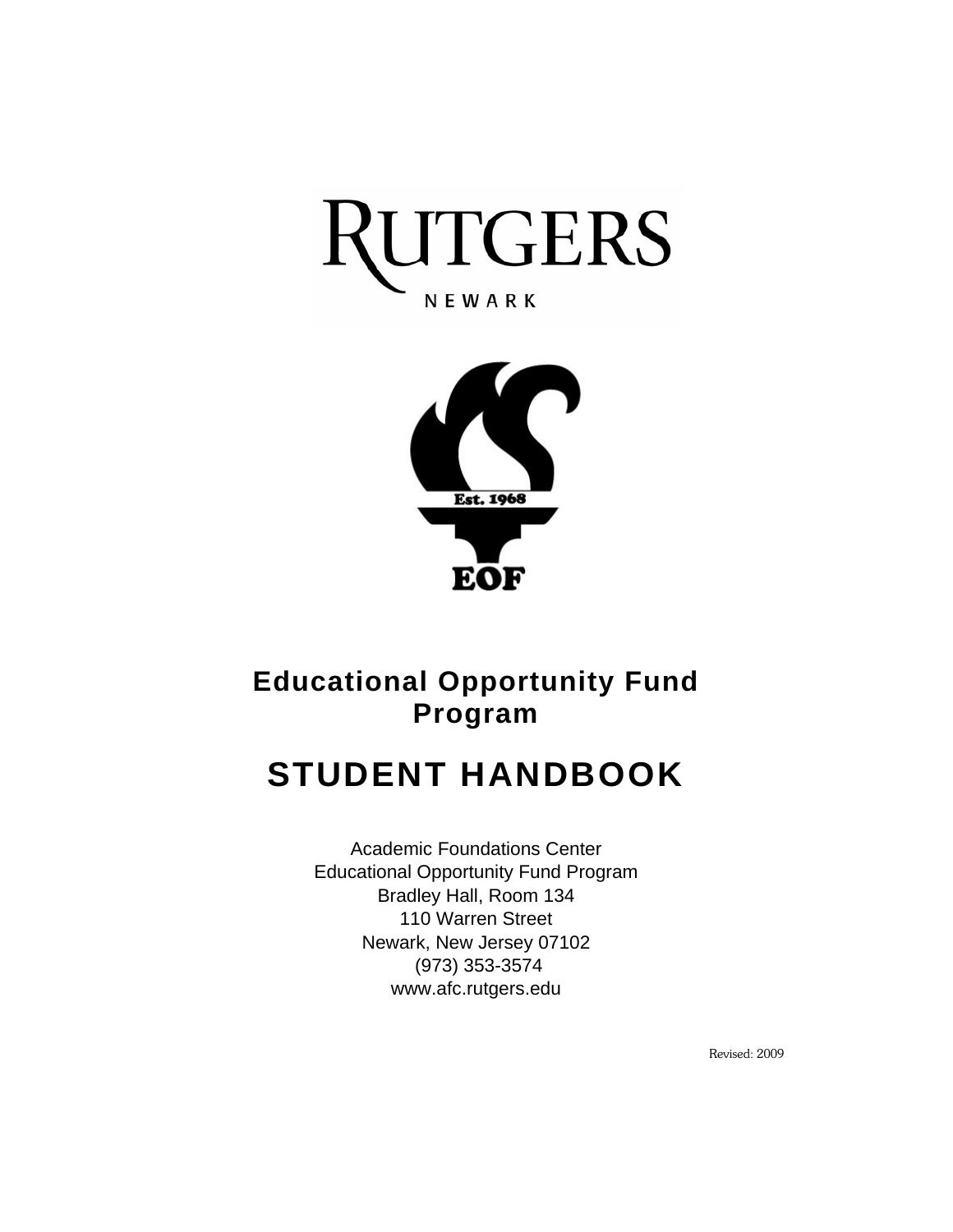RUTGERS

NEWARK

Est. 1968

EOF

# Educational Opportunity Fund Program

# STUDENT HANDBOOK

Academic Foundations Center
Educational Opportunity Fund Program
Bradley Hall, Room 134
110 Warren Street
Newark, New Jersey 07102
(973) 353-3574
www.afc.rutgers.edu

Revised: 2009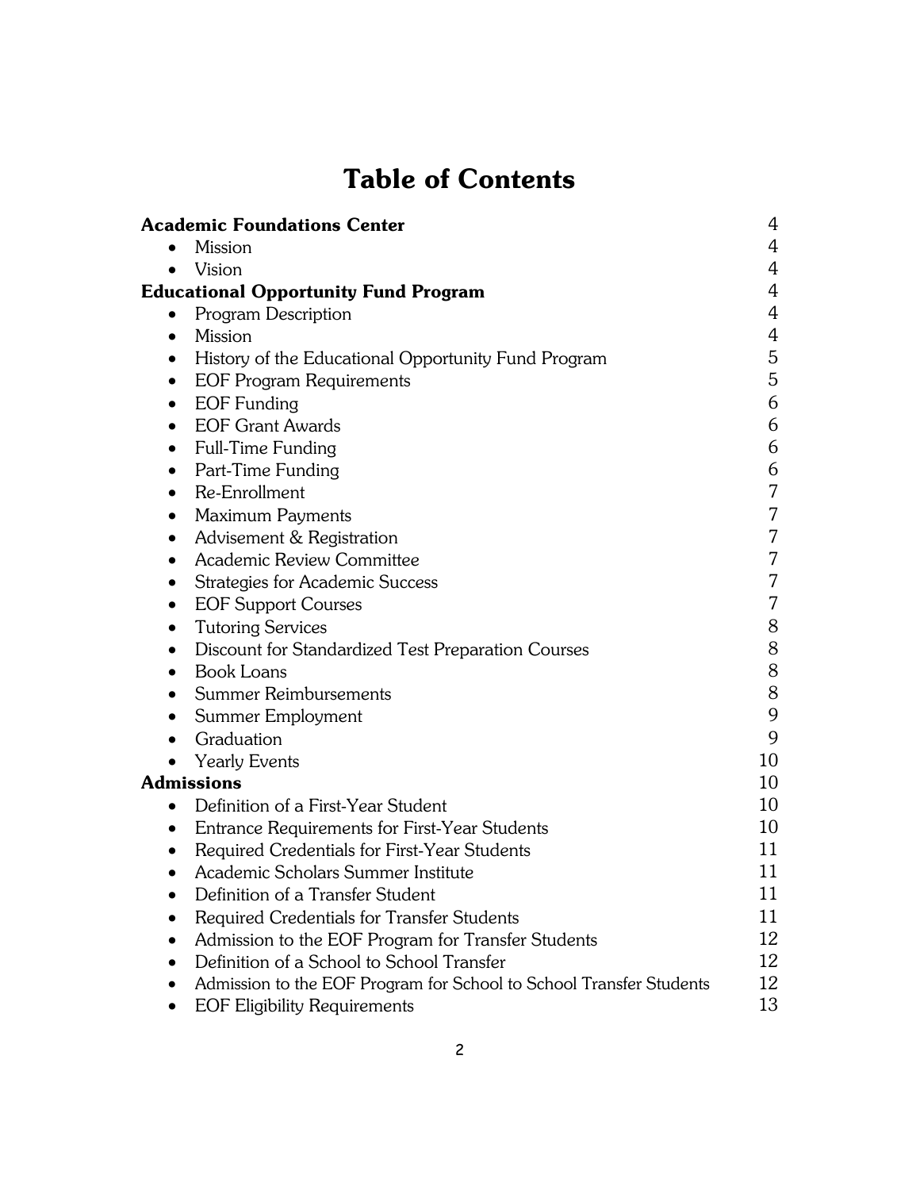# Table of Contents

| | |
|---|---|
| **Academic Foundations Center** | 4 |
| • Mission | 4 |
| • Vision | 4 |
| **Educational Opportunity Fund Program** | 4 |
| • Program Description | 4 |
| • Mission | 4 |
| • History of the Educational Opportunity Fund Program | 5 |
| • EOF Program Requirements | 5 |
| • EOF Funding | 6 |
| • EOF Grant Awards | 6 |
| • Full-Time Funding | 6 |
| • Part-Time Funding | 6 |
| • Re-Enrollment | 7 |
| • Maximum Payments | 7 |
| • Advisement & Registration | 7 |
| • Academic Review Committee | 7 |
| • Strategies for Academic Success | 7 |
| • EOF Support Courses | 7 |
| • Tutoring Services | 8 |
| • Discount for Standardized Test Preparation Courses | 8 |
| • Book Loans | 8 |
| • Summer Reimbursements | 8 |
| • Summer Employment | 9 |
| • Graduation | 9 |
| • Yearly Events | 10 |
| **Admissions** | 10 |
| • Definition of a First-Year Student | 10 |
| • Entrance Requirements for First-Year Students | 10 |
| • Required Credentials for First-Year Students | 11 |
| • Academic Scholars Summer Institute | 11 |
| • Definition of a Transfer Student | 11 |
| • Required Credentials for Transfer Students | 11 |
| • Admission to the EOF Program for Transfer Students | 12 |
| • Definition of a School to School Transfer | 12 |
| • Admission to the EOF Program for School to School Transfer Students | 12 |
| • EOF Eligibility Requirements | 13 |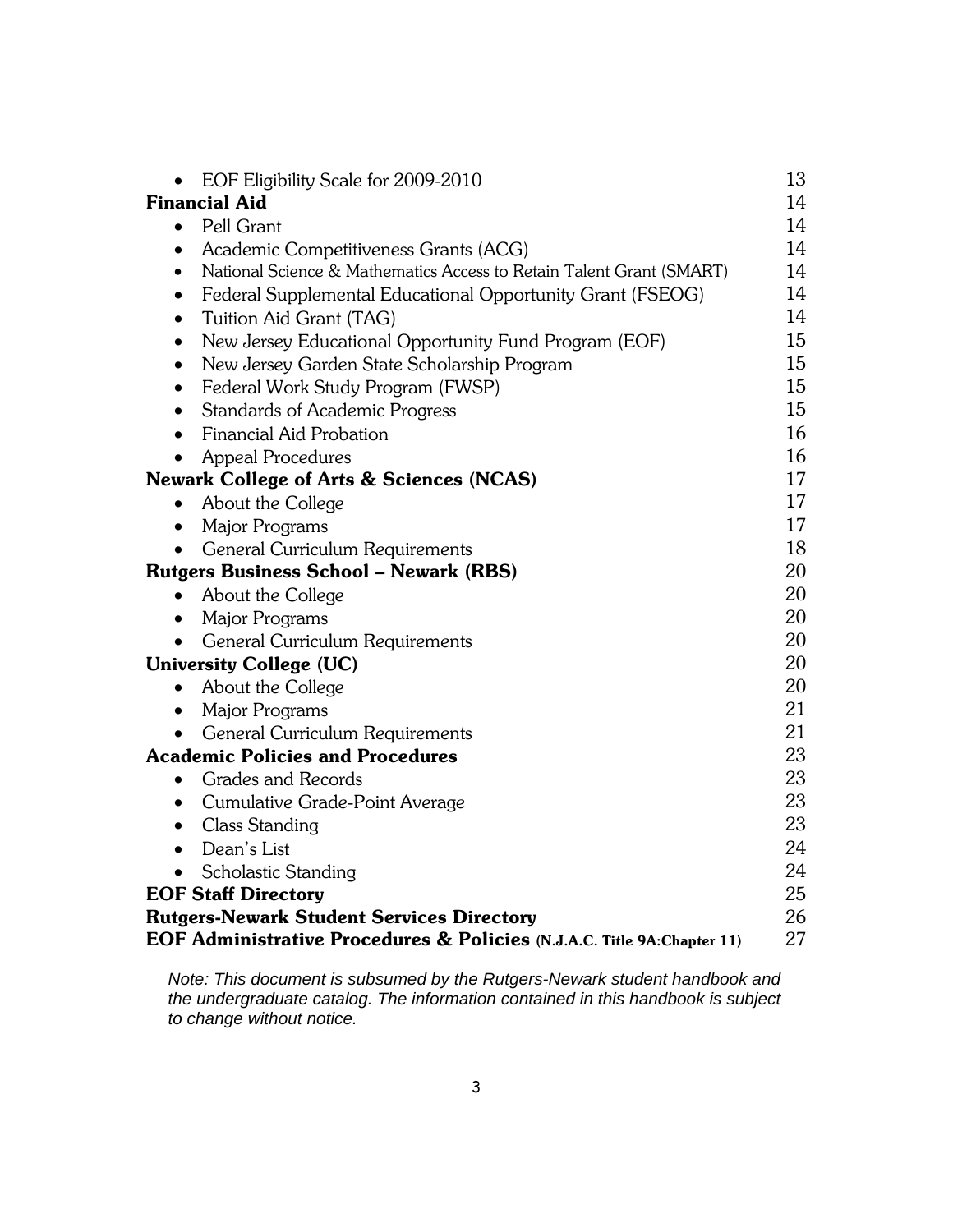- EOF Eligibility Scale for 2009-2010 13

**Financial Aid** 14

- Pell Grant 14
- Academic Competitiveness Grants (ACG) 14
- National Science & Mathematics Access to Retain Talent Grant (SMART) 14
- Federal Supplemental Educational Opportunity Grant (FSEOG) 14
- Tuition Aid Grant (TAG) 14
- New Jersey Educational Opportunity Fund Program (EOF) 15
- New Jersey Garden State Scholarship Program 15
- Federal Work Study Program (FWSP) 15
- Standards of Academic Progress 15
- Financial Aid Probation 16
- Appeal Procedures 16

**Newark College of Arts & Sciences (NCAS)** 17

- About the College 17
- Major Programs 17
- General Curriculum Requirements 18

**Rutgers Business School – Newark (RBS)** 20

- About the College 20
- Major Programs 20
- General Curriculum Requirements 20

**University College (UC)** 20

- About the College 20
- Major Programs 21
- General Curriculum Requirements 21

**Academic Policies and Procedures** 23

- Grades and Records 23
- Cumulative Grade-Point Average 23
- Class Standing 23
- Dean's List 24
- Scholastic Standing 24

**EOF Staff Directory** 25

**Rutgers-Newark Student Services Directory** 26

**EOF Administrative Procedures & Policies (N.J.A.C. Title 9A:Chapter 11)** 27

*Note: This document is subsumed by the Rutgers-Newark student handbook and the undergraduate catalog. The information contained in this handbook is subject to change without notice.*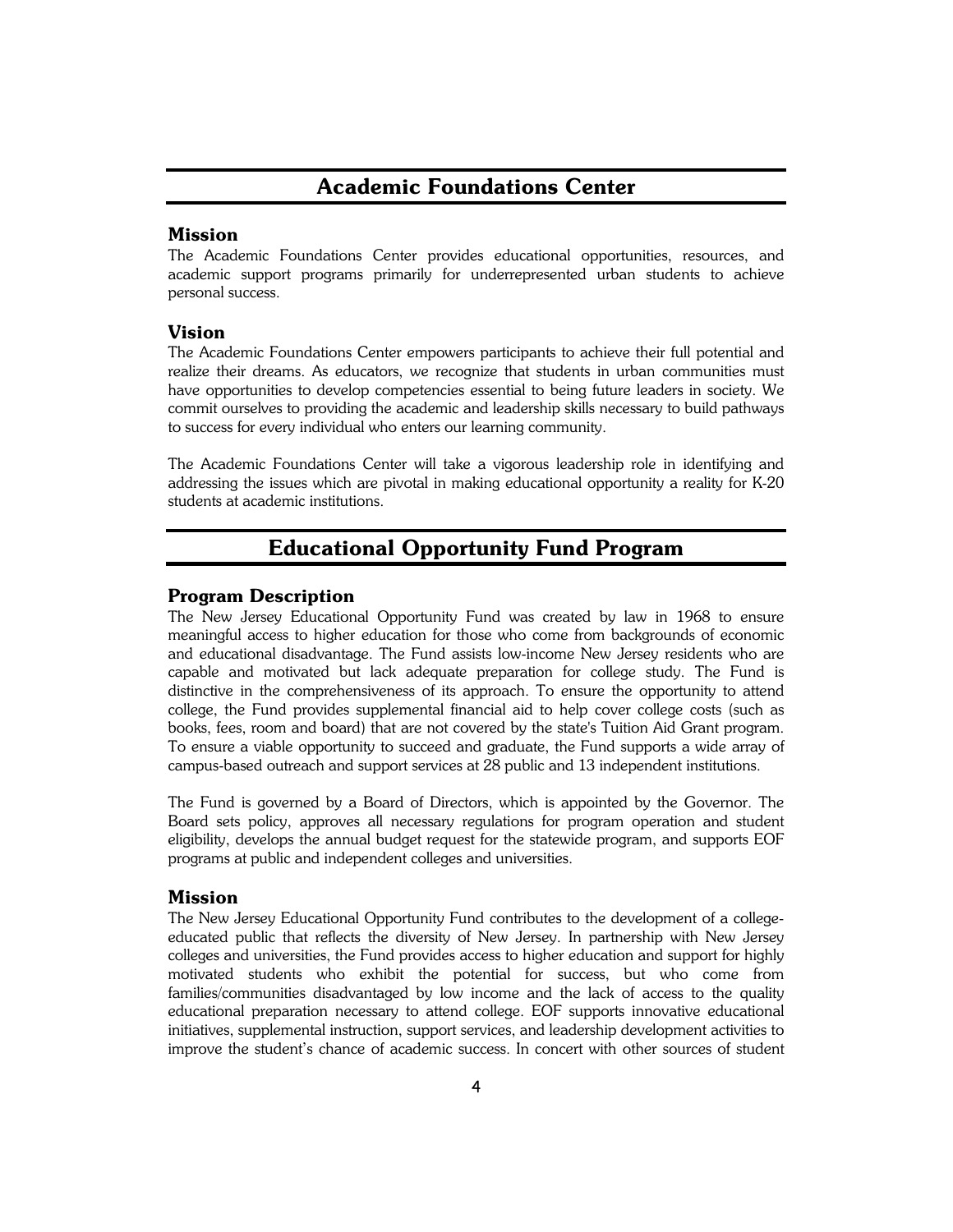## Academic Foundations Center

### Mission

The Academic Foundations Center provides educational opportunities, resources, and academic support programs primarily for underrepresented urban students to achieve personal success.

### Vision

The Academic Foundations Center empowers participants to achieve their full potential and realize their dreams. As educators, we recognize that students in urban communities must have opportunities to develop competencies essential to being future leaders in society. We commit ourselves to providing the academic and leadership skills necessary to build pathways to success for every individual who enters our learning community.

The Academic Foundations Center will take a vigorous leadership role in identifying and addressing the issues which are pivotal in making educational opportunity a reality for K-20 students at academic institutions.

## Educational Opportunity Fund Program

### Program Description

The New Jersey Educational Opportunity Fund was created by law in 1968 to ensure meaningful access to higher education for those who come from backgrounds of economic and educational disadvantage. The Fund assists low-income New Jersey residents who are capable and motivated but lack adequate preparation for college study. The Fund is distinctive in the comprehensiveness of its approach. To ensure the opportunity to attend college, the Fund provides supplemental financial aid to help cover college costs (such as books, fees, room and board) that are not covered by the state's Tuition Aid Grant program. To ensure a viable opportunity to succeed and graduate, the Fund supports a wide array of campus-based outreach and support services at 28 public and 13 independent institutions.

The Fund is governed by a Board of Directors, which is appointed by the Governor. The Board sets policy, approves all necessary regulations for program operation and student eligibility, develops the annual budget request for the statewide program, and supports EOF programs at public and independent colleges and universities.

### Mission

The New Jersey Educational Opportunity Fund contributes to the development of a college-educated public that reflects the diversity of New Jersey. In partnership with New Jersey colleges and universities, the Fund provides access to higher education and support for highly motivated students who exhibit the potential for success, but who come from families/communities disadvantaged by low income and the lack of access to the quality educational preparation necessary to attend college. EOF supports innovative educational initiatives, supplemental instruction, support services, and leadership development activities to improve the student's chance of academic success. In concert with other sources of student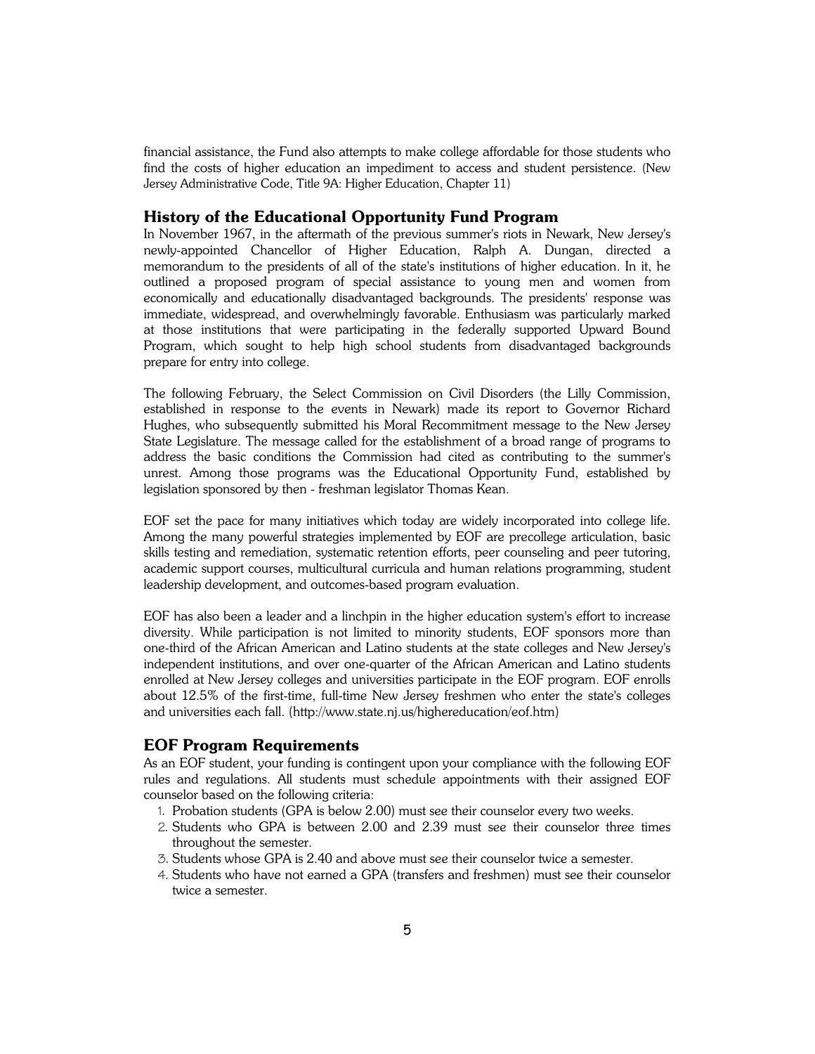financial assistance, the Fund also attempts to make college affordable for those students who find the costs of higher education an impediment to access and student persistence. (New Jersey Administrative Code, Title 9A: Higher Education, Chapter 11)

## History of the Educational Opportunity Fund Program

In November 1967, in the aftermath of the previous summer's riots in Newark, New Jersey's newly-appointed Chancellor of Higher Education, Ralph A. Dungan, directed a memorandum to the presidents of all of the state's institutions of higher education. In it, he outlined a proposed program of special assistance to young men and women from economically and educationally disadvantaged backgrounds. The presidents' response was immediate, widespread, and overwhelmingly favorable. Enthusiasm was particularly marked at those institutions that were participating in the federally supported Upward Bound Program, which sought to help high school students from disadvantaged backgrounds prepare for entry into college.

The following February, the Select Commission on Civil Disorders (the Lilly Commission, established in response to the events in Newark) made its report to Governor Richard Hughes, who subsequently submitted his Moral Recommitment message to the New Jersey State Legislature. The message called for the establishment of a broad range of programs to address the basic conditions the Commission had cited as contributing to the summer's unrest. Among those programs was the Educational Opportunity Fund, established by legislation sponsored by then - freshman legislator Thomas Kean.

EOF set the pace for many initiatives which today are widely incorporated into college life. Among the many powerful strategies implemented by EOF are precollege articulation, basic skills testing and remediation, systematic retention efforts, peer counseling and peer tutoring, academic support courses, multicultural curricula and human relations programming, student leadership development, and outcomes-based program evaluation.

EOF has also been a leader and a linchpin in the higher education system's effort to increase diversity. While participation is not limited to minority students, EOF sponsors more than one-third of the African American and Latino students at the state colleges and New Jersey's independent institutions, and over one-quarter of the African American and Latino students enrolled at New Jersey colleges and universities participate in the EOF program. EOF enrolls about 12.5% of the first-time, full-time New Jersey freshmen who enter the state's colleges and universities each fall. (http://www.state.nj.us/highereducation/eof.htm)

## EOF Program Requirements

As an EOF student, your funding is contingent upon your compliance with the following EOF rules and regulations. All students must schedule appointments with their assigned EOF counselor based on the following criteria:

1. Probation students (GPA is below 2.00) must see their counselor every two weeks.
2. Students who GPA is between 2.00 and 2.39 must see their counselor three times throughout the semester.
3. Students whose GPA is 2.40 and above must see their counselor twice a semester.
4. Students who have not earned a GPA (transfers and freshmen) must see their counselor twice a semester.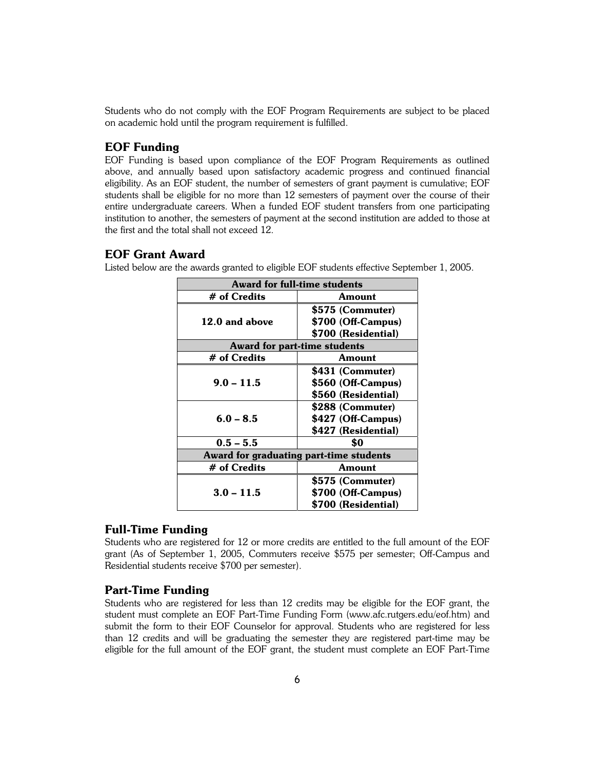Students who do not comply with the EOF Program Requirements are subject to be placed on academic hold until the program requirement is fulfilled.

## EOF Funding

EOF Funding is based upon compliance of the EOF Program Requirements as outlined above, and annually based upon satisfactory academic progress and continued financial eligibility. As an EOF student, the number of semesters of grant payment is cumulative; EOF students shall be eligible for no more than 12 semesters of payment over the course of their entire undergraduate careers. When a funded EOF student transfers from one participating institution to another, the semesters of payment at the second institution are added to those at the first and the total shall not exceed 12.

## EOF Grant Award

Listed below are the awards granted to eligible EOF students effective September 1, 2005.

| **Award for full-time students** | |
|---|---|
| **# of Credits** | **Amount** |
| **12.0 and above** | **$575 (Commuter)**<br>**$700 (Off-Campus)**<br>**$700 (Residential)** |
| **Award for part-time students** | |
| **# of Credits** | **Amount** |
| **9.0 – 11.5** | **$431 (Commuter)**<br>**$560 (Off-Campus)**<br>**$560 (Residential)** |
| **6.0 – 8.5** | **$288 (Commuter)**<br>**$427 (Off-Campus)**<br>**$427 (Residential)** |
| **0.5 – 5.5** | **$0** |
| **Award for graduating part-time students** | |
| **# of Credits** | **Amount** |
| **3.0 – 11.5** | **$575 (Commuter)**<br>**$700 (Off-Campus)**<br>**$700 (Residential)** |

## Full-Time Funding

Students who are registered for 12 or more credits are entitled to the full amount of the EOF grant (As of September 1, 2005, Commuters receive $575 per semester; Off-Campus and Residential students receive $700 per semester).

## Part-Time Funding

Students who are registered for less than 12 credits may be eligible for the EOF grant, the student must complete an EOF Part-Time Funding Form (www.afc.rutgers.edu/eof.htm) and submit the form to their EOF Counselor for approval. Students who are registered for less than 12 credits and will be graduating the semester they are registered part-time may be eligible for the full amount of the EOF grant, the student must complete an EOF Part-Time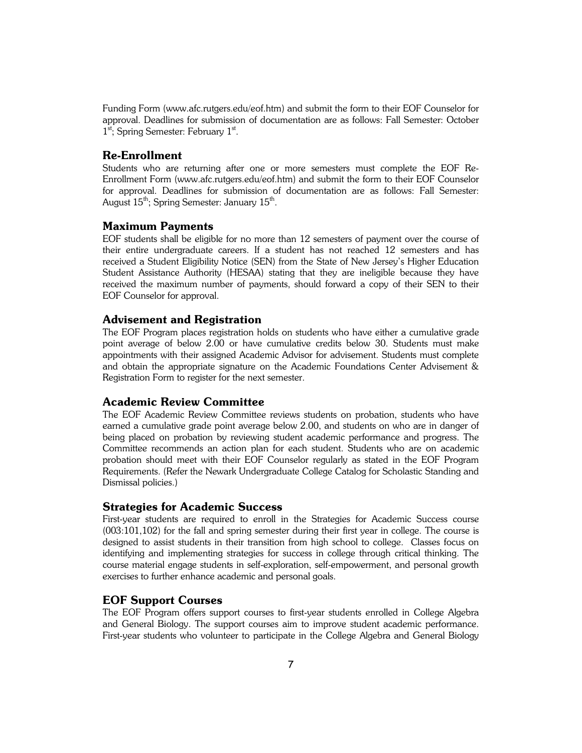Funding Form (www.afc.rutgers.edu/eof.htm) and submit the form to their EOF Counselor for approval. Deadlines for submission of documentation are as follows: Fall Semester: October 1st; Spring Semester: February 1st.

## Re-Enrollment

Students who are returning after one or more semesters must complete the EOF Re-Enrollment Form (www.afc.rutgers.edu/eof.htm) and submit the form to their EOF Counselor for approval. Deadlines for submission of documentation are as follows: Fall Semester: August 15th; Spring Semester: January 15th.

## Maximum Payments

EOF students shall be eligible for no more than 12 semesters of payment over the course of their entire undergraduate careers. If a student has not reached 12 semesters and has received a Student Eligibility Notice (SEN) from the State of New Jersey's Higher Education Student Assistance Authority (HESAA) stating that they are ineligible because they have received the maximum number of payments, should forward a copy of their SEN to their EOF Counselor for approval.

## Advisement and Registration

The EOF Program places registration holds on students who have either a cumulative grade point average of below 2.00 or have cumulative credits below 30. Students must make appointments with their assigned Academic Advisor for advisement. Students must complete and obtain the appropriate signature on the Academic Foundations Center Advisement & Registration Form to register for the next semester.

## Academic Review Committee

The EOF Academic Review Committee reviews students on probation, students who have earned a cumulative grade point average below 2.00, and students on who are in danger of being placed on probation by reviewing student academic performance and progress. The Committee recommends an action plan for each student. Students who are on academic probation should meet with their EOF Counselor regularly as stated in the EOF Program Requirements. (Refer the Newark Undergraduate College Catalog for Scholastic Standing and Dismissal policies.)

## Strategies for Academic Success

First-year students are required to enroll in the Strategies for Academic Success course (003:101,102) for the fall and spring semester during their first year in college. The course is designed to assist students in their transition from high school to college. Classes focus on identifying and implementing strategies for success in college through critical thinking. The course material engage students in self-exploration, self-empowerment, and personal growth exercises to further enhance academic and personal goals.

## EOF Support Courses

The EOF Program offers support courses to first-year students enrolled in College Algebra and General Biology. The support courses aim to improve student academic performance. First-year students who volunteer to participate in the College Algebra and General Biology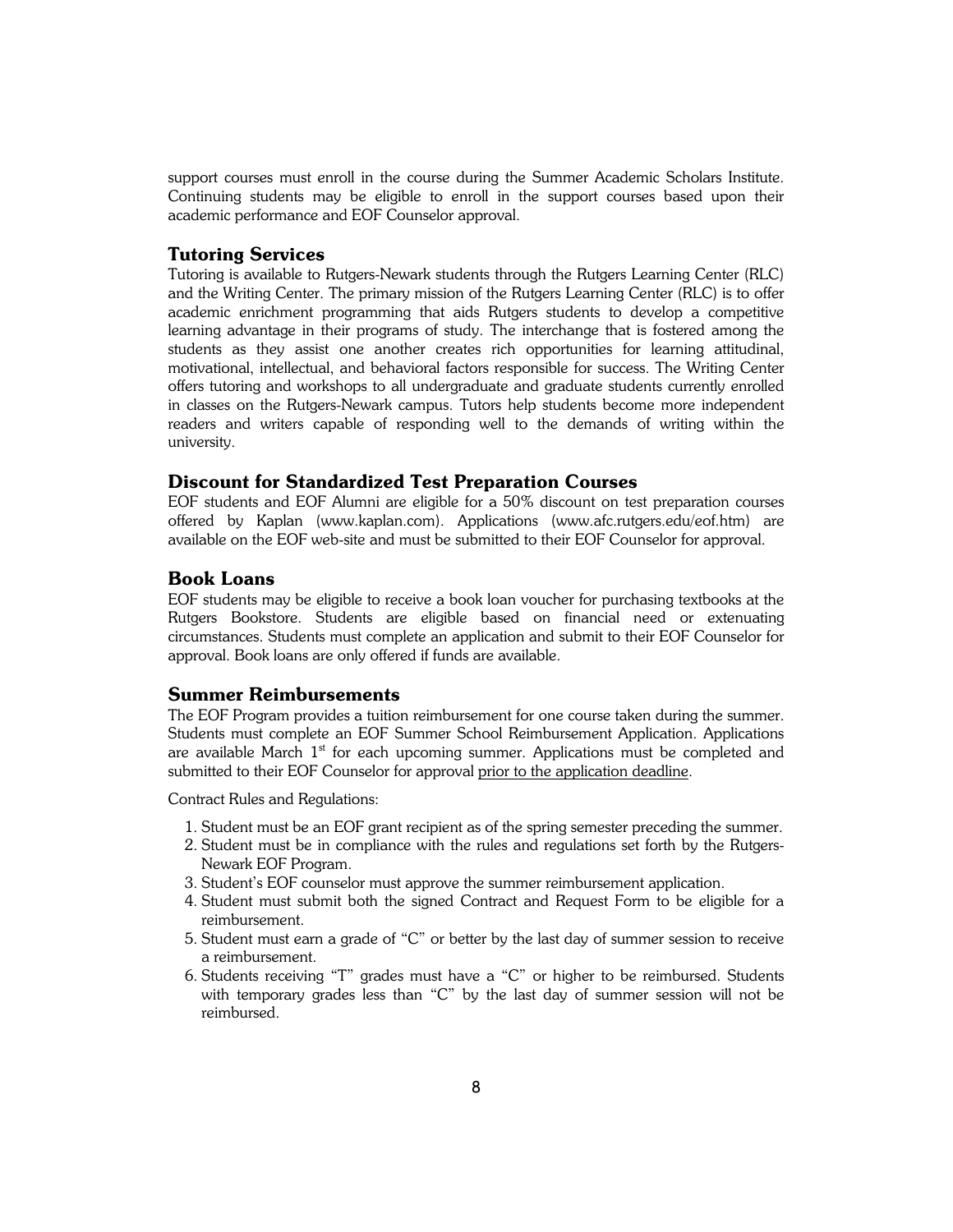support courses must enroll in the course during the Summer Academic Scholars Institute. Continuing students may be eligible to enroll in the support courses based upon their academic performance and EOF Counselor approval.

## Tutoring Services

Tutoring is available to Rutgers-Newark students through the Rutgers Learning Center (RLC) and the Writing Center. The primary mission of the Rutgers Learning Center (RLC) is to offer academic enrichment programming that aids Rutgers students to develop a competitive learning advantage in their programs of study. The interchange that is fostered among the students as they assist one another creates rich opportunities for learning attitudinal, motivational, intellectual, and behavioral factors responsible for success. The Writing Center offers tutoring and workshops to all undergraduate and graduate students currently enrolled in classes on the Rutgers-Newark campus. Tutors help students become more independent readers and writers capable of responding well to the demands of writing within the university.

## Discount for Standardized Test Preparation Courses

EOF students and EOF Alumni are eligible for a 50% discount on test preparation courses offered by Kaplan (www.kaplan.com). Applications (www.afc.rutgers.edu/eof.htm) are available on the EOF web-site and must be submitted to their EOF Counselor for approval.

## Book Loans

EOF students may be eligible to receive a book loan voucher for purchasing textbooks at the Rutgers Bookstore. Students are eligible based on financial need or extenuating circumstances. Students must complete an application and submit to their EOF Counselor for approval. Book loans are only offered if funds are available.

## Summer Reimbursements

The EOF Program provides a tuition reimbursement for one course taken during the summer. Students must complete an EOF Summer School Reimbursement Application. Applications are available March 1st for each upcoming summer. Applications must be completed and submitted to their EOF Counselor for approval prior to the application deadline.

Contract Rules and Regulations:

1. Student must be an EOF grant recipient as of the spring semester preceding the summer.
2. Student must be in compliance with the rules and regulations set forth by the Rutgers-Newark EOF Program.
3. Student's EOF counselor must approve the summer reimbursement application.
4. Student must submit both the signed Contract and Request Form to be eligible for a reimbursement.
5. Student must earn a grade of "C" or better by the last day of summer session to receive a reimbursement.
6. Students receiving "T" grades must have a "C" or higher to be reimbursed. Students with temporary grades less than "C" by the last day of summer session will not be reimbursed.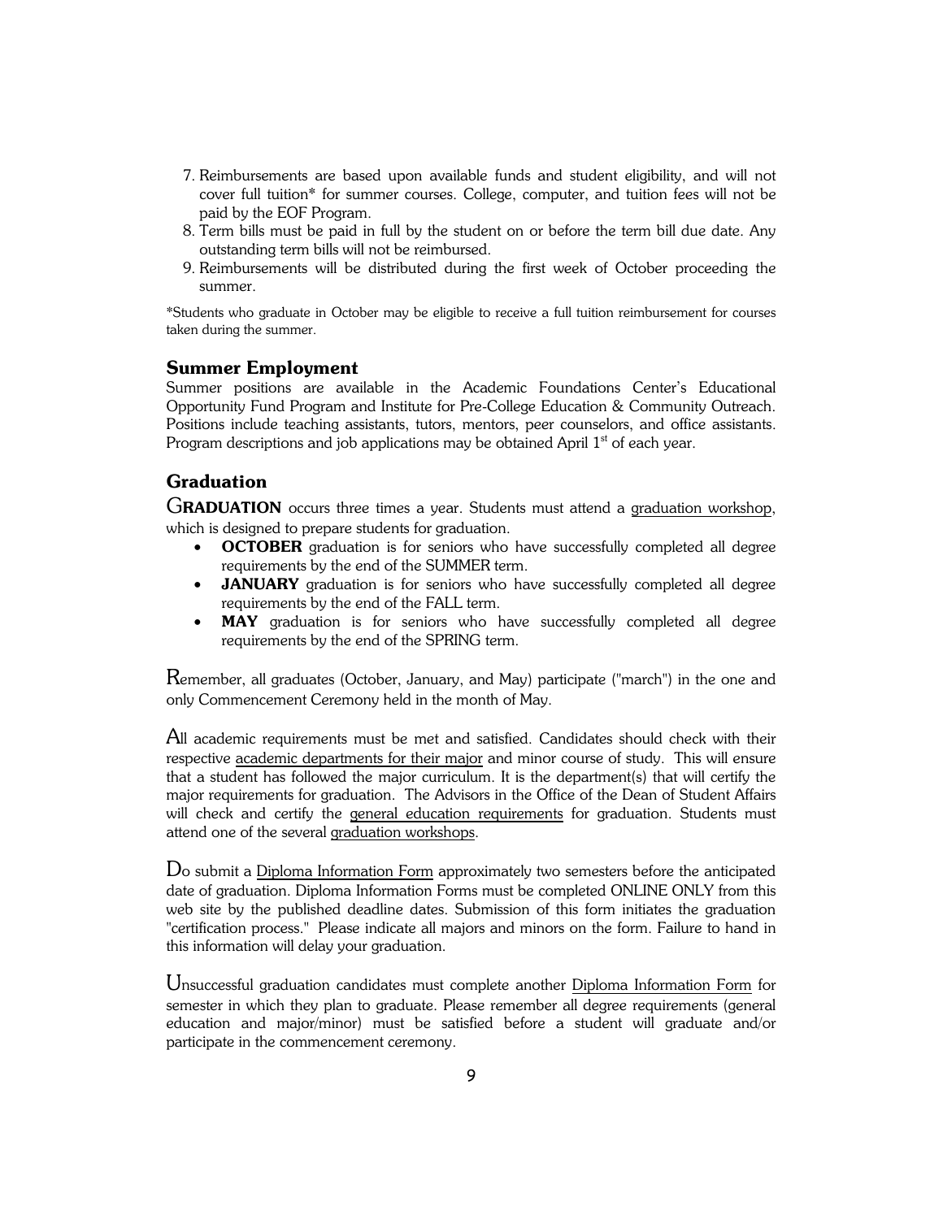7. Reimbursements are based upon available funds and student eligibility, and will not cover full tuition* for summer courses. College, computer, and tuition fees will not be paid by the EOF Program.
8. Term bills must be paid in full by the student on or before the term bill due date. Any outstanding term bills will not be reimbursed.
9. Reimbursements will be distributed during the first week of October proceeding the summer.

*Students who graduate in October may be eligible to receive a full tuition reimbursement for courses taken during the summer.

## Summer Employment

Summer positions are available in the Academic Foundations Center's Educational Opportunity Fund Program and Institute for Pre-College Education & Community Outreach. Positions include teaching assistants, tutors, mentors, peer counselors, and office assistants. Program descriptions and job applications may be obtained April 1st of each year.

## Graduation

**GRADUATION** occurs three times a year. Students must attend a graduation workshop, which is designed to prepare students for graduation.

- **OCTOBER** graduation is for seniors who have successfully completed all degree requirements by the end of the SUMMER term.
- **JANUARY** graduation is for seniors who have successfully completed all degree requirements by the end of the FALL term.
- **MAY** graduation is for seniors who have successfully completed all degree requirements by the end of the SPRING term.

Remember, all graduates (October, January, and May) participate ("march") in the one and only Commencement Ceremony held in the month of May.

All academic requirements must be met and satisfied. Candidates should check with their respective academic departments for their major and minor course of study. This will ensure that a student has followed the major curriculum. It is the department(s) that will certify the major requirements for graduation. The Advisors in the Office of the Dean of Student Affairs will check and certify the general education requirements for graduation. Students must attend one of the several graduation workshops.

Do submit a Diploma Information Form approximately two semesters before the anticipated date of graduation. Diploma Information Forms must be completed ONLINE ONLY from this web site by the published deadline dates. Submission of this form initiates the graduation "certification process." Please indicate all majors and minors on the form. Failure to hand in this information will delay your graduation.

Unsuccessful graduation candidates must complete another Diploma Information Form for semester in which they plan to graduate. Please remember all degree requirements (general education and major/minor) must be satisfied before a student will graduate and/or participate in the commencement ceremony.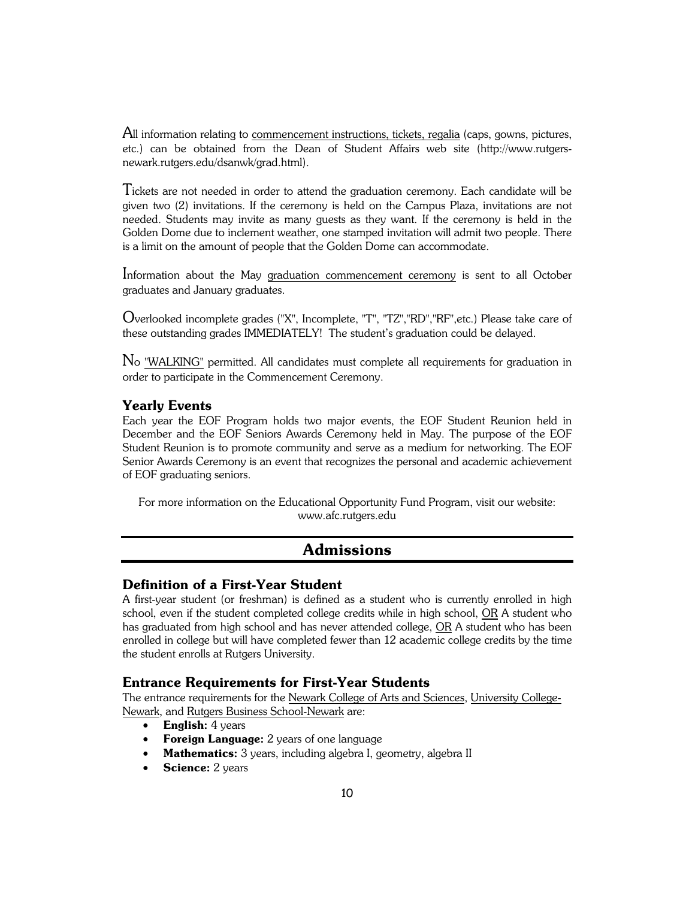All information relating to commencement instructions, tickets, regalia (caps, gowns, pictures, etc.) can be obtained from the Dean of Student Affairs web site (http://www.rutgers-newark.rutgers.edu/dsanwk/grad.html).

Tickets are not needed in order to attend the graduation ceremony. Each candidate will be given two (2) invitations. If the ceremony is held on the Campus Plaza, invitations are not needed. Students may invite as many guests as they want. If the ceremony is held in the Golden Dome due to inclement weather, one stamped invitation will admit two people. There is a limit on the amount of people that the Golden Dome can accommodate.

Information about the May graduation commencement ceremony is sent to all October graduates and January graduates.

Overlooked incomplete grades ("X", Incomplete, "T", "TZ","RD","RF",etc.) Please take care of these outstanding grades IMMEDIATELY! The student's graduation could be delayed.

No "WALKING" permitted. All candidates must complete all requirements for graduation in order to participate in the Commencement Ceremony.

### Yearly Events

Each year the EOF Program holds two major events, the EOF Student Reunion held in December and the EOF Seniors Awards Ceremony held in May. The purpose of the EOF Student Reunion is to promote community and serve as a medium for networking. The EOF Senior Awards Ceremony is an event that recognizes the personal and academic achievement of EOF graduating seniors.

For more information on the Educational Opportunity Fund Program, visit our website: www.afc.rutgers.edu

## Admissions

### Definition of a First-Year Student

A first-year student (or freshman) is defined as a student who is currently enrolled in high school, even if the student completed college credits while in high school, OR A student who has graduated from high school and has never attended college, OR A student who has been enrolled in college but will have completed fewer than 12 academic college credits by the time the student enrolls at Rutgers University.

### Entrance Requirements for First-Year Students

The entrance requirements for the Newark College of Arts and Sciences, University College-Newark, and Rutgers Business School-Newark are:

- **English:** 4 years
- **Foreign Language:** 2 years of one language
- **Mathematics:** 3 years, including algebra I, geometry, algebra II
- **Science:** 2 years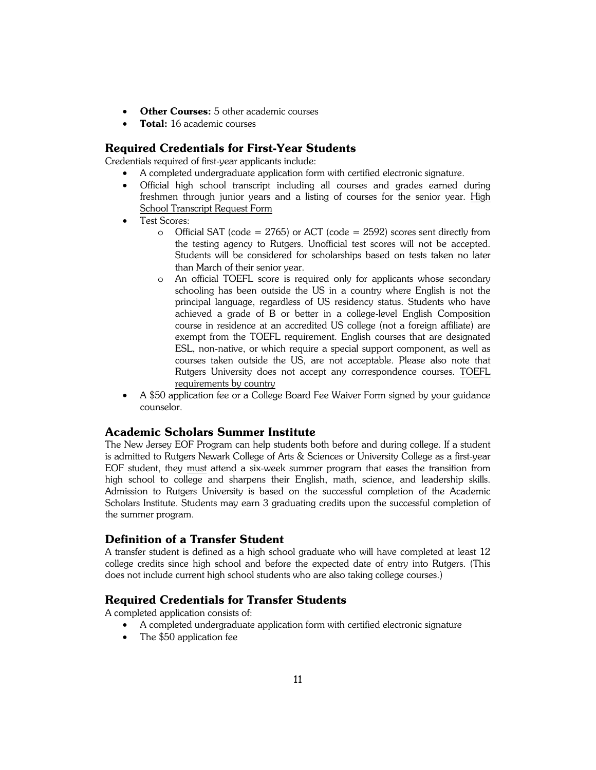- **Other Courses:** 5 other academic courses
- **Total:** 16 academic courses

## Required Credentials for First-Year Students

Credentials required of first-year applicants include:

- A completed undergraduate application form with certified electronic signature.
- Official high school transcript including all courses and grades earned during freshmen through junior years and a listing of courses for the senior year. High School Transcript Request Form
- Test Scores:
    - Official SAT (code = 2765) or ACT (code = 2592) scores sent directly from the testing agency to Rutgers. Unofficial test scores will not be accepted. Students will be considered for scholarships based on tests taken no later than March of their senior year.
    - An official TOEFL score is required only for applicants whose secondary schooling has been outside the US in a country where English is not the principal language, regardless of US residency status. Students who have achieved a grade of B or better in a college-level English Composition course in residence at an accredited US college (not a foreign affiliate) are exempt from the TOEFL requirement. English courses that are designated ESL, non-native, or which require a special support component, as well as courses taken outside the US, are not acceptable. Please also note that Rutgers University does not accept any correspondence courses. TOEFL requirements by country
- A $50 application fee or a College Board Fee Waiver Form signed by your guidance counselor.

## Academic Scholars Summer Institute

The New Jersey EOF Program can help students both before and during college. If a student is admitted to Rutgers Newark College of Arts & Sciences or University College as a first-year EOF student, they must attend a six-week summer program that eases the transition from high school to college and sharpens their English, math, science, and leadership skills. Admission to Rutgers University is based on the successful completion of the Academic Scholars Institute. Students may earn 3 graduating credits upon the successful completion of the summer program.

## Definition of a Transfer Student

A transfer student is defined as a high school graduate who will have completed at least 12 college credits since high school and before the expected date of entry into Rutgers. (This does not include current high school students who are also taking college courses.)

## Required Credentials for Transfer Students

A completed application consists of:

- A completed undergraduate application form with certified electronic signature
- The $50 application fee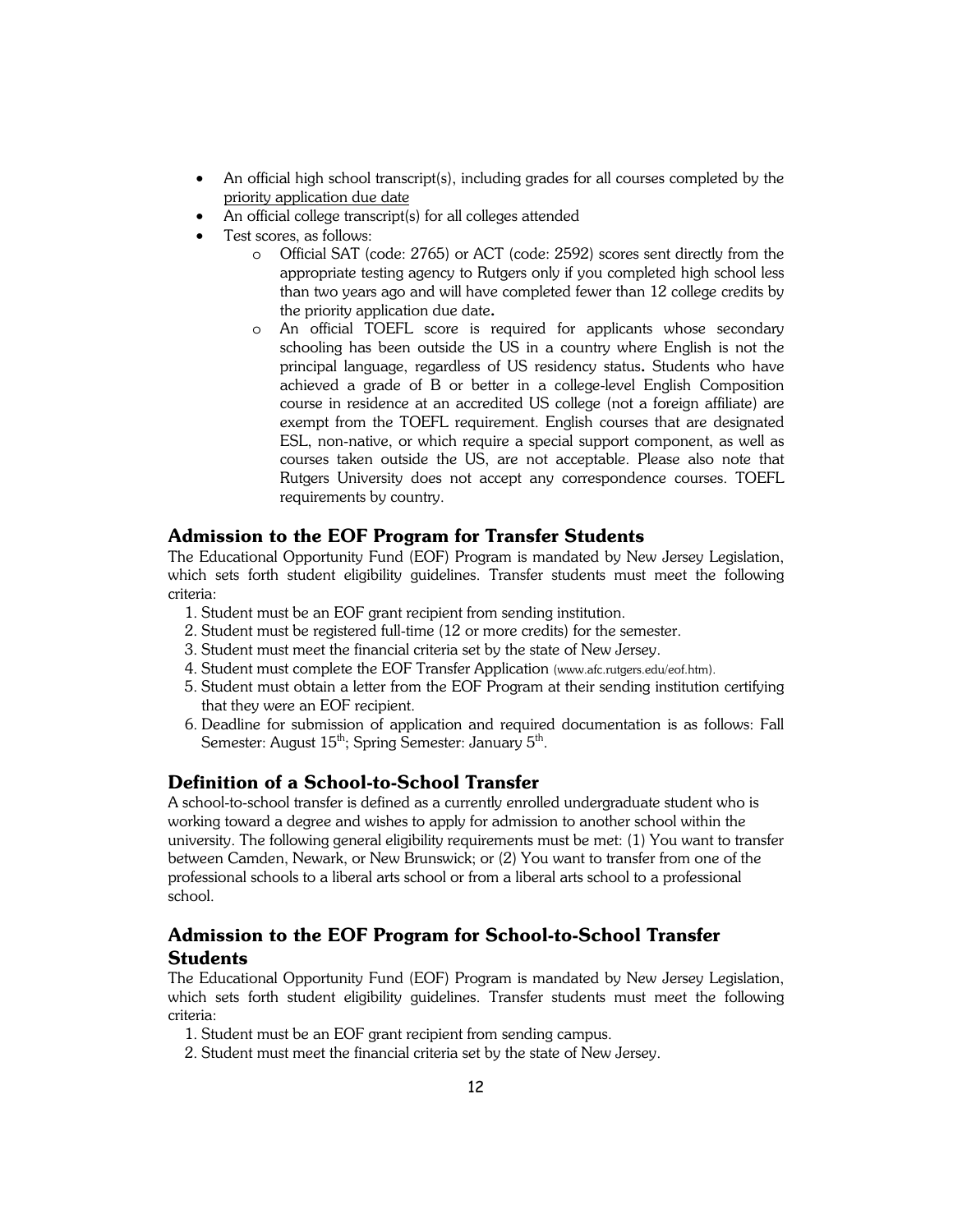- An official high school transcript(s), including grades for all courses completed by the priority application due date
- An official college transcript(s) for all colleges attended
- Test scores, as follows:
    - Official SAT (code: 2765) or ACT (code: 2592) scores sent directly from the appropriate testing agency to Rutgers only if you completed high school less than two years ago and will have completed fewer than 12 college credits by the priority application due date**.**
    - An official TOEFL score is required for applicants whose secondary schooling has been outside the US in a country where English is not the principal language, regardless of US residency status**.** Students who have achieved a grade of B or better in a college-level English Composition course in residence at an accredited US college (not a foreign affiliate) are exempt from the TOEFL requirement. English courses that are designated ESL, non-native, or which require a special support component, as well as courses taken outside the US, are not acceptable. Please also note that Rutgers University does not accept any correspondence courses. TOEFL requirements by country.

## Admission to the EOF Program for Transfer Students

The Educational Opportunity Fund (EOF) Program is mandated by New Jersey Legislation, which sets forth student eligibility guidelines. Transfer students must meet the following criteria:

1. Student must be an EOF grant recipient from sending institution.
2. Student must be registered full-time (12 or more credits) for the semester.
3. Student must meet the financial criteria set by the state of New Jersey.
4. Student must complete the EOF Transfer Application (www.afc.rutgers.edu/eof.htm).
5. Student must obtain a letter from the EOF Program at their sending institution certifying that they were an EOF recipient.
6. Deadline for submission of application and required documentation is as follows: Fall Semester: August 15th; Spring Semester: January 5th.

## Definition of a School-to-School Transfer

A school-to-school transfer is defined as a currently enrolled undergraduate student who is working toward a degree and wishes to apply for admission to another school within the university. The following general eligibility requirements must be met: (1) You want to transfer between Camden, Newark, or New Brunswick; or (2) You want to transfer from one of the professional schools to a liberal arts school or from a liberal arts school to a professional school.

## Admission to the EOF Program for School-to-School Transfer Students

The Educational Opportunity Fund (EOF) Program is mandated by New Jersey Legislation, which sets forth student eligibility guidelines. Transfer students must meet the following criteria:

1. Student must be an EOF grant recipient from sending campus.
2. Student must meet the financial criteria set by the state of New Jersey.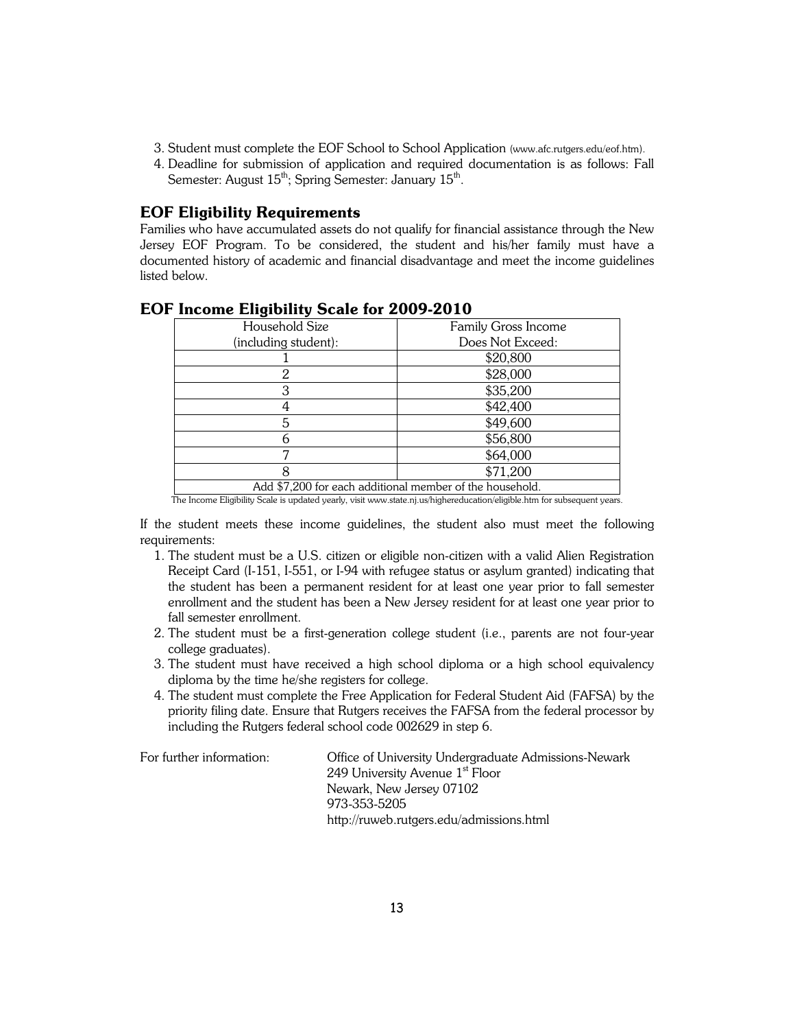3. Student must complete the EOF School to School Application (www.afc.rutgers.edu/eof.htm).
4. Deadline for submission of application and required documentation is as follows: Fall Semester: August 15th; Spring Semester: January 15th.

## EOF Eligibility Requirements

Families who have accumulated assets do not qualify for financial assistance through the New Jersey EOF Program. To be considered, the student and his/her family must have a documented history of academic and financial disadvantage and meet the income guidelines listed below.

## EOF Income Eligibility Scale for 2009-2010

| Household Size (including student): | Family Gross Income Does Not Exceed: |
|---|---|
| 1 | $20,800 |
| 2 | $28,000 |
| 3 | $35,200 |
| 4 | $42,400 |
| 5 | $49,600 |
| 6 | $56,800 |
| 7 | $64,000 |
| 8 | $71,200 |
| Add $7,200 for each additional member of the household. | |

The Income Eligibility Scale is updated yearly, visit www.state.nj.us/highereducation/eligible.htm for subsequent years.

If the student meets these income guidelines, the student also must meet the following requirements:

1. The student must be a U.S. citizen or eligible non-citizen with a valid Alien Registration Receipt Card (I-151, I-551, or I-94 with refugee status or asylum granted) indicating that the student has been a permanent resident for at least one year prior to fall semester enrollment and the student has been a New Jersey resident for at least one year prior to fall semester enrollment.
2. The student must be a first-generation college student (i.e., parents are not four-year college graduates).
3. The student must have received a high school diploma or a high school equivalency diploma by the time he/she registers for college.
4. The student must complete the Free Application for Federal Student Aid (FAFSA) by the priority filing date. Ensure that Rutgers receives the FAFSA from the federal processor by including the Rutgers federal school code 002629 in step 6.

For further information:

Office of University Undergraduate Admissions-Newark
249 University Avenue 1st Floor
Newark, New Jersey 07102
973-353-5205
http://ruweb.rutgers.edu/admissions.html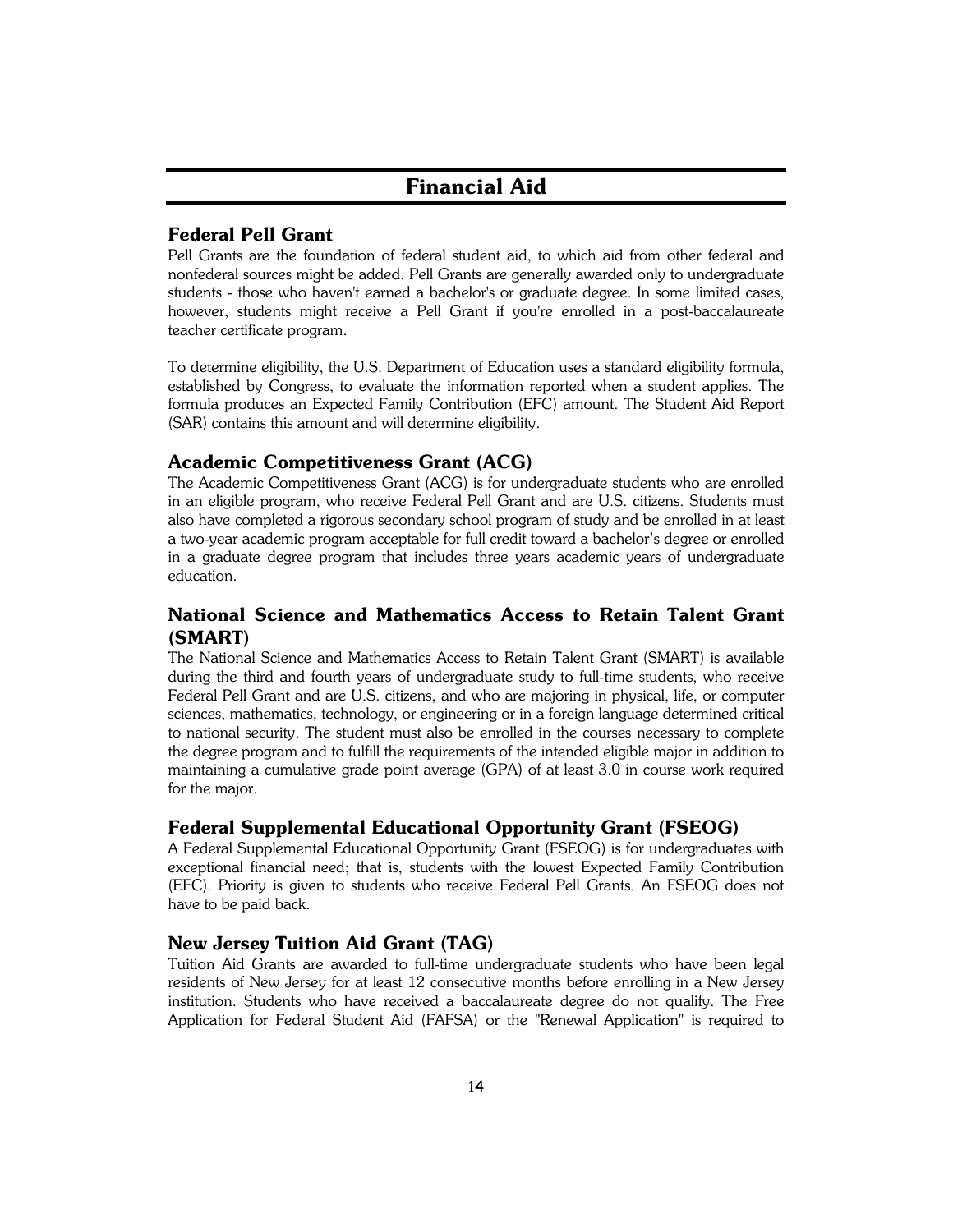# Financial Aid

## Federal Pell Grant

Pell Grants are the foundation of federal student aid, to which aid from other federal and nonfederal sources might be added. Pell Grants are generally awarded only to undergraduate students - those who haven't earned a bachelor's or graduate degree. In some limited cases, however, students might receive a Pell Grant if you're enrolled in a post-baccalaureate teacher certificate program.

To determine eligibility, the U.S. Department of Education uses a standard eligibility formula, established by Congress, to evaluate the information reported when a student applies. The formula produces an Expected Family Contribution (EFC) amount. The Student Aid Report (SAR) contains this amount and will determine eligibility.

## Academic Competitiveness Grant (ACG)

The Academic Competitiveness Grant (ACG) is for undergraduate students who are enrolled in an eligible program, who receive Federal Pell Grant and are U.S. citizens. Students must also have completed a rigorous secondary school program of study and be enrolled in at least a two-year academic program acceptable for full credit toward a bachelor's degree or enrolled in a graduate degree program that includes three years academic years of undergraduate education.

## National Science and Mathematics Access to Retain Talent Grant (SMART)

The National Science and Mathematics Access to Retain Talent Grant (SMART) is available during the third and fourth years of undergraduate study to full-time students, who receive Federal Pell Grant and are U.S. citizens, and who are majoring in physical, life, or computer sciences, mathematics, technology, or engineering or in a foreign language determined critical to national security. The student must also be enrolled in the courses necessary to complete the degree program and to fulfill the requirements of the intended eligible major in addition to maintaining a cumulative grade point average (GPA) of at least 3.0 in course work required for the major.

## Federal Supplemental Educational Opportunity Grant (FSEOG)

A Federal Supplemental Educational Opportunity Grant (FSEOG) is for undergraduates with exceptional financial need; that is, students with the lowest Expected Family Contribution (EFC). Priority is given to students who receive Federal Pell Grants. An FSEOG does not have to be paid back.

## New Jersey Tuition Aid Grant (TAG)

Tuition Aid Grants are awarded to full-time undergraduate students who have been legal residents of New Jersey for at least 12 consecutive months before enrolling in a New Jersey institution. Students who have received a baccalaureate degree do not qualify. The Free Application for Federal Student Aid (FAFSA) or the "Renewal Application" is required to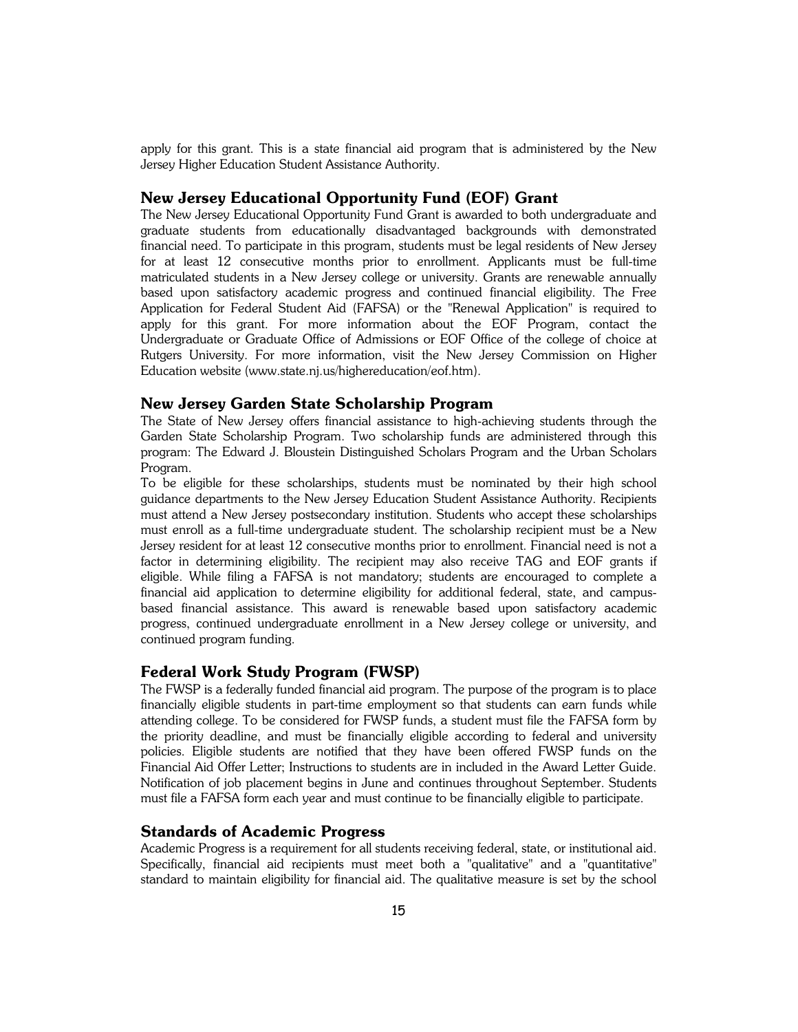apply for this grant. This is a state financial aid program that is administered by the New Jersey Higher Education Student Assistance Authority.

## New Jersey Educational Opportunity Fund (EOF) Grant

The New Jersey Educational Opportunity Fund Grant is awarded to both undergraduate and graduate students from educationally disadvantaged backgrounds with demonstrated financial need. To participate in this program, students must be legal residents of New Jersey for at least 12 consecutive months prior to enrollment. Applicants must be full-time matriculated students in a New Jersey college or university. Grants are renewable annually based upon satisfactory academic progress and continued financial eligibility. The Free Application for Federal Student Aid (FAFSA) or the "Renewal Application" is required to apply for this grant. For more information about the EOF Program, contact the Undergraduate or Graduate Office of Admissions or EOF Office of the college of choice at Rutgers University. For more information, visit the New Jersey Commission on Higher Education website (www.state.nj.us/highereducation/eof.htm).

## New Jersey Garden State Scholarship Program

The State of New Jersey offers financial assistance to high-achieving students through the Garden State Scholarship Program. Two scholarship funds are administered through this program: The Edward J. Bloustein Distinguished Scholars Program and the Urban Scholars Program.

To be eligible for these scholarships, students must be nominated by their high school guidance departments to the New Jersey Education Student Assistance Authority. Recipients must attend a New Jersey postsecondary institution. Students who accept these scholarships must enroll as a full-time undergraduate student. The scholarship recipient must be a New Jersey resident for at least 12 consecutive months prior to enrollment. Financial need is not a factor in determining eligibility. The recipient may also receive TAG and EOF grants if eligible. While filing a FAFSA is not mandatory; students are encouraged to complete a financial aid application to determine eligibility for additional federal, state, and campus-based financial assistance. This award is renewable based upon satisfactory academic progress, continued undergraduate enrollment in a New Jersey college or university, and continued program funding.

## Federal Work Study Program (FWSP)

The FWSP is a federally funded financial aid program. The purpose of the program is to place financially eligible students in part-time employment so that students can earn funds while attending college. To be considered for FWSP funds, a student must file the FAFSA form by the priority deadline, and must be financially eligible according to federal and university policies. Eligible students are notified that they have been offered FWSP funds on the Financial Aid Offer Letter; Instructions to students are in included in the Award Letter Guide. Notification of job placement begins in June and continues throughout September. Students must file a FAFSA form each year and must continue to be financially eligible to participate.

## Standards of Academic Progress

Academic Progress is a requirement for all students receiving federal, state, or institutional aid. Specifically, financial aid recipients must meet both a "qualitative" and a "quantitative" standard to maintain eligibility for financial aid. The qualitative measure is set by the school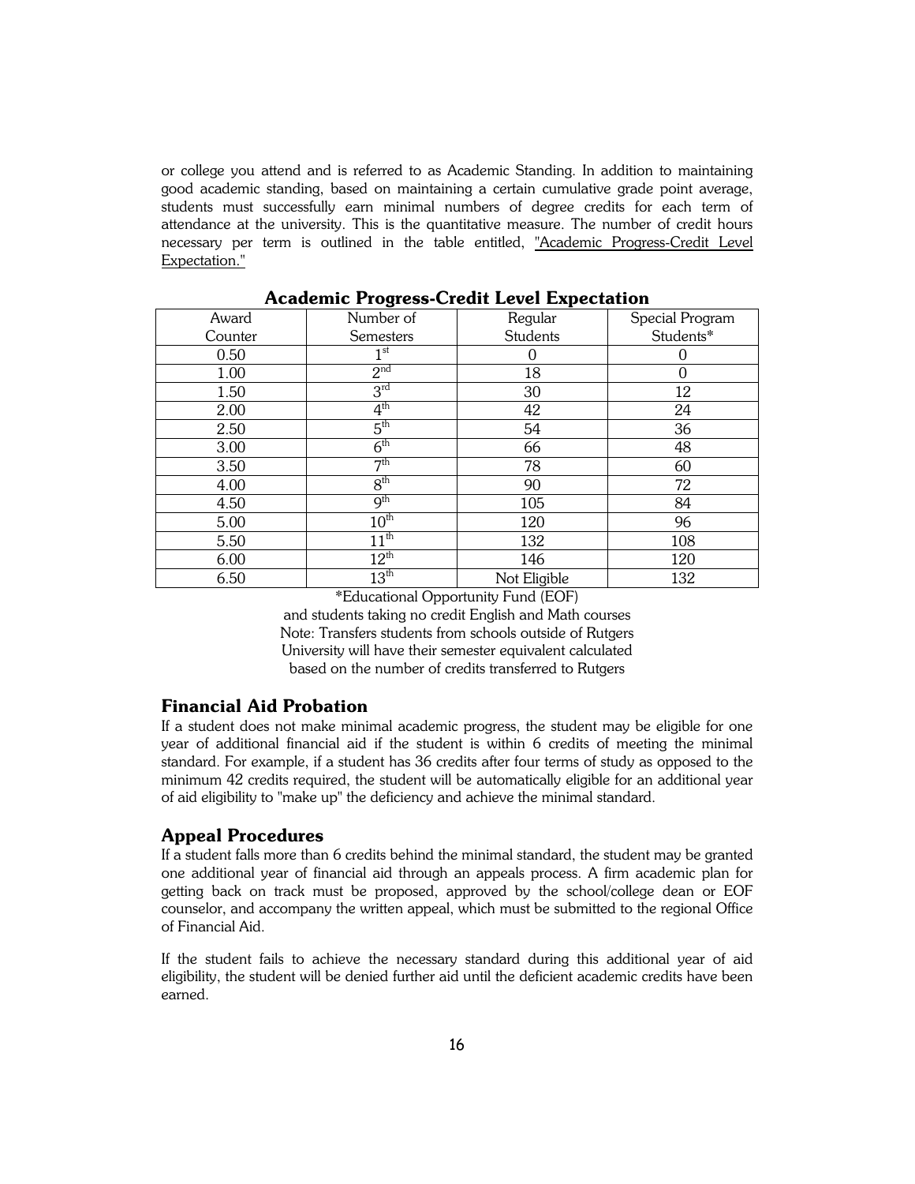or college you attend and is referred to as Academic Standing. In addition to maintaining good academic standing, based on maintaining a certain cumulative grade point average, students must successfully earn minimal numbers of degree credits for each term of attendance at the university. This is the quantitative measure. The number of credit hours necessary per term is outlined in the table entitled, "Academic Progress-Credit Level Expectation."

### Academic Progress-Credit Level Expectation

| Award Counter | Number of Semesters | Regular Students | Special Program Students* |
|---|---|---|---|
| 0.50 | 1st | 0 | 0 |
| 1.00 | 2nd | 18 | 0 |
| 1.50 | 3rd | 30 | 12 |
| 2.00 | 4th | 42 | 24 |
| 2.50 | 5th | 54 | 36 |
| 3.00 | 6th | 66 | 48 |
| 3.50 | 7th | 78 | 60 |
| 4.00 | 8th | 90 | 72 |
| 4.50 | 9th | 105 | 84 |
| 5.00 | 10th | 120 | 96 |
| 5.50 | 11th | 132 | 108 |
| 6.00 | 12th | 146 | 120 |
| 6.50 | 13th | Not Eligible | 132 |

*Educational Opportunity Fund (EOF) and students taking no credit English and Math courses

Note: Transfers students from schools outside of Rutgers University will have their semester equivalent calculated based on the number of credits transferred to Rutgers

## Financial Aid Probation

If a student does not make minimal academic progress, the student may be eligible for one year of additional financial aid if the student is within 6 credits of meeting the minimal standard. For example, if a student has 36 credits after four terms of study as opposed to the minimum 42 credits required, the student will be automatically eligible for an additional year of aid eligibility to "make up" the deficiency and achieve the minimal standard.

## Appeal Procedures

If a student falls more than 6 credits behind the minimal standard, the student may be granted one additional year of financial aid through an appeals process. A firm academic plan for getting back on track must be proposed, approved by the school/college dean or EOF counselor, and accompany the written appeal, which must be submitted to the regional Office of Financial Aid.

If the student fails to achieve the necessary standard during this additional year of aid eligibility, the student will be denied further aid until the deficient academic credits have been earned.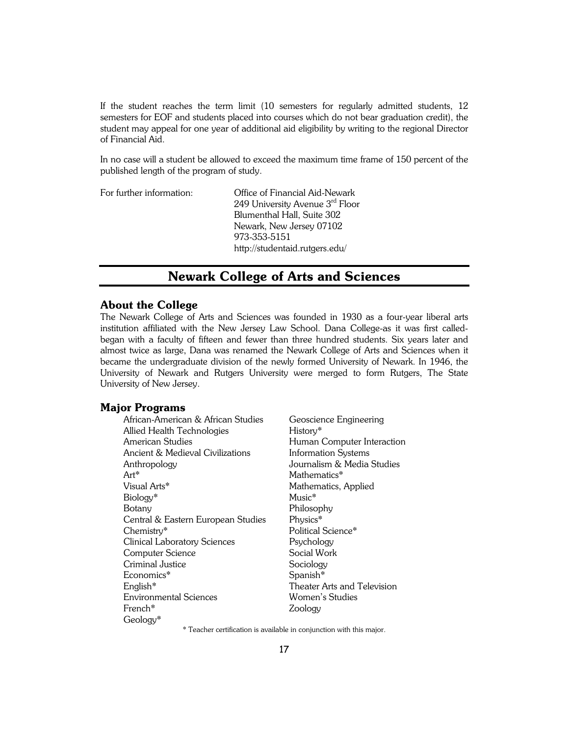If the student reaches the term limit (10 semesters for regularly admitted students, 12 semesters for EOF and students placed into courses which do not bear graduation credit), the student may appeal for one year of additional aid eligibility by writing to the regional Director of Financial Aid.

In no case will a student be allowed to exceed the maximum time frame of 150 percent of the published length of the program of study.

For further information:

Office of Financial Aid-Newark
249 University Avenue 3rd Floor
Blumenthal Hall, Suite 302
Newark, New Jersey 07102
973-353-5151
http://studentaid.rutgers.edu/

## Newark College of Arts and Sciences

### About the College

The Newark College of Arts and Sciences was founded in 1930 as a four-year liberal arts institution affiliated with the New Jersey Law School. Dana College-as it was first called-began with a faculty of fifteen and fewer than three hundred students. Six years later and almost twice as large, Dana was renamed the Newark College of Arts and Sciences when it became the undergraduate division of the newly formed University of Newark. In 1946, the University of Newark and Rutgers University were merged to form Rutgers, The State University of New Jersey.

### Major Programs

- African-American & African Studies
- Allied Health Technologies
- American Studies
- Ancient & Medieval Civilizations
- Anthropology
- Art*
- Visual Arts*
- Biology*
- Botany
- Central & Eastern European Studies
- Chemistry*
- Clinical Laboratory Sciences
- Computer Science
- Criminal Justice
- Economics*
- English*
- Environmental Sciences
- French*
- Geology*
- Geoscience Engineering
- History*
- Human Computer Interaction
- Information Systems
- Journalism & Media Studies
- Mathematics*
- Mathematics, Applied
- Music*
- Philosophy
- Physics*
- Political Science*
- Psychology
- Social Work
- Sociology
- Spanish*
- Theater Arts and Television
- Women's Studies
- Zoology

\* Teacher certification is available in conjunction with this major.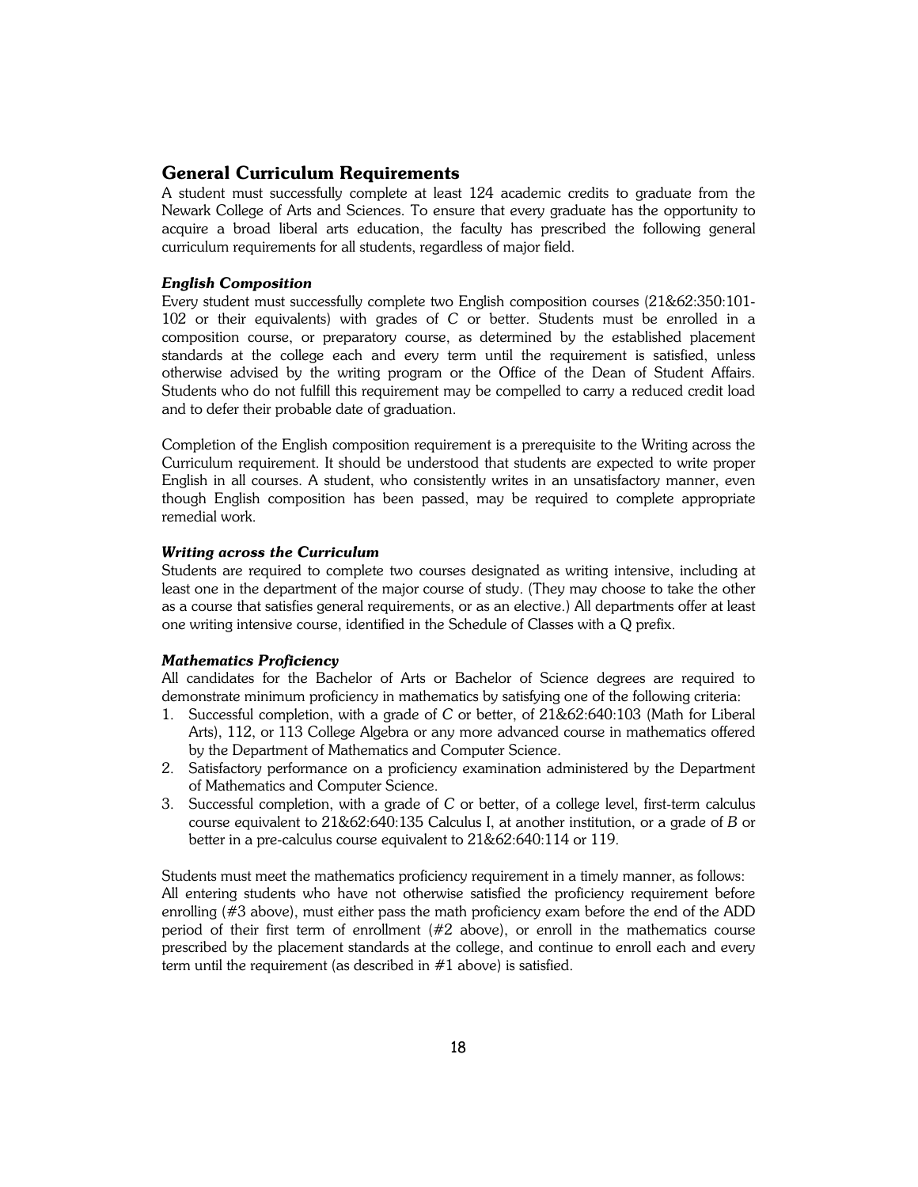## General Curriculum Requirements

A student must successfully complete at least 124 academic credits to graduate from the Newark College of Arts and Sciences. To ensure that every graduate has the opportunity to acquire a broad liberal arts education, the faculty has prescribed the following general curriculum requirements for all students, regardless of major field.

### *English Composition*

Every student must successfully complete two English composition courses (21&62:350:101-102 or their equivalents) with grades of *C* or better. Students must be enrolled in a composition course, or preparatory course, as determined by the established placement standards at the college each and every term until the requirement is satisfied, unless otherwise advised by the writing program or the Office of the Dean of Student Affairs. Students who do not fulfill this requirement may be compelled to carry a reduced credit load and to defer their probable date of graduation.

Completion of the English composition requirement is a prerequisite to the Writing across the Curriculum requirement. It should be understood that students are expected to write proper English in all courses. A student, who consistently writes in an unsatisfactory manner, even though English composition has been passed, may be required to complete appropriate remedial work.

### *Writing across the Curriculum*

Students are required to complete two courses designated as writing intensive, including at least one in the department of the major course of study. (They may choose to take the other as a course that satisfies general requirements, or as an elective.) All departments offer at least one writing intensive course, identified in the Schedule of Classes with a Q prefix.

### *Mathematics Proficiency*

All candidates for the Bachelor of Arts or Bachelor of Science degrees are required to demonstrate minimum proficiency in mathematics by satisfying one of the following criteria:

1. Successful completion, with a grade of *C* or better, of 21&62:640:103 (Math for Liberal Arts), 112, or 113 College Algebra or any more advanced course in mathematics offered by the Department of Mathematics and Computer Science.
2. Satisfactory performance on a proficiency examination administered by the Department of Mathematics and Computer Science.
3. Successful completion, with a grade of *C* or better, of a college level, first-term calculus course equivalent to 21&62:640:135 Calculus I, at another institution, or a grade of *B* or better in a pre-calculus course equivalent to 21&62:640:114 or 119.

Students must meet the mathematics proficiency requirement in a timely manner, as follows: All entering students who have not otherwise satisfied the proficiency requirement before enrolling (#3 above), must either pass the math proficiency exam before the end of the ADD period of their first term of enrollment (#2 above), or enroll in the mathematics course prescribed by the placement standards at the college, and continue to enroll each and every term until the requirement (as described in #1 above) is satisfied.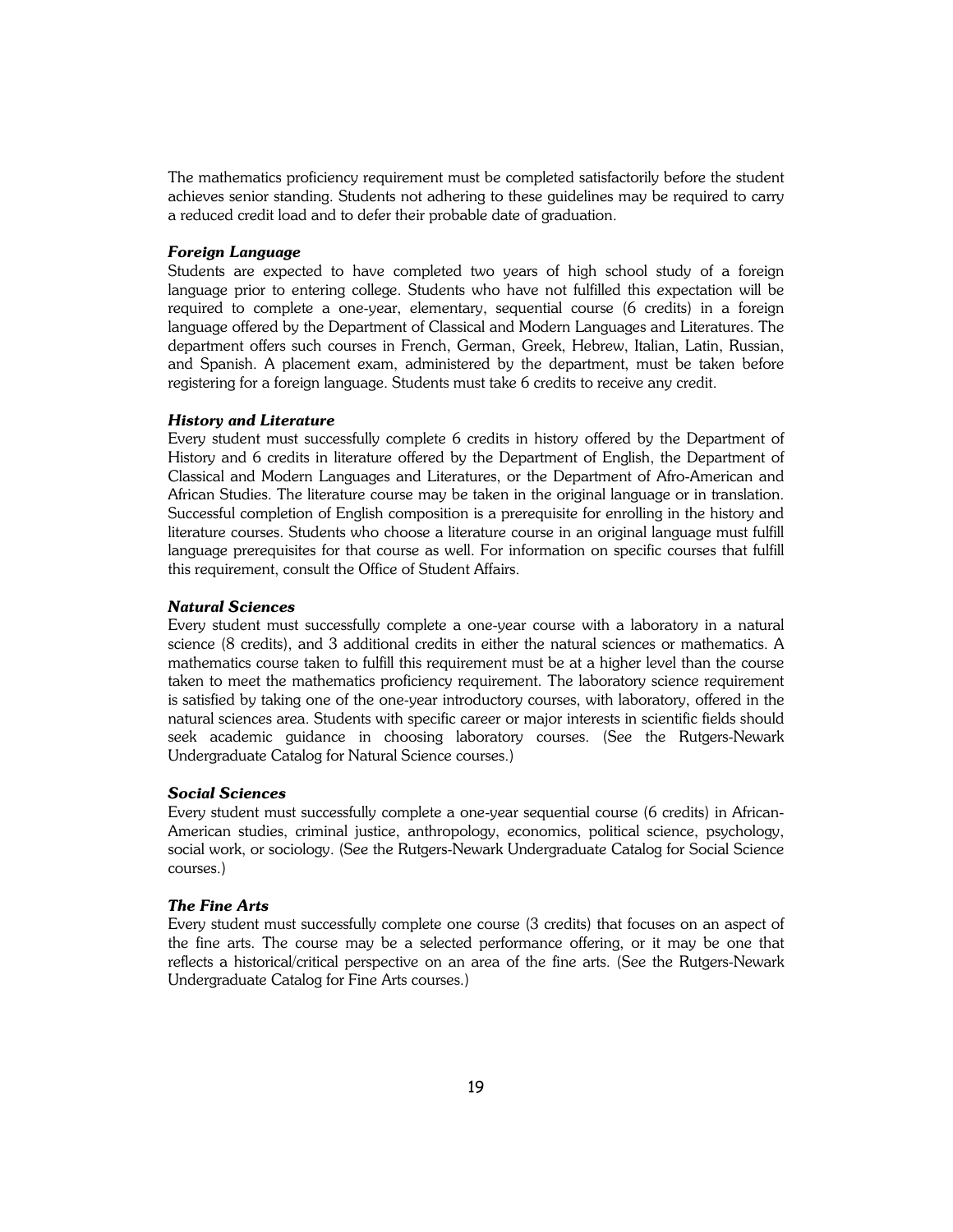The mathematics proficiency requirement must be completed satisfactorily before the student achieves senior standing. Students not adhering to these guidelines may be required to carry a reduced credit load and to defer their probable date of graduation.

***Foreign Language***

Students are expected to have completed two years of high school study of a foreign language prior to entering college. Students who have not fulfilled this expectation will be required to complete a one-year, elementary, sequential course (6 credits) in a foreign language offered by the Department of Classical and Modern Languages and Literatures. The department offers such courses in French, German, Greek, Hebrew, Italian, Latin, Russian, and Spanish. A placement exam, administered by the department, must be taken before registering for a foreign language. Students must take 6 credits to receive any credit.

***History and Literature***

Every student must successfully complete 6 credits in history offered by the Department of History and 6 credits in literature offered by the Department of English, the Department of Classical and Modern Languages and Literatures, or the Department of Afro-American and African Studies. The literature course may be taken in the original language or in translation. Successful completion of English composition is a prerequisite for enrolling in the history and literature courses. Students who choose a literature course in an original language must fulfill language prerequisites for that course as well. For information on specific courses that fulfill this requirement, consult the Office of Student Affairs.

***Natural Sciences***

Every student must successfully complete a one-year course with a laboratory in a natural science (8 credits), and 3 additional credits in either the natural sciences or mathematics. A mathematics course taken to fulfill this requirement must be at a higher level than the course taken to meet the mathematics proficiency requirement. The laboratory science requirement is satisfied by taking one of the one-year introductory courses, with laboratory, offered in the natural sciences area. Students with specific career or major interests in scientific fields should seek academic guidance in choosing laboratory courses. (See the Rutgers-Newark Undergraduate Catalog for Natural Science courses.)

***Social Sciences***

Every student must successfully complete a one-year sequential course (6 credits) in African-American studies, criminal justice, anthropology, economics, political science, psychology, social work, or sociology. (See the Rutgers-Newark Undergraduate Catalog for Social Science courses.)

***The Fine Arts***

Every student must successfully complete one course (3 credits) that focuses on an aspect of the fine arts. The course may be a selected performance offering, or it may be one that reflects a historical/critical perspective on an area of the fine arts. (See the Rutgers-Newark Undergraduate Catalog for Fine Arts courses.)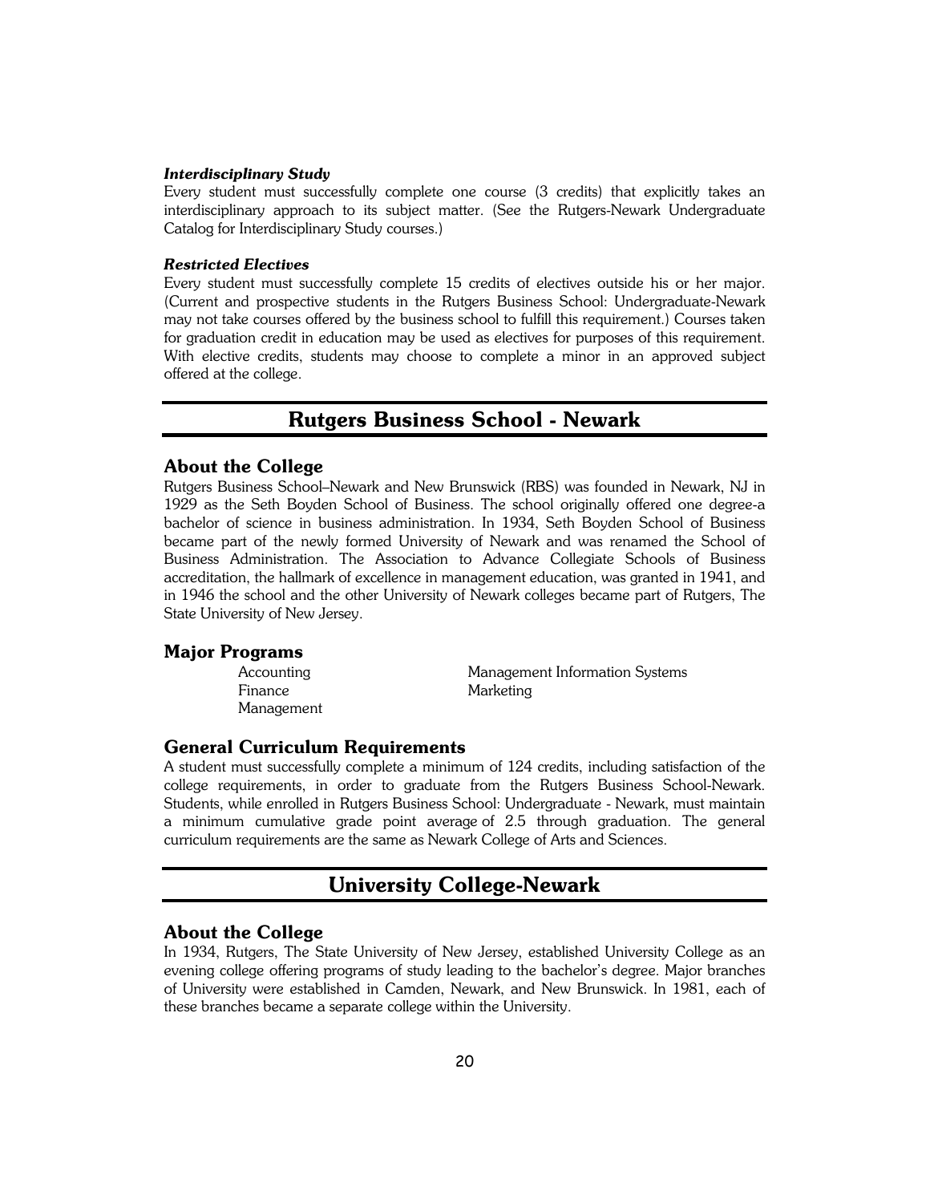#### *Interdisciplinary Study*

Every student must successfully complete one course (3 credits) that explicitly takes an interdisciplinary approach to its subject matter. (See the Rutgers-Newark Undergraduate Catalog for Interdisciplinary Study courses.)

#### *Restricted Electives*

Every student must successfully complete 15 credits of electives outside his or her major. (Current and prospective students in the Rutgers Business School: Undergraduate-Newark may not take courses offered by the business school to fulfill this requirement.) Courses taken for graduation credit in education may be used as electives for purposes of this requirement. With elective credits, students may choose to complete a minor in an approved subject offered at the college.

## Rutgers Business School - Newark

### About the College

Rutgers Business School–Newark and New Brunswick (RBS) was founded in Newark, NJ in 1929 as the Seth Boyden School of Business. The school originally offered one degree-a bachelor of science in business administration. In 1934, Seth Boyden School of Business became part of the newly formed University of Newark and was renamed the School of Business Administration. The Association to Advance Collegiate Schools of Business accreditation, the hallmark of excellence in management education, was granted in 1941, and in 1946 the school and the other University of Newark colleges became part of Rutgers, The State University of New Jersey.

### Major Programs

- Accounting
- Finance
- Management
- Management Information Systems
- Marketing

### General Curriculum Requirements

A student must successfully complete a minimum of 124 credits, including satisfaction of the college requirements, in order to graduate from the Rutgers Business School-Newark. Students, while enrolled in Rutgers Business School: Undergraduate - Newark, must maintain a minimum cumulative grade point average of 2.5 through graduation. The general curriculum requirements are the same as Newark College of Arts and Sciences.

## University College-Newark

### About the College

In 1934, Rutgers, The State University of New Jersey, established University College as an evening college offering programs of study leading to the bachelor's degree. Major branches of University were established in Camden, Newark, and New Brunswick. In 1981, each of these branches became a separate college within the University.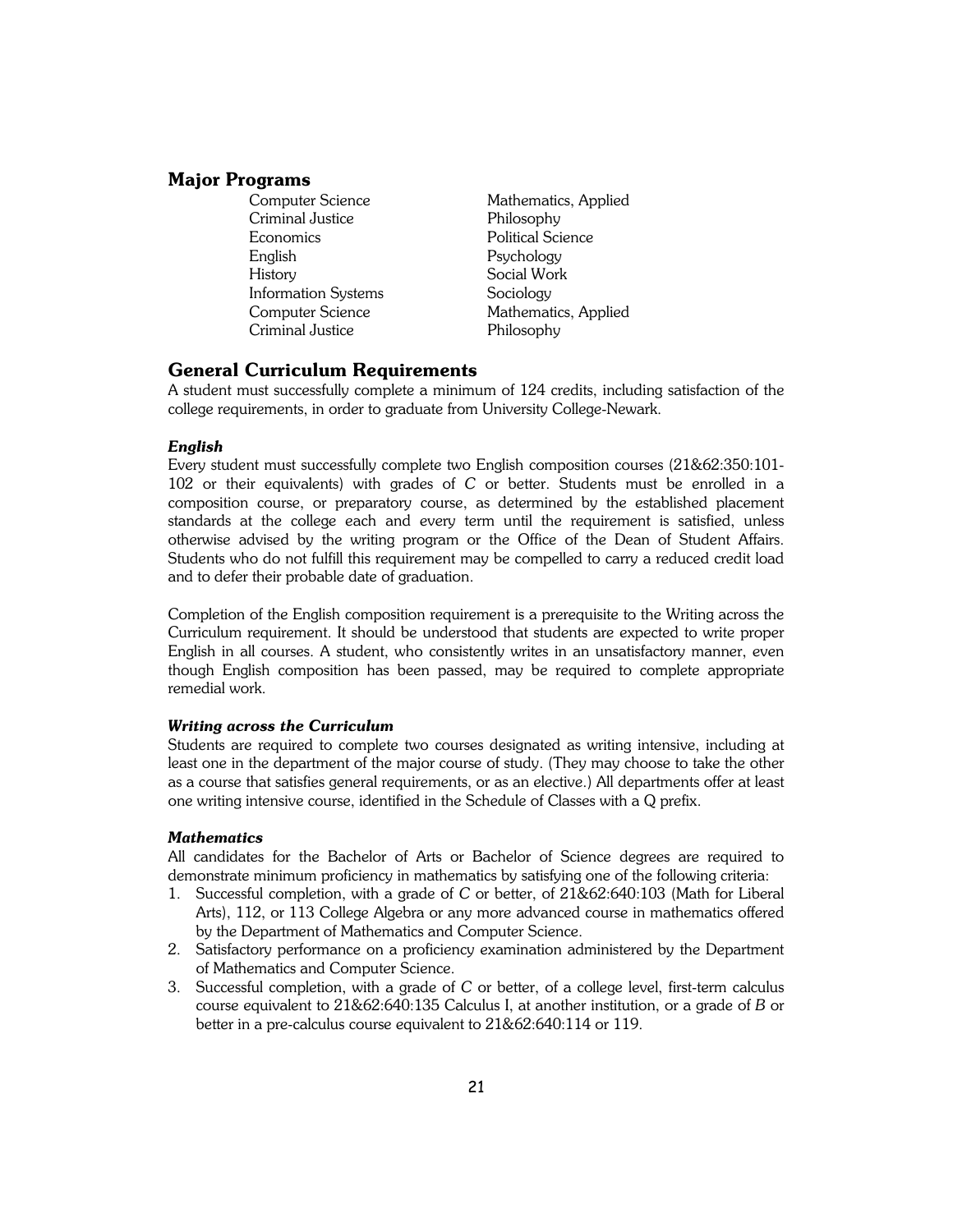## Major Programs

Computer Science
Criminal Justice
Economics
English
History
Information Systems
Computer Science
Criminal Justice

Mathematics, Applied
Philosophy
Political Science
Psychology
Social Work
Sociology
Mathematics, Applied
Philosophy

## General Curriculum Requirements

A student must successfully complete a minimum of 124 credits, including satisfaction of the college requirements, in order to graduate from University College-Newark.

### *English*

Every student must successfully complete two English composition courses (21&62:350:101-102 or their equivalents) with grades of *C* or better. Students must be enrolled in a composition course, or preparatory course, as determined by the established placement standards at the college each and every term until the requirement is satisfied, unless otherwise advised by the writing program or the Office of the Dean of Student Affairs. Students who do not fulfill this requirement may be compelled to carry a reduced credit load and to defer their probable date of graduation.

Completion of the English composition requirement is a prerequisite to the Writing across the Curriculum requirement. It should be understood that students are expected to write proper English in all courses. A student, who consistently writes in an unsatisfactory manner, even though English composition has been passed, may be required to complete appropriate remedial work.

### *Writing across the Curriculum*

Students are required to complete two courses designated as writing intensive, including at least one in the department of the major course of study. (They may choose to take the other as a course that satisfies general requirements, or as an elective.) All departments offer at least one writing intensive course, identified in the Schedule of Classes with a Q prefix.

### *Mathematics*

All candidates for the Bachelor of Arts or Bachelor of Science degrees are required to demonstrate minimum proficiency in mathematics by satisfying one of the following criteria:

1. Successful completion, with a grade of *C* or better, of 21&62:640:103 (Math for Liberal Arts), 112, or 113 College Algebra or any more advanced course in mathematics offered by the Department of Mathematics and Computer Science.
2. Satisfactory performance on a proficiency examination administered by the Department of Mathematics and Computer Science.
3. Successful completion, with a grade of *C* or better, of a college level, first-term calculus course equivalent to 21&62:640:135 Calculus I, at another institution, or a grade of *B* or better in a pre-calculus course equivalent to 21&62:640:114 or 119.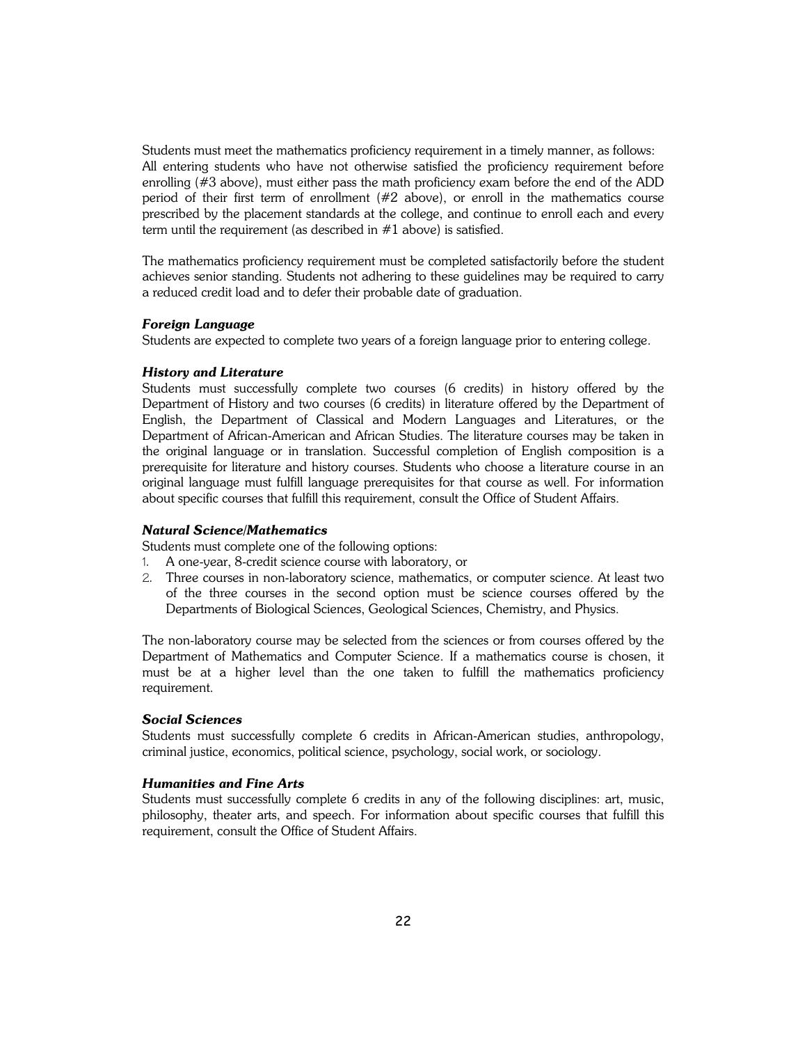Students must meet the mathematics proficiency requirement in a timely manner, as follows: All entering students who have not otherwise satisfied the proficiency requirement before enrolling (#3 above), must either pass the math proficiency exam before the end of the ADD period of their first term of enrollment (#2 above), or enroll in the mathematics course prescribed by the placement standards at the college, and continue to enroll each and every term until the requirement (as described in #1 above) is satisfied.

The mathematics proficiency requirement must be completed satisfactorily before the student achieves senior standing. Students not adhering to these guidelines may be required to carry a reduced credit load and to defer their probable date of graduation.

### *Foreign Language*

Students are expected to complete two years of a foreign language prior to entering college.

### *History and Literature*

Students must successfully complete two courses (6 credits) in history offered by the Department of History and two courses (6 credits) in literature offered by the Department of English, the Department of Classical and Modern Languages and Literatures, or the Department of African-American and African Studies. The literature courses may be taken in the original language or in translation. Successful completion of English composition is a prerequisite for literature and history courses. Students who choose a literature course in an original language must fulfill language prerequisites for that course as well. For information about specific courses that fulfill this requirement, consult the Office of Student Affairs.

### *Natural Science/Mathematics*

Students must complete one of the following options:

1. A one-year, 8-credit science course with laboratory, or
2. Three courses in non-laboratory science, mathematics, or computer science. At least two of the three courses in the second option must be science courses offered by the Departments of Biological Sciences, Geological Sciences, Chemistry, and Physics.

The non-laboratory course may be selected from the sciences or from courses offered by the Department of Mathematics and Computer Science. If a mathematics course is chosen, it must be at a higher level than the one taken to fulfill the mathematics proficiency requirement.

### *Social Sciences*

Students must successfully complete 6 credits in African-American studies, anthropology, criminal justice, economics, political science, psychology, social work, or sociology.

### *Humanities and Fine Arts*

Students must successfully complete 6 credits in any of the following disciplines: art, music, philosophy, theater arts, and speech. For information about specific courses that fulfill this requirement, consult the Office of Student Affairs.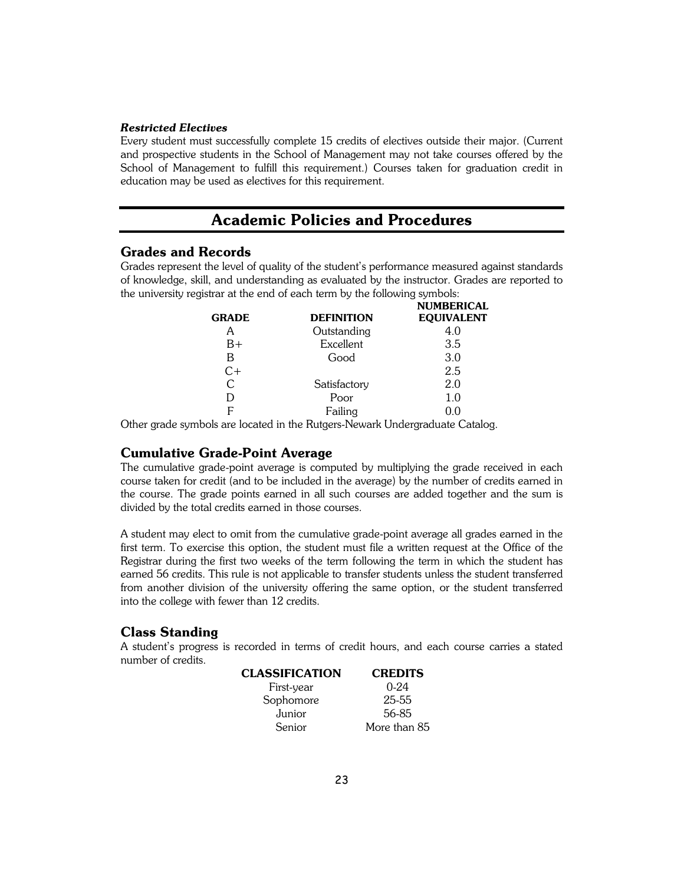### *Restricted Electives*

Every student must successfully complete 15 credits of electives outside their major. (Current and prospective students in the School of Management may not take courses offered by the School of Management to fulfill this requirement.) Courses taken for graduation credit in education may be used as electives for this requirement.

# Academic Policies and Procedures

## Grades and Records

Grades represent the level of quality of the student's performance measured against standards of knowledge, skill, and understanding as evaluated by the instructor. Grades are reported to the university registrar at the end of each term by the following symbols:

| GRADE | DEFINITION | NUMBERICAL EQUIVALENT |
|---|---|---|
| A | Outstanding | 4.0 |
| B+ | Excellent | 3.5 |
| B | Good | 3.0 |
| C+ | | 2.5 |
| C | Satisfactory | 2.0 |
| D | Poor | 1.0 |
| F | Failing | 0.0 |

Other grade symbols are located in the Rutgers-Newark Undergraduate Catalog.

## Cumulative Grade-Point Average

The cumulative grade-point average is computed by multiplying the grade received in each course taken for credit (and to be included in the average) by the number of credits earned in the course. The grade points earned in all such courses are added together and the sum is divided by the total credits earned in those courses.

A student may elect to omit from the cumulative grade-point average all grades earned in the first term. To exercise this option, the student must file a written request at the Office of the Registrar during the first two weeks of the term following the term in which the student has earned 56 credits. This rule is not applicable to transfer students unless the student transferred from another division of the university offering the same option, or the student transferred into the college with fewer than 12 credits.

## Class Standing

A student's progress is recorded in terms of credit hours, and each course carries a stated number of credits.

| CLASSIFICATION | CREDITS |
|---|---|
| First-year | 0-24 |
| Sophomore | 25-55 |
| Junior | 56-85 |
| Senior | More than 85 |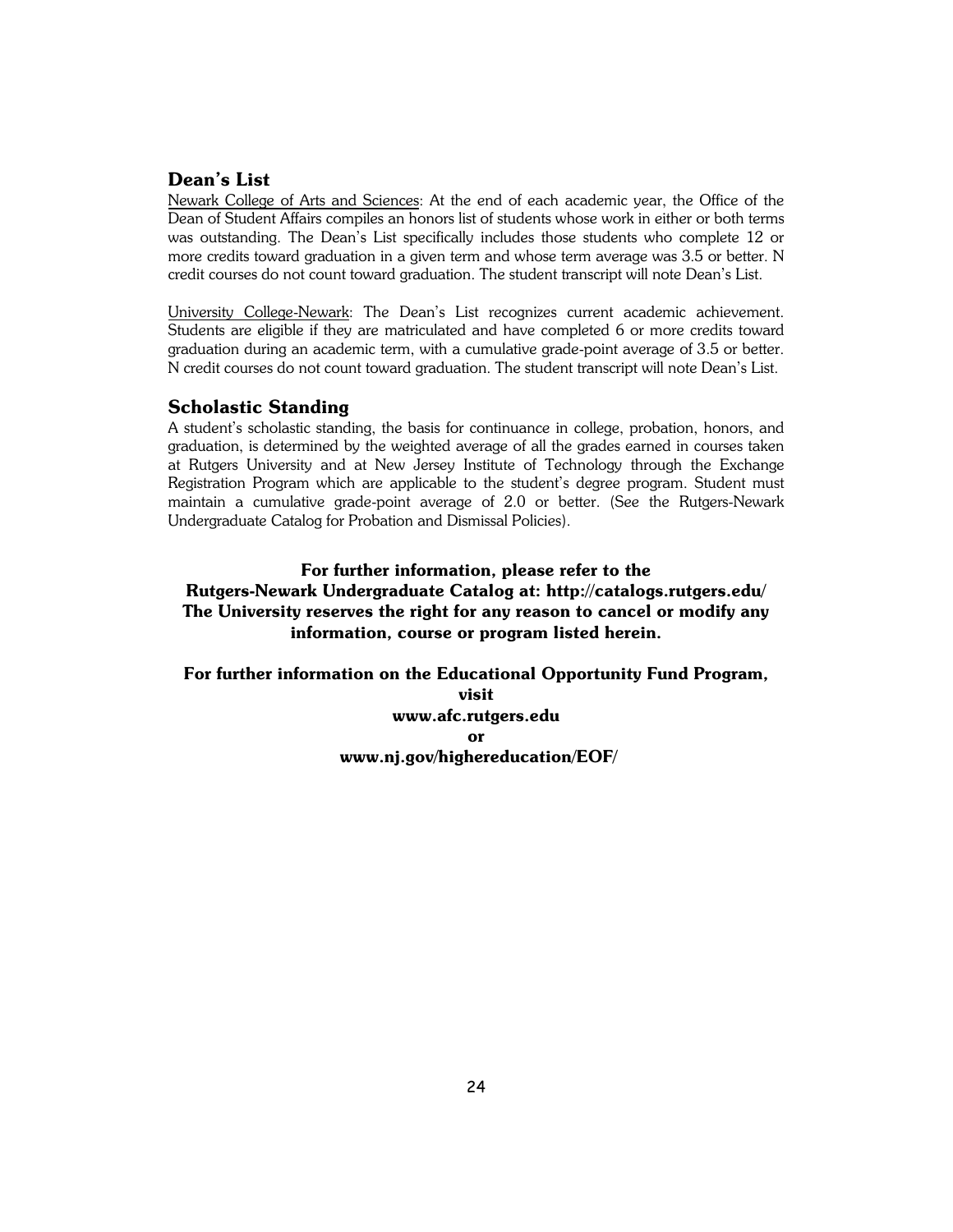## Dean's List

Newark College of Arts and Sciences: At the end of each academic year, the Office of the Dean of Student Affairs compiles an honors list of students whose work in either or both terms was outstanding. The Dean's List specifically includes those students who complete 12 or more credits toward graduation in a given term and whose term average was 3.5 or better. N credit courses do not count toward graduation. The student transcript will note Dean's List.

University College-Newark: The Dean's List recognizes current academic achievement. Students are eligible if they are matriculated and have completed 6 or more credits toward graduation during an academic term, with a cumulative grade-point average of 3.5 or better. N credit courses do not count toward graduation. The student transcript will note Dean's List.

## Scholastic Standing

A student's scholastic standing, the basis for continuance in college, probation, honors, and graduation, is determined by the weighted average of all the grades earned in courses taken at Rutgers University and at New Jersey Institute of Technology through the Exchange Registration Program which are applicable to the student's degree program. Student must maintain a cumulative grade-point average of 2.0 or better. (See the Rutgers-Newark Undergraduate Catalog for Probation and Dismissal Policies).

**For further information, please refer to the Rutgers-Newark Undergraduate Catalog at: http://catalogs.rutgers.edu/ The University reserves the right for any reason to cancel or modify any information, course or program listed herein.**

**For further information on the Educational Opportunity Fund Program, visit www.afc.rutgers.edu or www.nj.gov/highereducation/EOF/**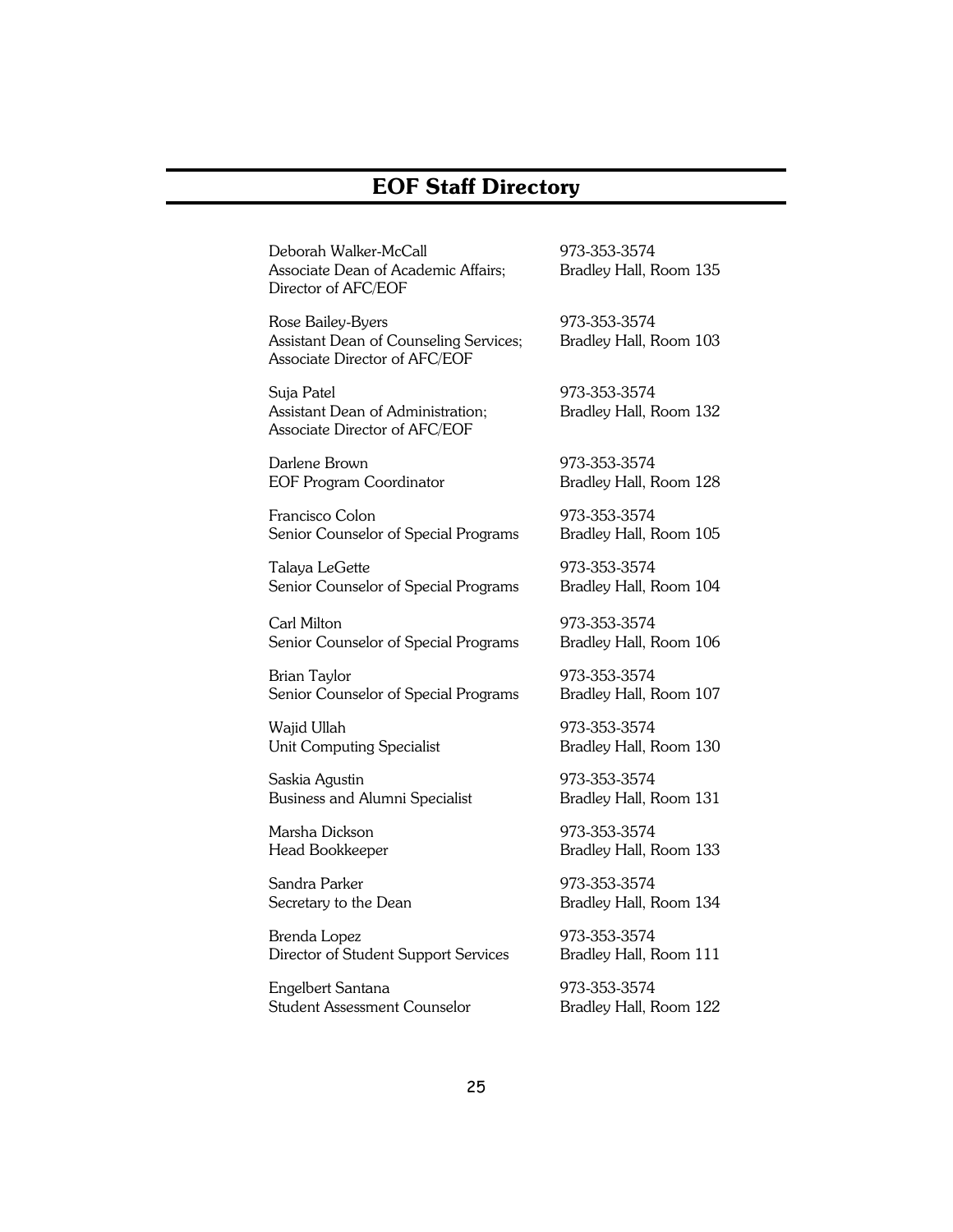# EOF Staff Directory

Deborah Walker-McCall
Associate Dean of Academic Affairs;
Director of AFC/EOF
973-353-3574
Bradley Hall, Room 135

Rose Bailey-Byers
Assistant Dean of Counseling Services;
Associate Director of AFC/EOF
973-353-3574
Bradley Hall, Room 103

Suja Patel
Assistant Dean of Administration;
Associate Director of AFC/EOF
973-353-3574
Bradley Hall, Room 132

Darlene Brown
EOF Program Coordinator
973-353-3574
Bradley Hall, Room 128

Francisco Colon
Senior Counselor of Special Programs
973-353-3574
Bradley Hall, Room 105

Talaya LeGette
Senior Counselor of Special Programs
973-353-3574
Bradley Hall, Room 104

Carl Milton
Senior Counselor of Special Programs
973-353-3574
Bradley Hall, Room 106

Brian Taylor
Senior Counselor of Special Programs
973-353-3574
Bradley Hall, Room 107

Wajid Ullah
Unit Computing Specialist
973-353-3574
Bradley Hall, Room 130

Saskia Agustin
Business and Alumni Specialist
973-353-3574
Bradley Hall, Room 131

Marsha Dickson
Head Bookkeeper
973-353-3574
Bradley Hall, Room 133

Sandra Parker
Secretary to the Dean
973-353-3574
Bradley Hall, Room 134

Brenda Lopez
Director of Student Support Services
973-353-3574
Bradley Hall, Room 111

Engelbert Santana
Student Assessment Counselor
973-353-3574
Bradley Hall, Room 122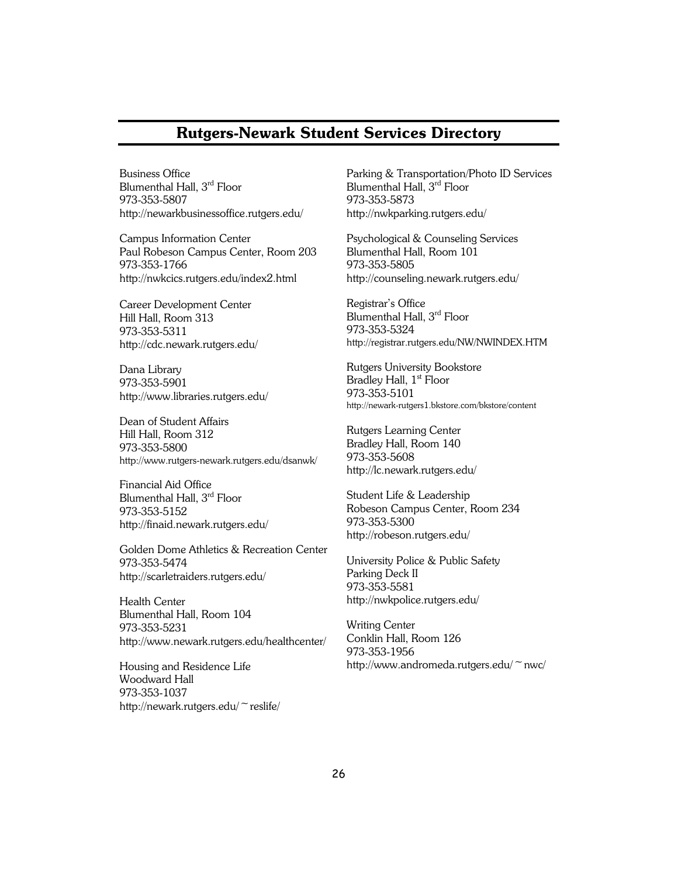## Rutgers-Newark Student Services Directory

Business Office
Blumenthal Hall, 3rd Floor
973-353-5807
http://newarkbusinessoffice.rutgers.edu/

Campus Information Center
Paul Robeson Campus Center, Room 203
973-353-1766
http://nwkcics.rutgers.edu/index2.html

Career Development Center
Hill Hall, Room 313
973-353-5311
http://cdc.newark.rutgers.edu/

Dana Library
973-353-5901
http://www.libraries.rutgers.edu/

Dean of Student Affairs
Hill Hall, Room 312
973-353-5800
http://www.rutgers-newark.rutgers.edu/dsanwk/

Financial Aid Office
Blumenthal Hall, 3rd Floor
973-353-5152
http://finaid.newark.rutgers.edu/

Golden Dome Athletics & Recreation Center
973-353-5474
http://scarletraiders.rutgers.edu/

Health Center
Blumenthal Hall, Room 104
973-353-5231
http://www.newark.rutgers.edu/healthcenter/

Housing and Residence Life
Woodward Hall
973-353-1037
http://newark.rutgers.edu/~reslife/

Parking & Transportation/Photo ID Services
Blumenthal Hall, 3rd Floor
973-353-5873
http://nwkparking.rutgers.edu/

Psychological & Counseling Services
Blumenthal Hall, Room 101
973-353-5805
http://counseling.newark.rutgers.edu/

Registrar's Office
Blumenthal Hall, 3rd Floor
973-353-5324
http://registrar.rutgers.edu/NW/NWINDEX.HTM

Rutgers University Bookstore
Bradley Hall, 1st Floor
973-353-5101
http://newark-rutgers1.bkstore.com/bkstore/content

Rutgers Learning Center
Bradley Hall, Room 140
973-353-5608
http://lc.newark.rutgers.edu/

Student Life & Leadership
Robeson Campus Center, Room 234
973-353-5300
http://robeson.rutgers.edu/

University Police & Public Safety
Parking Deck II
973-353-5581
http://nwkpolice.rutgers.edu/

Writing Center
Conklin Hall, Room 126
973-353-1956
http://www.andromeda.rutgers.edu/~nwc/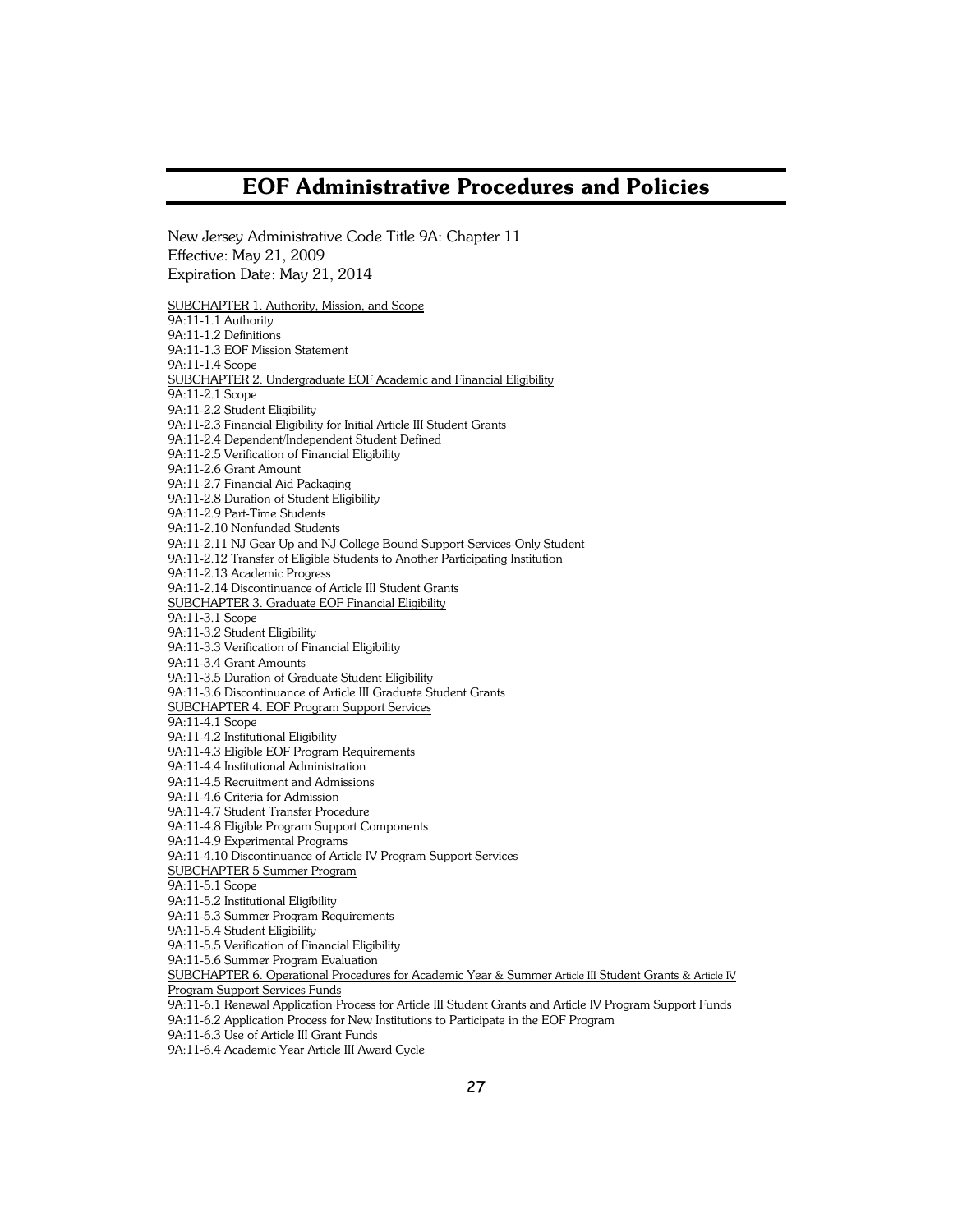# EOF Administrative Procedures and Policies

New Jersey Administrative Code Title 9A: Chapter 11
Effective: May 21, 2009
Expiration Date: May 21, 2014

SUBCHAPTER 1. Authority, Mission, and Scope
9A:11-1.1 Authority
9A:11-1.2 Definitions
9A:11-1.3 EOF Mission Statement
9A:11-1.4 Scope
SUBCHAPTER 2. Undergraduate EOF Academic and Financial Eligibility
9A:11-2.1 Scope
9A:11-2.2 Student Eligibility
9A:11-2.3 Financial Eligibility for Initial Article III Student Grants
9A:11-2.4 Dependent/Independent Student Defined
9A:11-2.5 Verification of Financial Eligibility
9A:11-2.6 Grant Amount
9A:11-2.7 Financial Aid Packaging
9A:11-2.8 Duration of Student Eligibility
9A:11-2.9 Part-Time Students
9A:11-2.10 Nonfunded Students
9A:11-2.11 NJ Gear Up and NJ College Bound Support-Services-Only Student
9A:11-2.12 Transfer of Eligible Students to Another Participating Institution
9A:11-2.13 Academic Progress
9A:11-2.14 Discontinuance of Article III Student Grants
SUBCHAPTER 3. Graduate EOF Financial Eligibility
9A:11-3.1 Scope
9A:11-3.2 Student Eligibility
9A:11-3.3 Verification of Financial Eligibility
9A:11-3.4 Grant Amounts
9A:11-3.5 Duration of Graduate Student Eligibility
9A:11-3.6 Discontinuance of Article III Graduate Student Grants
SUBCHAPTER 4. EOF Program Support Services
9A:11-4.1 Scope
9A:11-4.2 Institutional Eligibility
9A:11-4.3 Eligible EOF Program Requirements
9A:11-4.4 Institutional Administration
9A:11-4.5 Recruitment and Admissions
9A:11-4.6 Criteria for Admission
9A:11-4.7 Student Transfer Procedure
9A:11-4.8 Eligible Program Support Components
9A:11-4.9 Experimental Programs
9A:11-4.10 Discontinuance of Article IV Program Support Services
SUBCHAPTER 5 Summer Program
9A:11-5.1 Scope
9A:11-5.2 Institutional Eligibility
9A:11-5.3 Summer Program Requirements
9A:11-5.4 Student Eligibility
9A:11-5.5 Verification of Financial Eligibility
9A:11-5.6 Summer Program Evaluation
SUBCHAPTER 6. Operational Procedures for Academic Year & Summer Article III Student Grants & Article IV Program Support Services Funds
9A:11-6.1 Renewal Application Process for Article III Student Grants and Article IV Program Support Funds
9A:11-6.2 Application Process for New Institutions to Participate in the EOF Program
9A:11-6.3 Use of Article III Grant Funds
9A:11-6.4 Academic Year Article III Award Cycle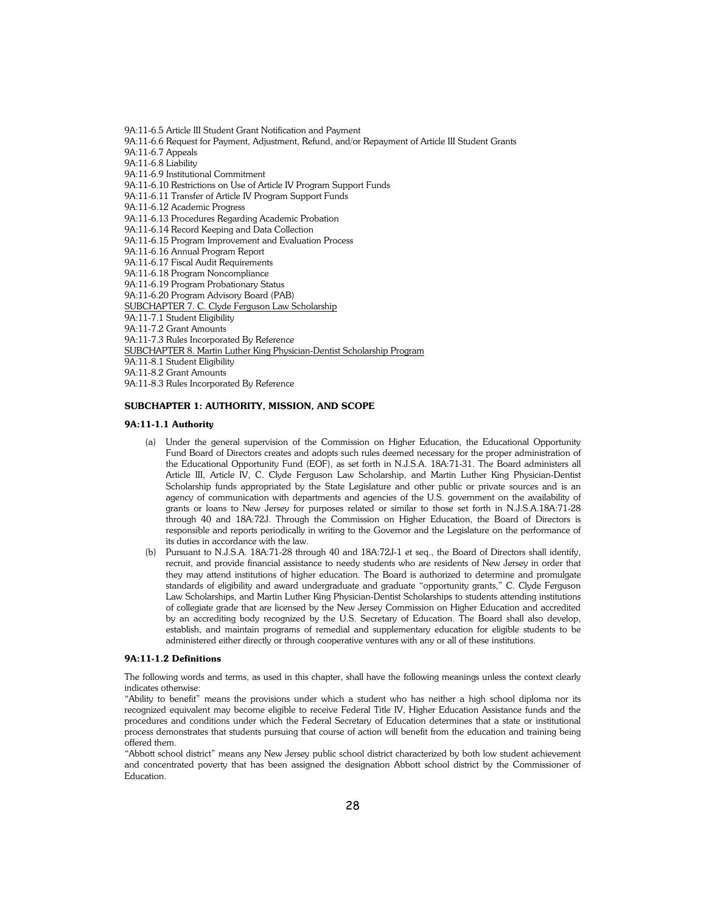9A:11-6.5 Article III Student Grant Notification and Payment
9A:11-6.6 Request for Payment, Adjustment, Refund, and/or Repayment of Article III Student Grants
9A:11-6.7 Appeals
9A:11-6.8 Liability
9A:11-6.9 Institutional Commitment
9A:11-6.10 Restrictions on Use of Article IV Program Support Funds
9A:11-6.11 Transfer of Article IV Program Support Funds
9A:11-6.12 Academic Progress
9A:11-6.13 Procedures Regarding Academic Probation
9A:11-6.14 Record Keeping and Data Collection
9A:11-6.15 Program Improvement and Evaluation Process
9A:11-6.16 Annual Program Report
9A:11-6.17 Fiscal Audit Requirements
9A:11-6.18 Program Noncompliance
9A:11-6.19 Program Probationary Status
9A:11-6.20 Program Advisory Board (PAB)
SUBCHAPTER 7. C. Clyde Ferguson Law Scholarship
9A:11-7.1 Student Eligibility
9A:11-7.2 Grant Amounts
9A:11-7.3 Rules Incorporated By Reference
SUBCHAPTER 8. Martin Luther King Physician-Dentist Scholarship Program
9A:11-8.1 Student Eligibility
9A:11-8.2 Grant Amounts
9A:11-8.3 Rules Incorporated By Reference

## SUBCHAPTER 1: AUTHORITY, MISSION, AND SCOPE

### 9A:11-1.1 Authority

(a) Under the general supervision of the Commission on Higher Education, the Educational Opportunity Fund Board of Directors creates and adopts such rules deemed necessary for the proper administration of the Educational Opportunity Fund (EOF), as set forth in N.J.S.A. 18A:71-31. The Board administers all Article III, Article IV, C. Clyde Ferguson Law Scholarship, and Martin Luther King Physician-Dentist Scholarship funds appropriated by the State Legislature and other public or private sources and is an agency of communication with departments and agencies of the U.S. government on the availability of grants or loans to New Jersey for purposes related or similar to those set forth in N.J.S.A.18A:71-28 through 40 and 18A:72J. Through the Commission on Higher Education, the Board of Directors is responsible and reports periodically in writing to the Governor and the Legislature on the performance of its duties in accordance with the law.

(b) Pursuant to N.J.S.A. 18A:71-28 through 40 and 18A:72J-1 et seq., the Board of Directors shall identify, recruit, and provide financial assistance to needy students who are residents of New Jersey in order that they may attend institutions of higher education. The Board is authorized to determine and promulgate standards of eligibility and award undergraduate and graduate "opportunity grants," C. Clyde Ferguson Law Scholarships, and Martin Luther King Physician-Dentist Scholarships to students attending institutions of collegiate grade that are licensed by the New Jersey Commission on Higher Education and accredited by an accrediting body recognized by the U.S. Secretary of Education. The Board shall also develop, establish, and maintain programs of remedial and supplementary education for eligible students to be administered either directly or through cooperative ventures with any or all of these institutions.

### 9A:11-1.2 Definitions

The following words and terms, as used in this chapter, shall have the following meanings unless the context clearly indicates otherwise:

"Ability to benefit" means the provisions under which a student who has neither a high school diploma nor its recognized equivalent may become eligible to receive Federal Title IV, Higher Education Assistance funds and the procedures and conditions under which the Federal Secretary of Education determines that a state or institutional process demonstrates that students pursuing that course of action will benefit from the education and training being offered them.

"Abbott school district" means any New Jersey public school district characterized by both low student achievement and concentrated poverty that has been assigned the designation Abbott school district by the Commissioner of Education.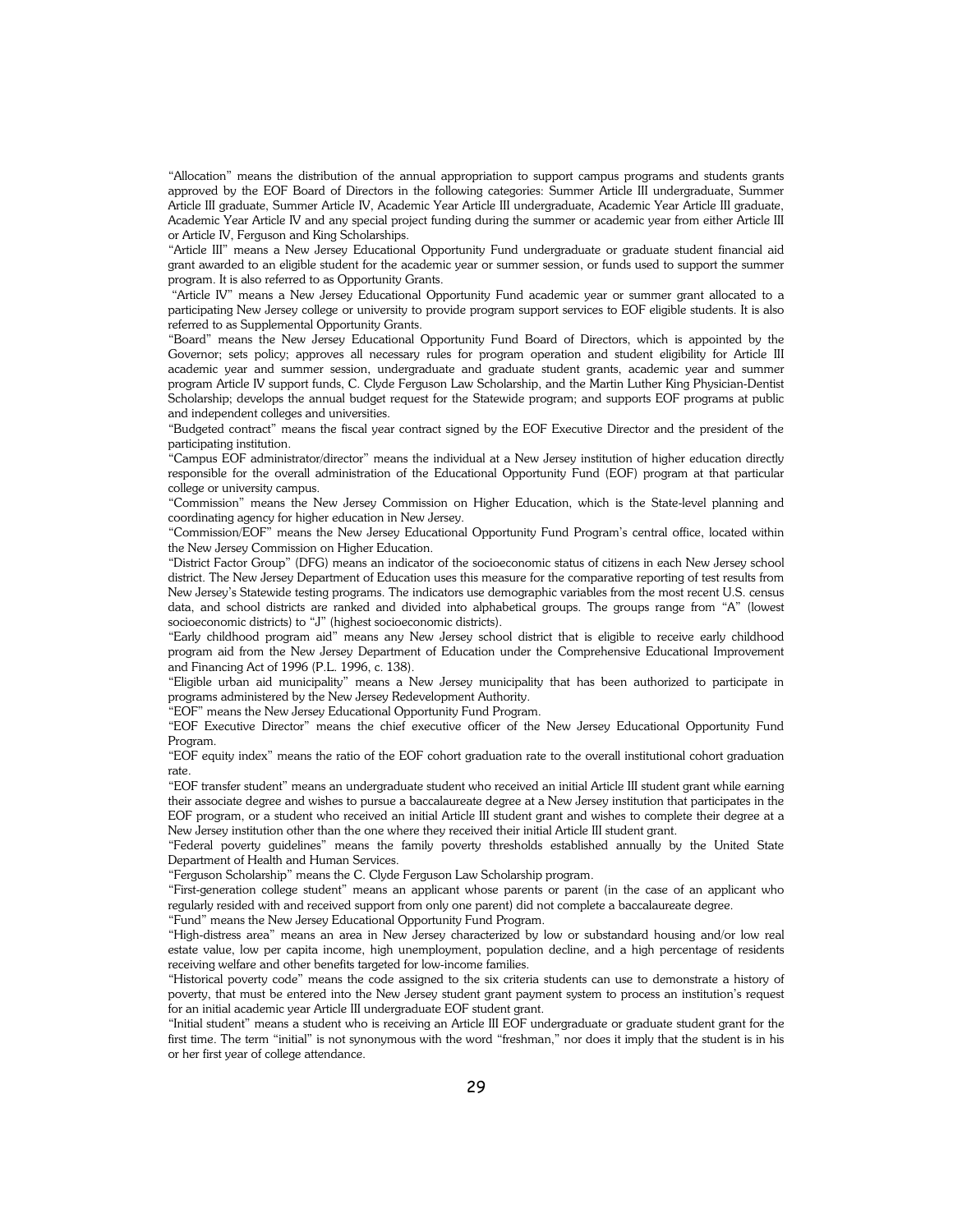"Allocation" means the distribution of the annual appropriation to support campus programs and students grants approved by the EOF Board of Directors in the following categories: Summer Article III undergraduate, Summer Article III graduate, Summer Article IV, Academic Year Article III undergraduate, Academic Year Article III graduate, Academic Year Article IV and any special project funding during the summer or academic year from either Article III or Article IV, Ferguson and King Scholarships.

"Article III" means a New Jersey Educational Opportunity Fund undergraduate or graduate student financial aid grant awarded to an eligible student for the academic year or summer session, or funds used to support the summer program. It is also referred to as Opportunity Grants.

"Article IV" means a New Jersey Educational Opportunity Fund academic year or summer grant allocated to a participating New Jersey college or university to provide program support services to EOF eligible students. It is also referred to as Supplemental Opportunity Grants.

"Board" means the New Jersey Educational Opportunity Fund Board of Directors, which is appointed by the Governor; sets policy; approves all necessary rules for program operation and student eligibility for Article III academic year and summer session, undergraduate and graduate student grants, academic year and summer program Article IV support funds, C. Clyde Ferguson Law Scholarship, and the Martin Luther King Physician-Dentist Scholarship; develops the annual budget request for the Statewide program; and supports EOF programs at public and independent colleges and universities.

"Budgeted contract" means the fiscal year contract signed by the EOF Executive Director and the president of the participating institution.

"Campus EOF administrator/director" means the individual at a New Jersey institution of higher education directly responsible for the overall administration of the Educational Opportunity Fund (EOF) program at that particular college or university campus.

"Commission" means the New Jersey Commission on Higher Education, which is the State-level planning and coordinating agency for higher education in New Jersey.

"Commission/EOF" means the New Jersey Educational Opportunity Fund Program's central office, located within the New Jersey Commission on Higher Education.

"District Factor Group" (DFG) means an indicator of the socioeconomic status of citizens in each New Jersey school district. The New Jersey Department of Education uses this measure for the comparative reporting of test results from New Jersey's Statewide testing programs. The indicators use demographic variables from the most recent U.S. census data, and school districts are ranked and divided into alphabetical groups. The groups range from "A" (lowest socioeconomic districts) to "J" (highest socioeconomic districts).

"Early childhood program aid" means any New Jersey school district that is eligible to receive early childhood program aid from the New Jersey Department of Education under the Comprehensive Educational Improvement and Financing Act of 1996 (P.L. 1996, c. 138).

"Eligible urban aid municipality" means a New Jersey municipality that has been authorized to participate in programs administered by the New Jersey Redevelopment Authority.

"EOF" means the New Jersey Educational Opportunity Fund Program.

"EOF Executive Director" means the chief executive officer of the New Jersey Educational Opportunity Fund Program.

"EOF equity index" means the ratio of the EOF cohort graduation rate to the overall institutional cohort graduation rate.

"EOF transfer student" means an undergraduate student who received an initial Article III student grant while earning their associate degree and wishes to pursue a baccalaureate degree at a New Jersey institution that participates in the EOF program, or a student who received an initial Article III student grant and wishes to complete their degree at a New Jersey institution other than the one where they received their initial Article III student grant.

"Federal poverty guidelines" means the family poverty thresholds established annually by the United State Department of Health and Human Services.

"Ferguson Scholarship" means the C. Clyde Ferguson Law Scholarship program.

"First-generation college student" means an applicant whose parents or parent (in the case of an applicant who regularly resided with and received support from only one parent) did not complete a baccalaureate degree.

"Fund" means the New Jersey Educational Opportunity Fund Program.

"High-distress area" means an area in New Jersey characterized by low or substandard housing and/or low real estate value, low per capita income, high unemployment, population decline, and a high percentage of residents receiving welfare and other benefits targeted for low-income families.

"Historical poverty code" means the code assigned to the six criteria students can use to demonstrate a history of poverty, that must be entered into the New Jersey student grant payment system to process an institution's request for an initial academic year Article III undergraduate EOF student grant.

"Initial student" means a student who is receiving an Article III EOF undergraduate or graduate student grant for the first time. The term "initial" is not synonymous with the word "freshman," nor does it imply that the student is in his or her first year of college attendance.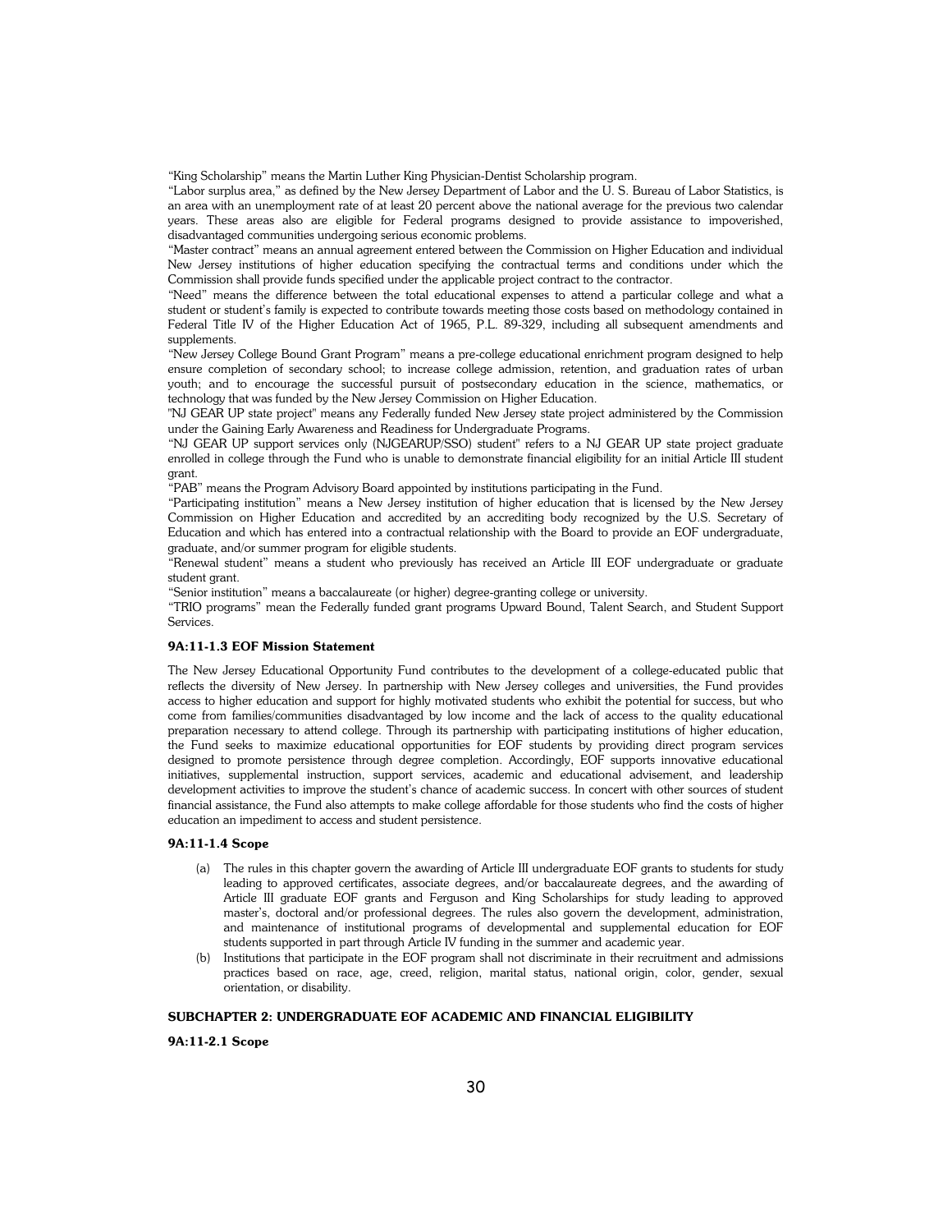"King Scholarship" means the Martin Luther King Physician-Dentist Scholarship program.

"Labor surplus area," as defined by the New Jersey Department of Labor and the U. S. Bureau of Labor Statistics, is an area with an unemployment rate of at least 20 percent above the national average for the previous two calendar years. These areas also are eligible for Federal programs designed to provide assistance to impoverished, disadvantaged communities undergoing serious economic problems.

"Master contract" means an annual agreement entered between the Commission on Higher Education and individual New Jersey institutions of higher education specifying the contractual terms and conditions under which the Commission shall provide funds specified under the applicable project contract to the contractor.

"Need" means the difference between the total educational expenses to attend a particular college and what a student or student's family is expected to contribute towards meeting those costs based on methodology contained in Federal Title IV of the Higher Education Act of 1965, P.L. 89-329, including all subsequent amendments and supplements.

"New Jersey College Bound Grant Program" means a pre-college educational enrichment program designed to help ensure completion of secondary school; to increase college admission, retention, and graduation rates of urban youth; and to encourage the successful pursuit of postsecondary education in the science, mathematics, or technology that was funded by the New Jersey Commission on Higher Education.

"NJ GEAR UP state project" means any Federally funded New Jersey state project administered by the Commission under the Gaining Early Awareness and Readiness for Undergraduate Programs.

"NJ GEAR UP support services only (NJGEARUP/SSO) student" refers to a NJ GEAR UP state project graduate enrolled in college through the Fund who is unable to demonstrate financial eligibility for an initial Article III student grant.

"PAB" means the Program Advisory Board appointed by institutions participating in the Fund.

"Participating institution" means a New Jersey institution of higher education that is licensed by the New Jersey Commission on Higher Education and accredited by an accrediting body recognized by the U.S. Secretary of Education and which has entered into a contractual relationship with the Board to provide an EOF undergraduate, graduate, and/or summer program for eligible students.

"Renewal student" means a student who previously has received an Article III EOF undergraduate or graduate student grant.

"Senior institution" means a baccalaureate (or higher) degree-granting college or university.

"TRIO programs" mean the Federally funded grant programs Upward Bound, Talent Search, and Student Support Services.

**9A:11-1.3 EOF Mission Statement**

The New Jersey Educational Opportunity Fund contributes to the development of a college-educated public that reflects the diversity of New Jersey. In partnership with New Jersey colleges and universities, the Fund provides access to higher education and support for highly motivated students who exhibit the potential for success, but who come from families/communities disadvantaged by low income and the lack of access to the quality educational preparation necessary to attend college. Through its partnership with participating institutions of higher education, the Fund seeks to maximize educational opportunities for EOF students by providing direct program services designed to promote persistence through degree completion. Accordingly, EOF supports innovative educational initiatives, supplemental instruction, support services, academic and educational advisement, and leadership development activities to improve the student's chance of academic success. In concert with other sources of student financial assistance, the Fund also attempts to make college affordable for those students who find the costs of higher education an impediment to access and student persistence.

**9A:11-1.4 Scope**

(a) The rules in this chapter govern the awarding of Article III undergraduate EOF grants to students for study leading to approved certificates, associate degrees, and/or baccalaureate degrees, and the awarding of Article III graduate EOF grants and Ferguson and King Scholarships for study leading to approved master's, doctoral and/or professional degrees. The rules also govern the development, administration, and maintenance of institutional programs of developmental and supplemental education for EOF students supported in part through Article IV funding in the summer and academic year.

(b) Institutions that participate in the EOF program shall not discriminate in their recruitment and admissions practices based on race, age, creed, religion, marital status, national origin, color, gender, sexual orientation, or disability.

**SUBCHAPTER 2: UNDERGRADUATE EOF ACADEMIC AND FINANCIAL ELIGIBILITY**

**9A:11-2.1 Scope**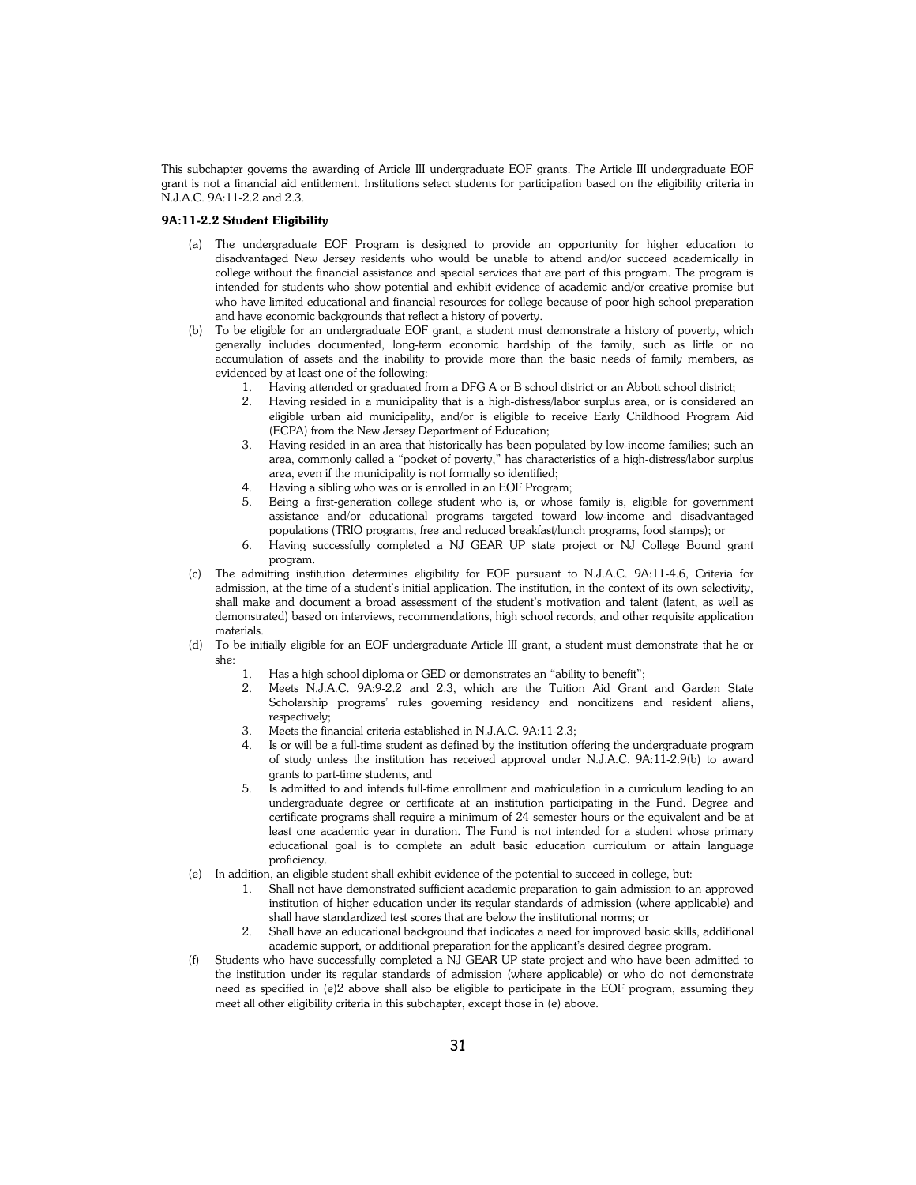This subchapter governs the awarding of Article III undergraduate EOF grants. The Article III undergraduate EOF grant is not a financial aid entitlement. Institutions select students for participation based on the eligibility criteria in N.J.A.C. 9A:11-2.2 and 2.3.

**9A:11-2.2 Student Eligibility**

(a) The undergraduate EOF Program is designed to provide an opportunity for higher education to disadvantaged New Jersey residents who would be unable to attend and/or succeed academically in college without the financial assistance and special services that are part of this program. The program is intended for students who show potential and exhibit evidence of academic and/or creative promise but who have limited educational and financial resources for college because of poor high school preparation and have economic backgrounds that reflect a history of poverty.

(b) To be eligible for an undergraduate EOF grant, a student must demonstrate a history of poverty, which generally includes documented, long-term economic hardship of the family, such as little or no accumulation of assets and the inability to provide more than the basic needs of family members, as evidenced by at least one of the following:

1. Having attended or graduated from a DFG A or B school district or an Abbott school district;
2. Having resided in a municipality that is a high-distress/labor surplus area, or is considered an eligible urban aid municipality, and/or is eligible to receive Early Childhood Program Aid (ECPA) from the New Jersey Department of Education;
3. Having resided in an area that historically has been populated by low-income families; such an area, commonly called a "pocket of poverty," has characteristics of a high-distress/labor surplus area, even if the municipality is not formally so identified;
4. Having a sibling who was or is enrolled in an EOF Program;
5. Being a first-generation college student who is, or whose family is, eligible for government assistance and/or educational programs targeted toward low-income and disadvantaged populations (TRIO programs, free and reduced breakfast/lunch programs, food stamps); or
6. Having successfully completed a NJ GEAR UP state project or NJ College Bound grant program.

(c) The admitting institution determines eligibility for EOF pursuant to N.J.A.C. 9A:11-4.6, Criteria for admission, at the time of a student's initial application. The institution, in the context of its own selectivity, shall make and document a broad assessment of the student's motivation and talent (latent, as well as demonstrated) based on interviews, recommendations, high school records, and other requisite application materials.

(d) To be initially eligible for an EOF undergraduate Article III grant, a student must demonstrate that he or she:

1. Has a high school diploma or GED or demonstrates an "ability to benefit";
2. Meets N.J.A.C. 9A:9-2.2 and 2.3, which are the Tuition Aid Grant and Garden State Scholarship programs' rules governing residency and noncitizens and resident aliens, respectively;
3. Meets the financial criteria established in N.J.A.C. 9A:11-2.3;
4. Is or will be a full-time student as defined by the institution offering the undergraduate program of study unless the institution has received approval under N.J.A.C. 9A:11-2.9(b) to award grants to part-time students, and
5. Is admitted to and intends full-time enrollment and matriculation in a curriculum leading to an undergraduate degree or certificate at an institution participating in the Fund. Degree and certificate programs shall require a minimum of 24 semester hours or the equivalent and be at least one academic year in duration. The Fund is not intended for a student whose primary educational goal is to complete an adult basic education curriculum or attain language proficiency.

(e) In addition, an eligible student shall exhibit evidence of the potential to succeed in college, but:

1. Shall not have demonstrated sufficient academic preparation to gain admission to an approved institution of higher education under its regular standards of admission (where applicable) and shall have standardized test scores that are below the institutional norms; or
2. Shall have an educational background that indicates a need for improved basic skills, additional academic support, or additional preparation for the applicant's desired degree program.

(f) Students who have successfully completed a NJ GEAR UP state project and who have been admitted to the institution under its regular standards of admission (where applicable) or who do not demonstrate need as specified in (e)2 above shall also be eligible to participate in the EOF program, assuming they meet all other eligibility criteria in this subchapter, except those in (e) above.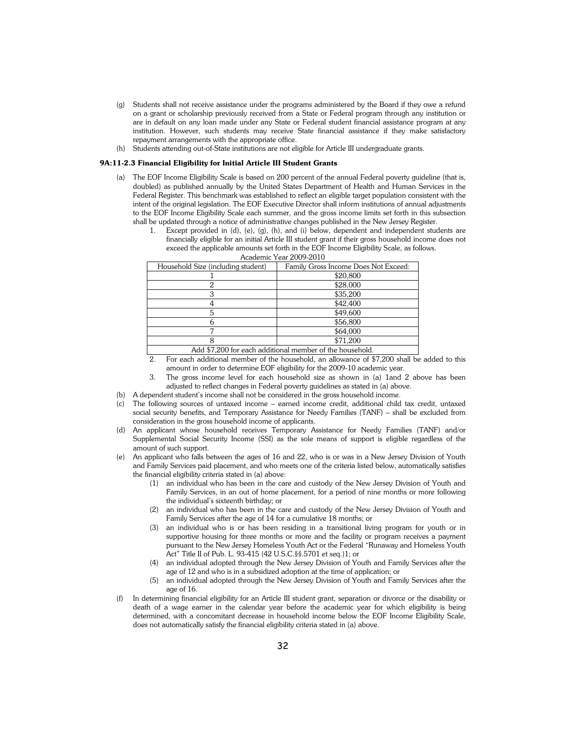(g) Students shall not receive assistance under the programs administered by the Board if they owe a refund on a grant or scholarship previously received from a State or Federal program through any institution or are in default on any loan made under any State or Federal student financial assistance program at any institution. However, such students may receive State financial assistance if they make satisfactory repayment arrangements with the appropriate office.

(h) Students attending out-of-State institutions are not eligible for Article III undergraduate grants.

**9A:11-2.3 Financial Eligibility for Initial Article III Student Grants**

(a) The EOF Income Eligibility Scale is based on 200 percent of the annual Federal poverty guideline (that is, doubled) as published annually by the United States Department of Health and Human Services in the Federal Register. This benchmark was established to reflect an eligible target population consistent with the intent of the original legislation. The EOF Executive Director shall inform institutions of annual adjustments to the EOF Income Eligibility Scale each summer, and the gross income limits set forth in this subsection shall be updated through a notice of administrative changes published in the New Jersey Register.

1. Except provided in (d), (e), (g), (h), and (i) below, dependent and independent students are financially eligible for an initial Article III student grant if their gross household income does not exceed the applicable amounts set forth in the EOF Income Eligibility Scale, as follows.

Academic Year 2009-2010

| Household Size (including student) | Family Gross Income Does Not Exceed: |
|---|---|
| 1 | $20,800 |
| 2 | $28,000 |
| 3 | $35,200 |
| 4 | $42,400 |
| 5 | $49,600 |
| 6 | $56,800 |
| 7 | $64,000 |
| 8 | $71,200 |
| Add $7,200 for each additional member of the household. | |

2. For each additional member of the household, an allowance of $7,200 shall be added to this amount in order to determine EOF eligibility for the 2009-10 academic year.

3. The gross income level for each household size as shown in (a) 1and 2 above has been adjusted to reflect changes in Federal poverty guidelines as stated in (a) above.

(b) A dependent student's income shall not be considered in the gross household income.

(c) The following sources of untaxed income – earned income credit, additional child tax credit, untaxed social security benefits, and Temporary Assistance for Needy Families (TANF) – shall be excluded from consideration in the gross household income of applicants.

(d) An applicant whose household receives Temporary Assistance for Needy Families (TANF) and/or Supplemental Social Security Income (SSI) as the sole means of support is eligible regardless of the amount of such support.

(e) An applicant who falls between the ages of 16 and 22, who is or was in a New Jersey Division of Youth and Family Services paid placement, and who meets one of the criteria listed below, automatically satisfies the financial eligibility criteria stated in (a) above:

(1) an individual who has been in the care and custody of the New Jersey Division of Youth and Family Services, in an out of home placement, for a period of nine months or more following the individual's sixteenth birthday; or

(2) an individual who has been in the care and custody of the New Jersey Division of Youth and Family Services after the age of 14 for a cumulative 18 months; or

(3) an individual who is or has been residing in a transitional living program for youth or in supportive housing for three months or more and the facility or program receives a payment pursuant to the New Jersey Homeless Youth Act or the Federal "Runaway and Homeless Youth Act" Title II of Pub. L. 93-415 (42 U.S.C.§§.5701 et seq.)1; or

(4) an individual adopted through the New Jersey Division of Youth and Family Services after the age of 12 and who is in a subsidized adoption at the time of application; or

(5) an individual adopted through the New Jersey Division of Youth and Family Services after the age of 16.

(f) In determining financial eligibility for an Article III student grant, separation or divorce or the disability or death of a wage earner in the calendar year before the academic year for which eligibility is being determined, with a concomitant decrease in household income below the EOF Income Eligibility Scale, does not automatically satisfy the financial eligibility criteria stated in (a) above.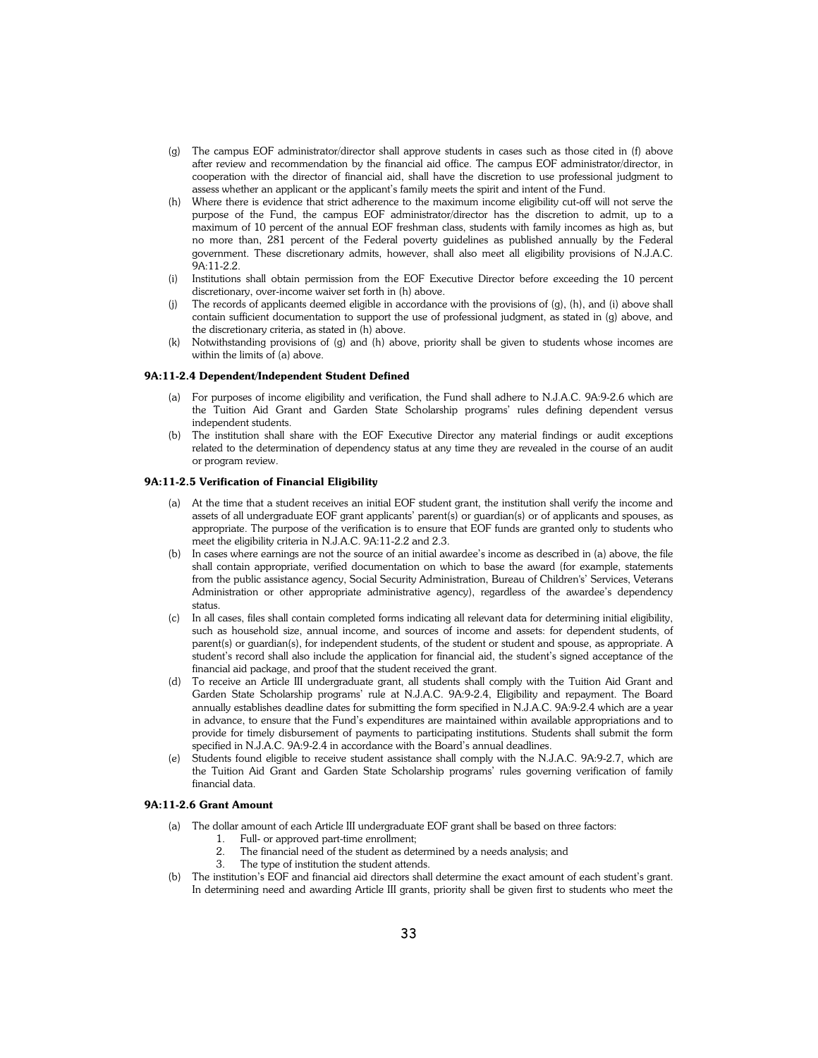(g) The campus EOF administrator/director shall approve students in cases such as those cited in (f) above after review and recommendation by the financial aid office. The campus EOF administrator/director, in cooperation with the director of financial aid, shall have the discretion to use professional judgment to assess whether an applicant or the applicant's family meets the spirit and intent of the Fund.

(h) Where there is evidence that strict adherence to the maximum income eligibility cut-off will not serve the purpose of the Fund, the campus EOF administrator/director has the discretion to admit, up to a maximum of 10 percent of the annual EOF freshman class, students with family incomes as high as, but no more than, 281 percent of the Federal poverty guidelines as published annually by the Federal government. These discretionary admits, however, shall also meet all eligibility provisions of N.J.A.C. 9A:11-2.2.

(i) Institutions shall obtain permission from the EOF Executive Director before exceeding the 10 percent discretionary, over-income waiver set forth in (h) above.

(j) The records of applicants deemed eligible in accordance with the provisions of (g), (h), and (i) above shall contain sufficient documentation to support the use of professional judgment, as stated in (g) above, and the discretionary criteria, as stated in (h) above.

(k) Notwithstanding provisions of (g) and (h) above, priority shall be given to students whose incomes are within the limits of (a) above.

**9A:11-2.4 Dependent/Independent Student Defined**

(a) For purposes of income eligibility and verification, the Fund shall adhere to N.J.A.C. 9A:9-2.6 which are the Tuition Aid Grant and Garden State Scholarship programs' rules defining dependent versus independent students.

(b) The institution shall share with the EOF Executive Director any material findings or audit exceptions related to the determination of dependency status at any time they are revealed in the course of an audit or program review.

**9A:11-2.5 Verification of Financial Eligibility**

(a) At the time that a student receives an initial EOF student grant, the institution shall verify the income and assets of all undergraduate EOF grant applicants' parent(s) or guardian(s) or of applicants and spouses, as appropriate. The purpose of the verification is to ensure that EOF funds are granted only to students who meet the eligibility criteria in N.J.A.C. 9A:11-2.2 and 2.3.

(b) In cases where earnings are not the source of an initial awardee's income as described in (a) above, the file shall contain appropriate, verified documentation on which to base the award (for example, statements from the public assistance agency, Social Security Administration, Bureau of Children's' Services, Veterans Administration or other appropriate administrative agency), regardless of the awardee's dependency status.

(c) In all cases, files shall contain completed forms indicating all relevant data for determining initial eligibility, such as household size, annual income, and sources of income and assets: for dependent students, of parent(s) or guardian(s), for independent students, of the student or student and spouse, as appropriate. A student's record shall also include the application for financial aid, the student's signed acceptance of the financial aid package, and proof that the student received the grant.

(d) To receive an Article III undergraduate grant, all students shall comply with the Tuition Aid Grant and Garden State Scholarship programs' rule at N.J.A.C. 9A:9-2.4, Eligibility and repayment. The Board annually establishes deadline dates for submitting the form specified in N.J.A.C. 9A:9-2.4 which are a year in advance, to ensure that the Fund's expenditures are maintained within available appropriations and to provide for timely disbursement of payments to participating institutions. Students shall submit the form specified in N.J.A.C. 9A:9-2.4 in accordance with the Board's annual deadlines.

(e) Students found eligible to receive student assistance shall comply with the N.J.A.C. 9A:9-2.7, which are the Tuition Aid Grant and Garden State Scholarship programs' rules governing verification of family financial data.

**9A:11-2.6 Grant Amount**

(a) The dollar amount of each Article III undergraduate EOF grant shall be based on three factors:
   1. Full- or approved part-time enrollment;
   2. The financial need of the student as determined by a needs analysis; and
   3. The type of institution the student attends.

(b) The institution's EOF and financial aid directors shall determine the exact amount of each student's grant. In determining need and awarding Article III grants, priority shall be given first to students who meet the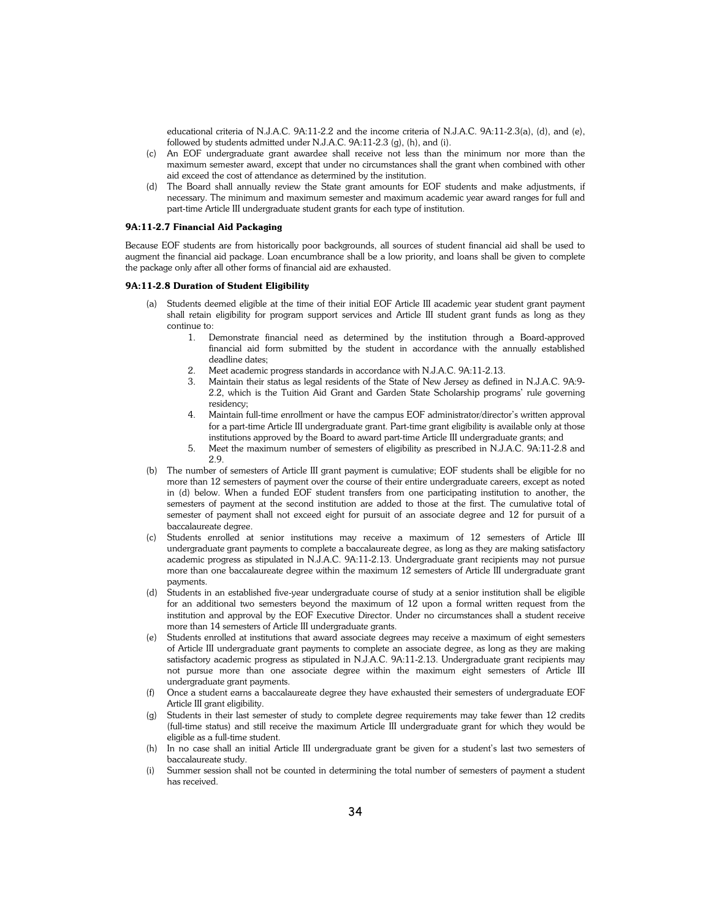educational criteria of N.J.A.C. 9A:11-2.2 and the income criteria of N.J.A.C. 9A:11-2.3(a), (d), and (e), followed by students admitted under N.J.A.C. 9A:11-2.3 (g), (h), and (i).

(c) An EOF undergraduate grant awardee shall receive not less than the minimum nor more than the maximum semester award, except that under no circumstances shall the grant when combined with other aid exceed the cost of attendance as determined by the institution.

(d) The Board shall annually review the State grant amounts for EOF students and make adjustments, if necessary. The minimum and maximum semester and maximum academic year award ranges for full and part-time Article III undergraduate student grants for each type of institution.

### 9A:11-2.7 Financial Aid Packaging

Because EOF students are from historically poor backgrounds, all sources of student financial aid shall be used to augment the financial aid package. Loan encumbrance shall be a low priority, and loans shall be given to complete the package only after all other forms of financial aid are exhausted.

### 9A:11-2.8 Duration of Student Eligibility

(a) Students deemed eligible at the time of their initial EOF Article III academic year student grant payment shall retain eligibility for program support services and Article III student grant funds as long as they continue to:

1. Demonstrate financial need as determined by the institution through a Board-approved financial aid form submitted by the student in accordance with the annually established deadline dates;
2. Meet academic progress standards in accordance with N.J.A.C. 9A:11-2.13.
3. Maintain their status as legal residents of the State of New Jersey as defined in N.J.A.C. 9A:9-2.2, which is the Tuition Aid Grant and Garden State Scholarship programs' rule governing residency;
4. Maintain full-time enrollment or have the campus EOF administrator/director's written approval for a part-time Article III undergraduate grant. Part-time grant eligibility is available only at those institutions approved by the Board to award part-time Article III undergraduate grants; and
5. Meet the maximum number of semesters of eligibility as prescribed in N.J.A.C. 9A:11-2.8 and 2.9.

(b) The number of semesters of Article III grant payment is cumulative; EOF students shall be eligible for no more than 12 semesters of payment over the course of their entire undergraduate careers, except as noted in (d) below. When a funded EOF student transfers from one participating institution to another, the semesters of payment at the second institution are added to those at the first. The cumulative total of semester of payment shall not exceed eight for pursuit of an associate degree and 12 for pursuit of a baccalaureate degree.

(c) Students enrolled at senior institutions may receive a maximum of 12 semesters of Article III undergraduate grant payments to complete a baccalaureate degree, as long as they are making satisfactory academic progress as stipulated in N.J.A.C. 9A:11-2.13. Undergraduate grant recipients may not pursue more than one baccalaureate degree within the maximum 12 semesters of Article III undergraduate grant payments.

(d) Students in an established five-year undergraduate course of study at a senior institution shall be eligible for an additional two semesters beyond the maximum of 12 upon a formal written request from the institution and approval by the EOF Executive Director. Under no circumstances shall a student receive more than 14 semesters of Article III undergraduate grants.

(e) Students enrolled at institutions that award associate degrees may receive a maximum of eight semesters of Article III undergraduate grant payments to complete an associate degree, as long as they are making satisfactory academic progress as stipulated in N.J.A.C. 9A:11-2.13. Undergraduate grant recipients may not pursue more than one associate degree within the maximum eight semesters of Article III undergraduate grant payments.

(f) Once a student earns a baccalaureate degree they have exhausted their semesters of undergraduate EOF Article III grant eligibility.

(g) Students in their last semester of study to complete degree requirements may take fewer than 12 credits (full-time status) and still receive the maximum Article III undergraduate grant for which they would be eligible as a full-time student.

(h) In no case shall an initial Article III undergraduate grant be given for a student's last two semesters of baccalaureate study.

(i) Summer session shall not be counted in determining the total number of semesters of payment a student has received.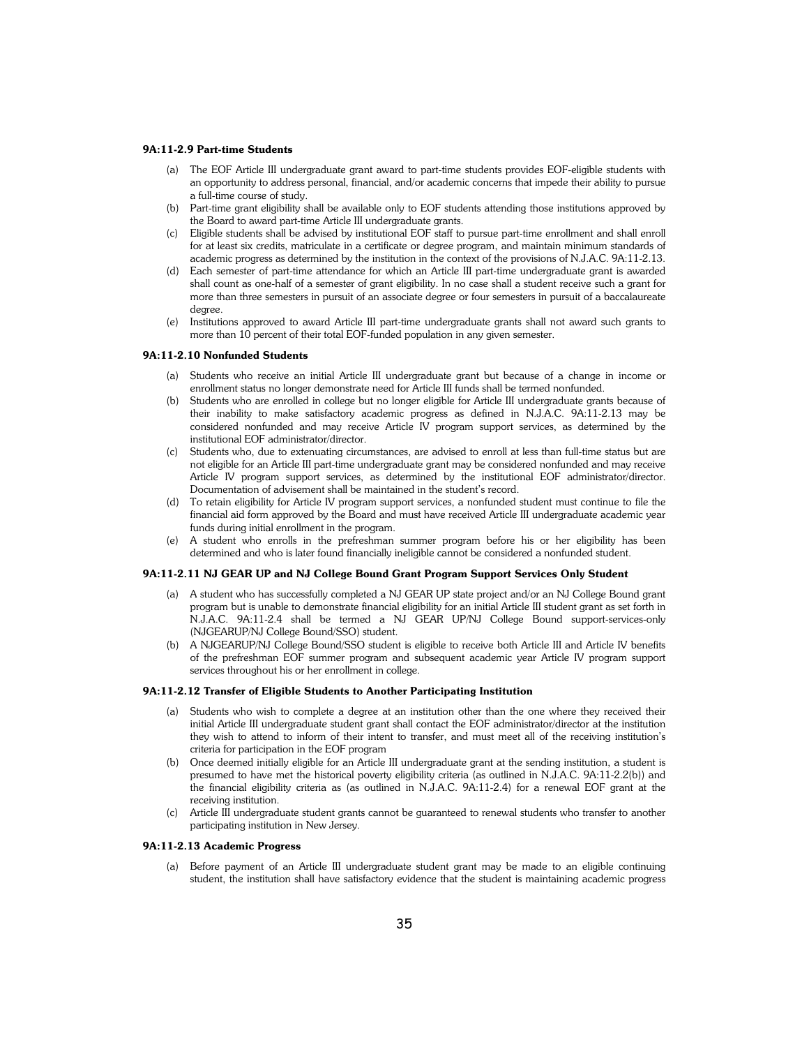### 9A:11-2.9 Part-time Students

(a) The EOF Article III undergraduate grant award to part-time students provides EOF-eligible students with an opportunity to address personal, financial, and/or academic concerns that impede their ability to pursue a full-time course of study.

(b) Part-time grant eligibility shall be available only to EOF students attending those institutions approved by the Board to award part-time Article III undergraduate grants.

(c) Eligible students shall be advised by institutional EOF staff to pursue part-time enrollment and shall enroll for at least six credits, matriculate in a certificate or degree program, and maintain minimum standards of academic progress as determined by the institution in the context of the provisions of N.J.A.C. 9A:11-2.13.

(d) Each semester of part-time attendance for which an Article III part-time undergraduate grant is awarded shall count as one-half of a semester of grant eligibility. In no case shall a student receive such a grant for more than three semesters in pursuit of an associate degree or four semesters in pursuit of a baccalaureate degree.

(e) Institutions approved to award Article III part-time undergraduate grants shall not award such grants to more than 10 percent of their total EOF-funded population in any given semester.

### 9A:11-2.10 Nonfunded Students

(a) Students who receive an initial Article III undergraduate grant but because of a change in income or enrollment status no longer demonstrate need for Article III funds shall be termed nonfunded.

(b) Students who are enrolled in college but no longer eligible for Article III undergraduate grants because of their inability to make satisfactory academic progress as defined in N.J.A.C. 9A:11-2.13 may be considered nonfunded and may receive Article IV program support services, as determined by the institutional EOF administrator/director.

(c) Students who, due to extenuating circumstances, are advised to enroll at less than full-time status but are not eligible for an Article III part-time undergraduate grant may be considered nonfunded and may receive Article IV program support services, as determined by the institutional EOF administrator/director. Documentation of advisement shall be maintained in the student's record.

(d) To retain eligibility for Article IV program support services, a nonfunded student must continue to file the financial aid form approved by the Board and must have received Article III undergraduate academic year funds during initial enrollment in the program.

(e) A student who enrolls in the prefreshman summer program before his or her eligibility has been determined and who is later found financially ineligible cannot be considered a nonfunded student.

### 9A:11-2.11 NJ GEAR UP and NJ College Bound Grant Program Support Services Only Student

(a) A student who has successfully completed a NJ GEAR UP state project and/or an NJ College Bound grant program but is unable to demonstrate financial eligibility for an initial Article III student grant as set forth in N.J.A.C. 9A:11-2.4 shall be termed a NJ GEAR UP/NJ College Bound support-services-only (NJGEARUP/NJ College Bound/SSO) student.

(b) A NJGEARUP/NJ College Bound/SSO student is eligible to receive both Article III and Article IV benefits of the prefreshman EOF summer program and subsequent academic year Article IV program support services throughout his or her enrollment in college.

### 9A:11-2.12 Transfer of Eligible Students to Another Participating Institution

(a) Students who wish to complete a degree at an institution other than the one where they received their initial Article III undergraduate student grant shall contact the EOF administrator/director at the institution they wish to attend to inform of their intent to transfer, and must meet all of the receiving institution's criteria for participation in the EOF program

(b) Once deemed initially eligible for an Article III undergraduate grant at the sending institution, a student is presumed to have met the historical poverty eligibility criteria (as outlined in N.J.A.C. 9A:11-2.2(b)) and the financial eligibility criteria as (as outlined in N.J.A.C. 9A:11-2.4) for a renewal EOF grant at the receiving institution.

(c) Article III undergraduate student grants cannot be guaranteed to renewal students who transfer to another participating institution in New Jersey.

### 9A:11-2.13 Academic Progress

(a) Before payment of an Article III undergraduate student grant may be made to an eligible continuing student, the institution shall have satisfactory evidence that the student is maintaining academic progress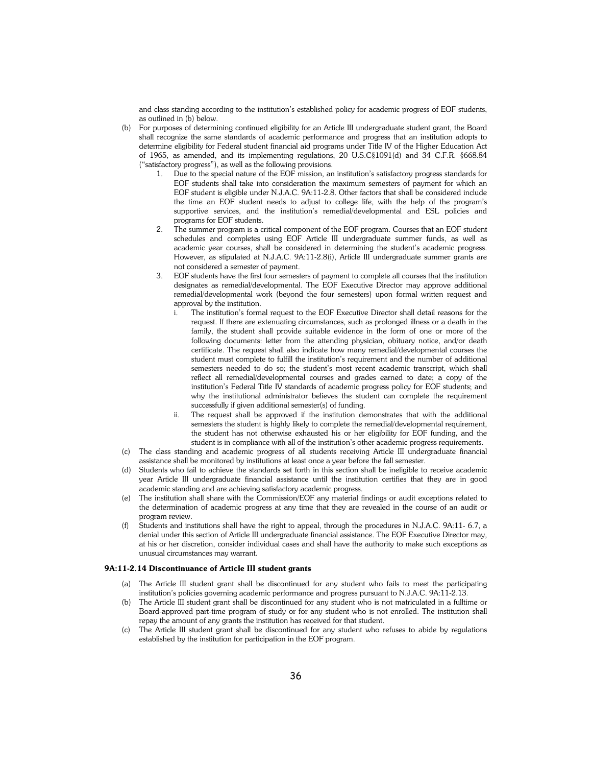and class standing according to the institution's established policy for academic progress of EOF students, as outlined in (b) below.

(b) For purposes of determining continued eligibility for an Article III undergraduate student grant, the Board shall recognize the same standards of academic performance and progress that an institution adopts to determine eligibility for Federal student financial aid programs under Title IV of the Higher Education Act of 1965, as amended, and its implementing regulations, 20 U.S.C§1091(d) and 34 C.F.R. §668.84 ("satisfactory progress"), as well as the following provisions.

1. Due to the special nature of the EOF mission, an institution's satisfactory progress standards for EOF students shall take into consideration the maximum semesters of payment for which an EOF student is eligible under N.J.A.C. 9A:11-2.8. Other factors that shall be considered include the time an EOF student needs to adjust to college life, with the help of the program's supportive services, and the institution's remedial/developmental and ESL policies and programs for EOF students.
2. The summer program is a critical component of the EOF program. Courses that an EOF student schedules and completes using EOF Article III undergraduate summer funds, as well as academic year courses, shall be considered in determining the student's academic progress. However, as stipulated at N.J.A.C. 9A:11-2.8(i), Article III undergraduate summer grants are not considered a semester of payment.
3. EOF students have the first four semesters of payment to complete all courses that the institution designates as remedial/developmental. The EOF Executive Director may approve additional remedial/developmental work (beyond the four semesters) upon formal written request and approval by the institution.
   i. The institution's formal request to the EOF Executive Director shall detail reasons for the request. If there are extenuating circumstances, such as prolonged illness or a death in the family, the student shall provide suitable evidence in the form of one or more of the following documents: letter from the attending physician, obituary notice, and/or death certificate. The request shall also indicate how many remedial/developmental courses the student must complete to fulfill the institution's requirement and the number of additional semesters needed to do so; the student's most recent academic transcript, which shall reflect all remedial/developmental courses and grades earned to date; a copy of the institution's Federal Title IV standards of academic progress policy for EOF students; and why the institutional administrator believes the student can complete the requirement successfully if given additional semester(s) of funding.
   ii. The request shall be approved if the institution demonstrates that with the additional semesters the student is highly likely to complete the remedial/developmental requirement, the student has not otherwise exhausted his or her eligibility for EOF funding, and the student is in compliance with all of the institution's other academic progress requirements.

(c) The class standing and academic progress of all students receiving Article III undergraduate financial assistance shall be monitored by institutions at least once a year before the fall semester.

(d) Students who fail to achieve the standards set forth in this section shall be ineligible to receive academic year Article III undergraduate financial assistance until the institution certifies that they are in good academic standing and are achieving satisfactory academic progress.

(e) The institution shall share with the Commission/EOF any material findings or audit exceptions related to the determination of academic progress at any time that they are revealed in the course of an audit or program review.

(f) Students and institutions shall have the right to appeal, through the procedures in N.J.A.C. 9A:11- 6.7, a denial under this section of Article III undergraduate financial assistance. The EOF Executive Director may, at his or her discretion, consider individual cases and shall have the authority to make such exceptions as unusual circumstances may warrant.

**9A:11-2.14 Discontinuance of Article III student grants**

(a) The Article III student grant shall be discontinued for any student who fails to meet the participating institution's policies governing academic performance and progress pursuant to N.J.A.C. 9A:11-2.13.

(b) The Article III student grant shall be discontinued for any student who is not matriculated in a fulltime or Board-approved part-time program of study or for any student who is not enrolled. The institution shall repay the amount of any grants the institution has received for that student.

(c) The Article III student grant shall be discontinued for any student who refuses to abide by regulations established by the institution for participation in the EOF program.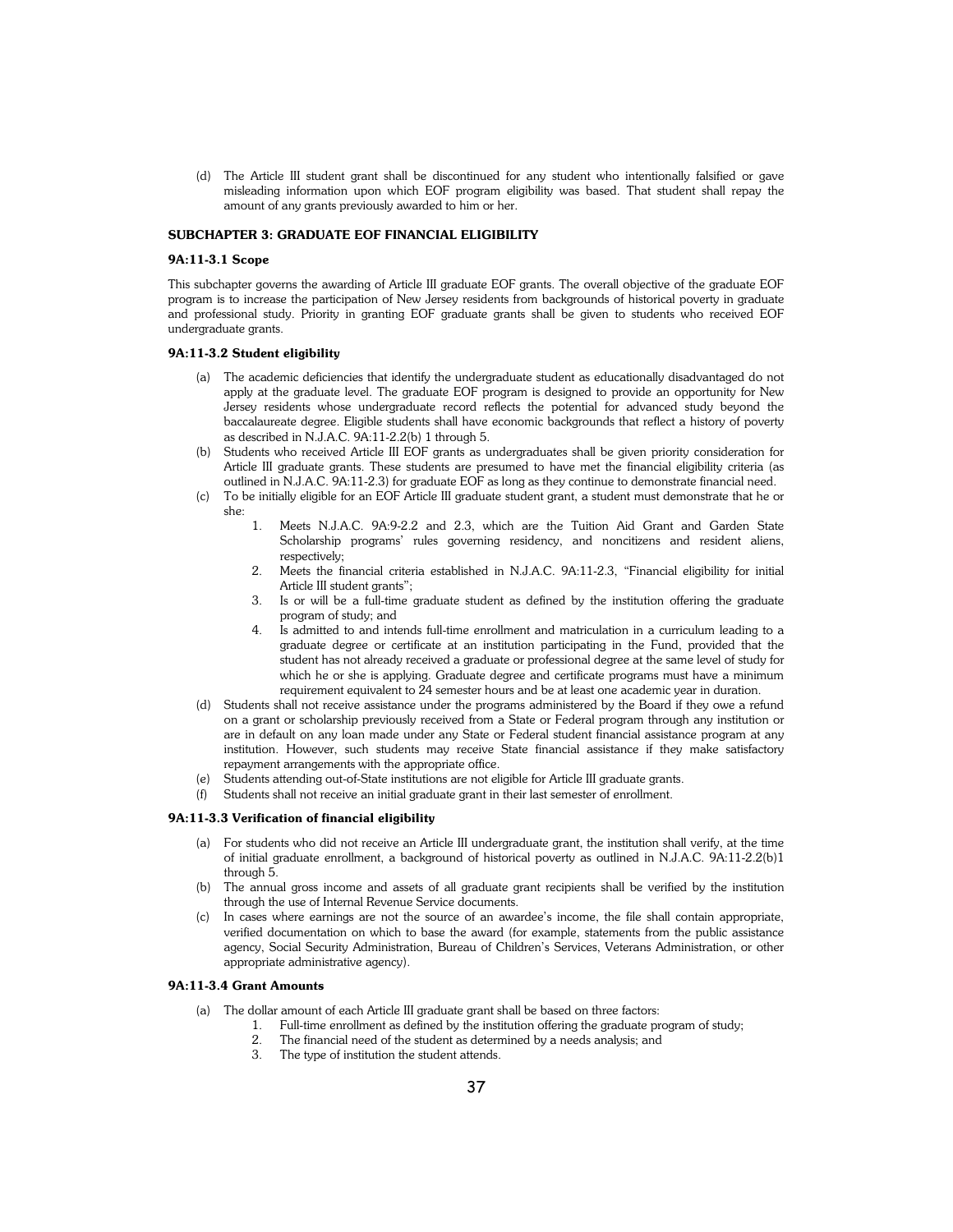(d) The Article III student grant shall be discontinued for any student who intentionally falsified or gave misleading information upon which EOF program eligibility was based. That student shall repay the amount of any grants previously awarded to him or her.

### SUBCHAPTER 3: GRADUATE EOF FINANCIAL ELIGIBILITY

#### 9A:11-3.1 Scope

This subchapter governs the awarding of Article III graduate EOF grants. The overall objective of the graduate EOF program is to increase the participation of New Jersey residents from backgrounds of historical poverty in graduate and professional study. Priority in granting EOF graduate grants shall be given to students who received EOF undergraduate grants.

#### 9A:11-3.2 Student eligibility

(a) The academic deficiencies that identify the undergraduate student as educationally disadvantaged do not apply at the graduate level. The graduate EOF program is designed to provide an opportunity for New Jersey residents whose undergraduate record reflects the potential for advanced study beyond the baccalaureate degree. Eligible students shall have economic backgrounds that reflect a history of poverty as described in N.J.A.C. 9A:11-2.2(b) 1 through 5.

(b) Students who received Article III EOF grants as undergraduates shall be given priority consideration for Article III graduate grants. These students are presumed to have met the financial eligibility criteria (as outlined in N.J.A.C. 9A:11-2.3) for graduate EOF as long as they continue to demonstrate financial need.

(c) To be initially eligible for an EOF Article III graduate student grant, a student must demonstrate that he or she:

1. Meets N.J.A.C. 9A:9-2.2 and 2.3, which are the Tuition Aid Grant and Garden State Scholarship programs' rules governing residency, and noncitizens and resident aliens, respectively;
2. Meets the financial criteria established in N.J.A.C. 9A:11-2.3, "Financial eligibility for initial Article III student grants";
3. Is or will be a full-time graduate student as defined by the institution offering the graduate program of study; and
4. Is admitted to and intends full-time enrollment and matriculation in a curriculum leading to a graduate degree or certificate at an institution participating in the Fund, provided that the student has not already received a graduate or professional degree at the same level of study for which he or she is applying. Graduate degree and certificate programs must have a minimum requirement equivalent to 24 semester hours and be at least one academic year in duration.

(d) Students shall not receive assistance under the programs administered by the Board if they owe a refund on a grant or scholarship previously received from a State or Federal program through any institution or are in default on any loan made under any State or Federal student financial assistance program at any institution. However, such students may receive State financial assistance if they make satisfactory repayment arrangements with the appropriate office.

(e) Students attending out-of-State institutions are not eligible for Article III graduate grants.

(f) Students shall not receive an initial graduate grant in their last semester of enrollment.

#### 9A:11-3.3 Verification of financial eligibility

(a) For students who did not receive an Article III undergraduate grant, the institution shall verify, at the time of initial graduate enrollment, a background of historical poverty as outlined in N.J.A.C. 9A:11-2.2(b)1 through 5.

(b) The annual gross income and assets of all graduate grant recipients shall be verified by the institution through the use of Internal Revenue Service documents.

(c) In cases where earnings are not the source of an awardee's income, the file shall contain appropriate, verified documentation on which to base the award (for example, statements from the public assistance agency, Social Security Administration, Bureau of Children's Services, Veterans Administration, or other appropriate administrative agency).

#### 9A:11-3.4 Grant Amounts

(a) The dollar amount of each Article III graduate grant shall be based on three factors:

1. Full-time enrollment as defined by the institution offering the graduate program of study;
2. The financial need of the student as determined by a needs analysis; and
3. The type of institution the student attends.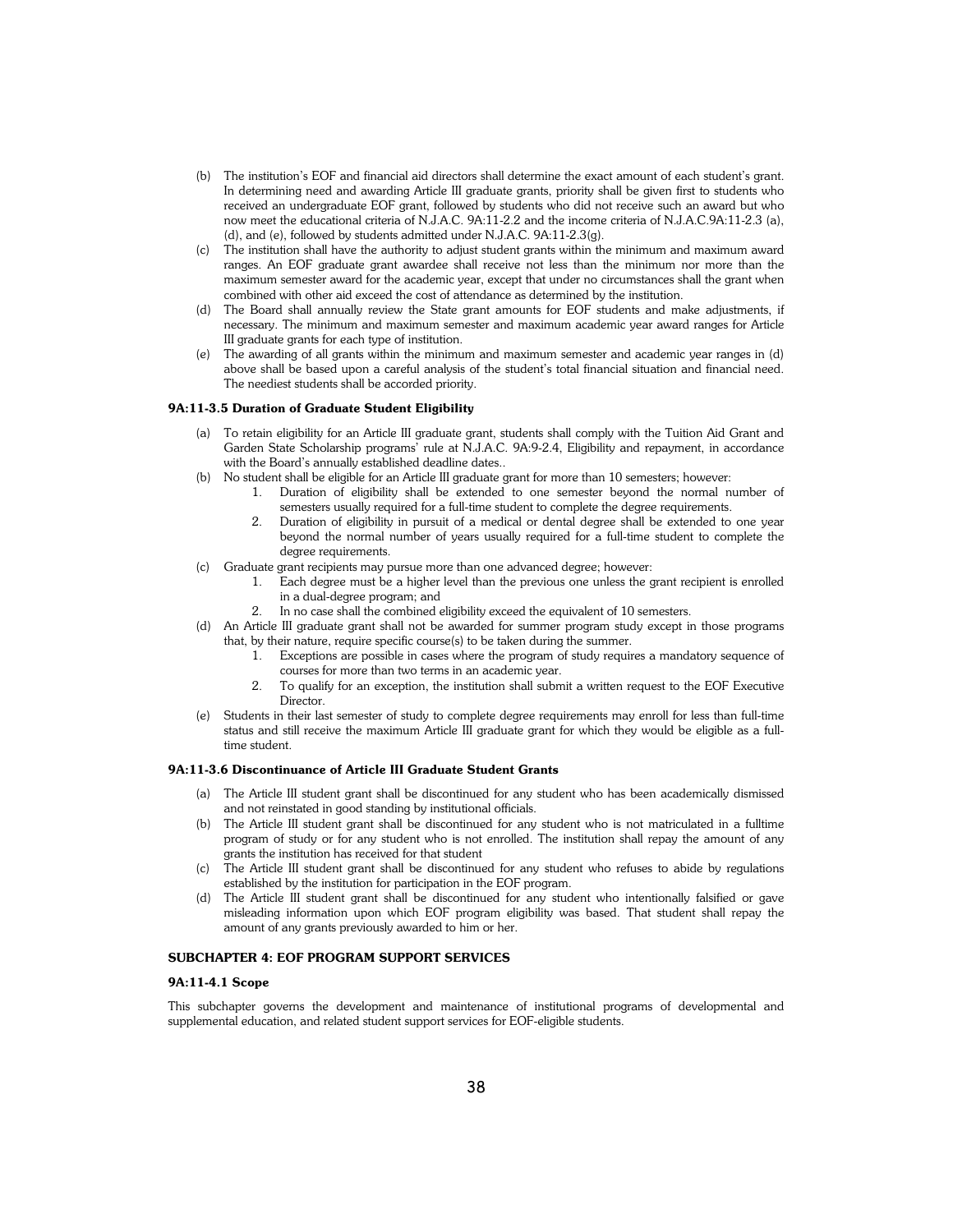(b) The institution's EOF and financial aid directors shall determine the exact amount of each student's grant. In determining need and awarding Article III graduate grants, priority shall be given first to students who received an undergraduate EOF grant, followed by students who did not receive such an award but who now meet the educational criteria of N.J.A.C. 9A:11-2.2 and the income criteria of N.J.A.C.9A:11-2.3 (a), (d), and (e), followed by students admitted under N.J.A.C. 9A:11-2.3(g).

(c) The institution shall have the authority to adjust student grants within the minimum and maximum award ranges. An EOF graduate grant awardee shall receive not less than the minimum nor more than the maximum semester award for the academic year, except that under no circumstances shall the grant when combined with other aid exceed the cost of attendance as determined by the institution.

(d) The Board shall annually review the State grant amounts for EOF students and make adjustments, if necessary. The minimum and maximum semester and maximum academic year award ranges for Article III graduate grants for each type of institution.

(e) The awarding of all grants within the minimum and maximum semester and academic year ranges in (d) above shall be based upon a careful analysis of the student's total financial situation and financial need. The neediest students shall be accorded priority.

#### 9A:11-3.5 Duration of Graduate Student Eligibility

(a) To retain eligibility for an Article III graduate grant, students shall comply with the Tuition Aid Grant and Garden State Scholarship programs' rule at N.J.A.C. 9A:9-2.4, Eligibility and repayment, in accordance with the Board's annually established deadline dates..

(b) No student shall be eligible for an Article III graduate grant for more than 10 semesters; however:
   1. Duration of eligibility shall be extended to one semester beyond the normal number of semesters usually required for a full-time student to complete the degree requirements.
   2. Duration of eligibility in pursuit of a medical or dental degree shall be extended to one year beyond the normal number of years usually required for a full-time student to complete the degree requirements.

(c) Graduate grant recipients may pursue more than one advanced degree; however:
   1. Each degree must be a higher level than the previous one unless the grant recipient is enrolled in a dual-degree program; and
   2. In no case shall the combined eligibility exceed the equivalent of 10 semesters.

(d) An Article III graduate grant shall not be awarded for summer program study except in those programs that, by their nature, require specific course(s) to be taken during the summer.
   1. Exceptions are possible in cases where the program of study requires a mandatory sequence of courses for more than two terms in an academic year.
   2. To qualify for an exception, the institution shall submit a written request to the EOF Executive Director.

(e) Students in their last semester of study to complete degree requirements may enroll for less than full-time status and still receive the maximum Article III graduate grant for which they would be eligible as a full-time student.

#### 9A:11-3.6 Discontinuance of Article III Graduate Student Grants

(a) The Article III student grant shall be discontinued for any student who has been academically dismissed and not reinstated in good standing by institutional officials.

(b) The Article III student grant shall be discontinued for any student who is not matriculated in a fulltime program of study or for any student who is not enrolled. The institution shall repay the amount of any grants the institution has received for that student

(c) The Article III student grant shall be discontinued for any student who refuses to abide by regulations established by the institution for participation in the EOF program.

(d) The Article III student grant shall be discontinued for any student who intentionally falsified or gave misleading information upon which EOF program eligibility was based. That student shall repay the amount of any grants previously awarded to him or her.

### SUBCHAPTER 4: EOF PROGRAM SUPPORT SERVICES

#### 9A:11-4.1 Scope

This subchapter governs the development and maintenance of institutional programs of developmental and supplemental education, and related student support services for EOF-eligible students.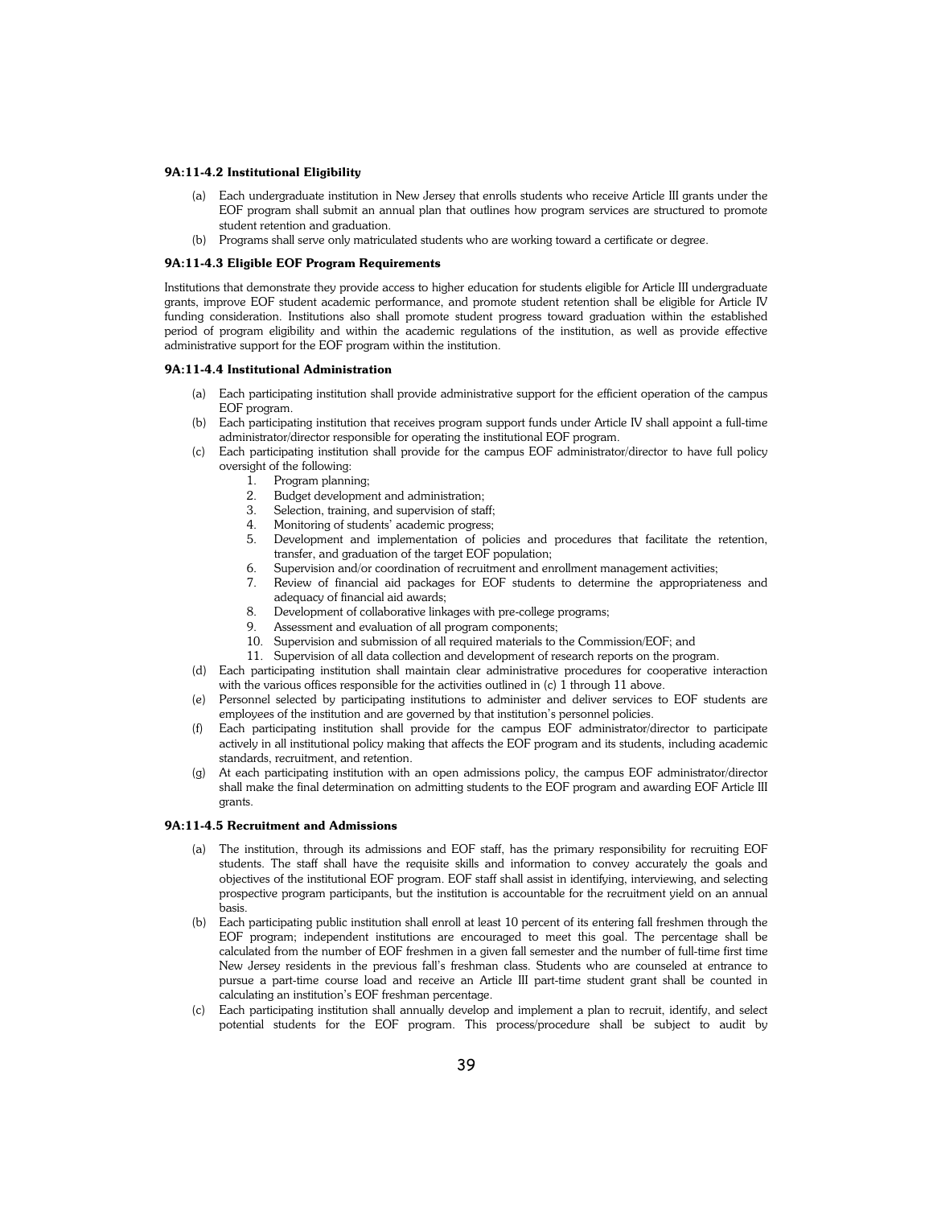**9A:11-4.2 Institutional Eligibility**

(a) Each undergraduate institution in New Jersey that enrolls students who receive Article III grants under the EOF program shall submit an annual plan that outlines how program services are structured to promote student retention and graduation.

(b) Programs shall serve only matriculated students who are working toward a certificate or degree.

**9A:11-4.3 Eligible EOF Program Requirements**

Institutions that demonstrate they provide access to higher education for students eligible for Article III undergraduate grants, improve EOF student academic performance, and promote student retention shall be eligible for Article IV funding consideration. Institutions also shall promote student progress toward graduation within the established period of program eligibility and within the academic regulations of the institution, as well as provide effective administrative support for the EOF program within the institution.

**9A:11-4.4 Institutional Administration**

(a) Each participating institution shall provide administrative support for the efficient operation of the campus EOF program.

(b) Each participating institution that receives program support funds under Article IV shall appoint a full-time administrator/director responsible for operating the institutional EOF program.

(c) Each participating institution shall provide for the campus EOF administrator/director to have full policy oversight of the following:

1. Program planning;
2. Budget development and administration;
3. Selection, training, and supervision of staff;
4. Monitoring of students' academic progress;
5. Development and implementation of policies and procedures that facilitate the retention, transfer, and graduation of the target EOF population;
6. Supervision and/or coordination of recruitment and enrollment management activities;
7. Review of financial aid packages for EOF students to determine the appropriateness and adequacy of financial aid awards;
8. Development of collaborative linkages with pre-college programs;
9. Assessment and evaluation of all program components;
10. Supervision and submission of all required materials to the Commission/EOF; and
11. Supervision of all data collection and development of research reports on the program.

(d) Each participating institution shall maintain clear administrative procedures for cooperative interaction with the various offices responsible for the activities outlined in (c) 1 through 11 above.

(e) Personnel selected by participating institutions to administer and deliver services to EOF students are employees of the institution and are governed by that institution's personnel policies.

(f) Each participating institution shall provide for the campus EOF administrator/director to participate actively in all institutional policy making that affects the EOF program and its students, including academic standards, recruitment, and retention.

(g) At each participating institution with an open admissions policy, the campus EOF administrator/director shall make the final determination on admitting students to the EOF program and awarding EOF Article III grants.

**9A:11-4.5 Recruitment and Admissions**

(a) The institution, through its admissions and EOF staff, has the primary responsibility for recruiting EOF students. The staff shall have the requisite skills and information to convey accurately the goals and objectives of the institutional EOF program. EOF staff shall assist in identifying, interviewing, and selecting prospective program participants, but the institution is accountable for the recruitment yield on an annual basis.

(b) Each participating public institution shall enroll at least 10 percent of its entering fall freshmen through the EOF program; independent institutions are encouraged to meet this goal. The percentage shall be calculated from the number of EOF freshmen in a given fall semester and the number of full-time first time New Jersey residents in the previous fall's freshman class. Students who are counseled at entrance to pursue a part-time course load and receive an Article III part-time student grant shall be counted in calculating an institution's EOF freshman percentage.

(c) Each participating institution shall annually develop and implement a plan to recruit, identify, and select potential students for the EOF program. This process/procedure shall be subject to audit by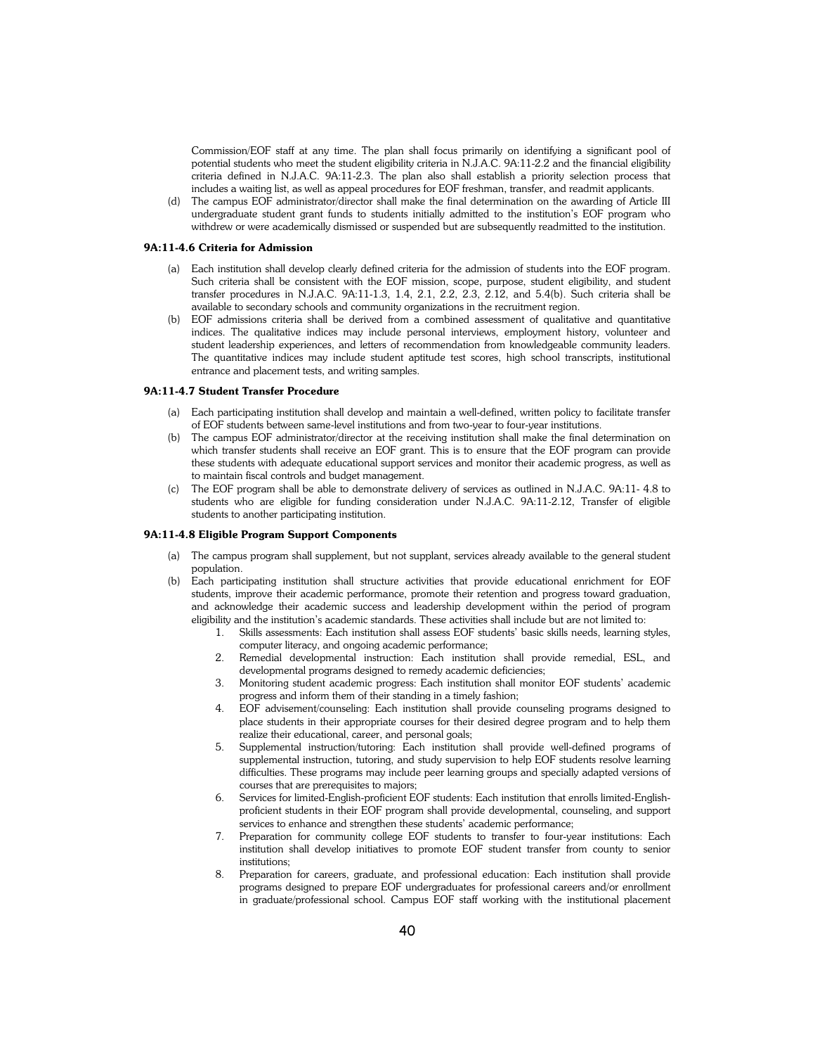Commission/EOF staff at any time. The plan shall focus primarily on identifying a significant pool of potential students who meet the student eligibility criteria in N.J.A.C. 9A:11-2.2 and the financial eligibility criteria defined in N.J.A.C. 9A:11-2.3. The plan also shall establish a priority selection process that includes a waiting list, as well as appeal procedures for EOF freshman, transfer, and readmit applicants.

(d) The campus EOF administrator/director shall make the final determination on the awarding of Article III undergraduate student grant funds to students initially admitted to the institution's EOF program who withdrew or were academically dismissed or suspended but are subsequently readmitted to the institution.

### 9A:11-4.6 Criteria for Admission

(a) Each institution shall develop clearly defined criteria for the admission of students into the EOF program. Such criteria shall be consistent with the EOF mission, scope, purpose, student eligibility, and student transfer procedures in N.J.A.C. 9A:11-1.3, 1.4, 2.1, 2.2, 2.3, 2.12, and 5.4(b). Such criteria shall be available to secondary schools and community organizations in the recruitment region.

(b) EOF admissions criteria shall be derived from a combined assessment of qualitative and quantitative indices. The qualitative indices may include personal interviews, employment history, volunteer and student leadership experiences, and letters of recommendation from knowledgeable community leaders. The quantitative indices may include student aptitude test scores, high school transcripts, institutional entrance and placement tests, and writing samples.

### 9A:11-4.7 Student Transfer Procedure

(a) Each participating institution shall develop and maintain a well-defined, written policy to facilitate transfer of EOF students between same-level institutions and from two-year to four-year institutions.

(b) The campus EOF administrator/director at the receiving institution shall make the final determination on which transfer students shall receive an EOF grant. This is to ensure that the EOF program can provide these students with adequate educational support services and monitor their academic progress, as well as to maintain fiscal controls and budget management.

(c) The EOF program shall be able to demonstrate delivery of services as outlined in N.J.A.C. 9A:11- 4.8 to students who are eligible for funding consideration under N.J.A.C. 9A:11-2.12, Transfer of eligible students to another participating institution.

### 9A:11-4.8 Eligible Program Support Components

(a) The campus program shall supplement, but not supplant, services already available to the general student population.

(b) Each participating institution shall structure activities that provide educational enrichment for EOF students, improve their academic performance, promote their retention and progress toward graduation, and acknowledge their academic success and leadership development within the period of program eligibility and the institution's academic standards. These activities shall include but are not limited to:

1. Skills assessments: Each institution shall assess EOF students' basic skills needs, learning styles, computer literacy, and ongoing academic performance;
2. Remedial developmental instruction: Each institution shall provide remedial, ESL, and developmental programs designed to remedy academic deficiencies;
3. Monitoring student academic progress: Each institution shall monitor EOF students' academic progress and inform them of their standing in a timely fashion;
4. EOF advisement/counseling: Each institution shall provide counseling programs designed to place students in their appropriate courses for their desired degree program and to help them realize their educational, career, and personal goals;
5. Supplemental instruction/tutoring: Each institution shall provide well-defined programs of supplemental instruction, tutoring, and study supervision to help EOF students resolve learning difficulties. These programs may include peer learning groups and specially adapted versions of courses that are prerequisites to majors;
6. Services for limited-English-proficient EOF students: Each institution that enrolls limited-English-proficient students in their EOF program shall provide developmental, counseling, and support services to enhance and strengthen these students' academic performance;
7. Preparation for community college EOF students to transfer to four-year institutions: Each institution shall develop initiatives to promote EOF student transfer from county to senior institutions;
8. Preparation for careers, graduate, and professional education: Each institution shall provide programs designed to prepare EOF undergraduates for professional careers and/or enrollment in graduate/professional school. Campus EOF staff working with the institutional placement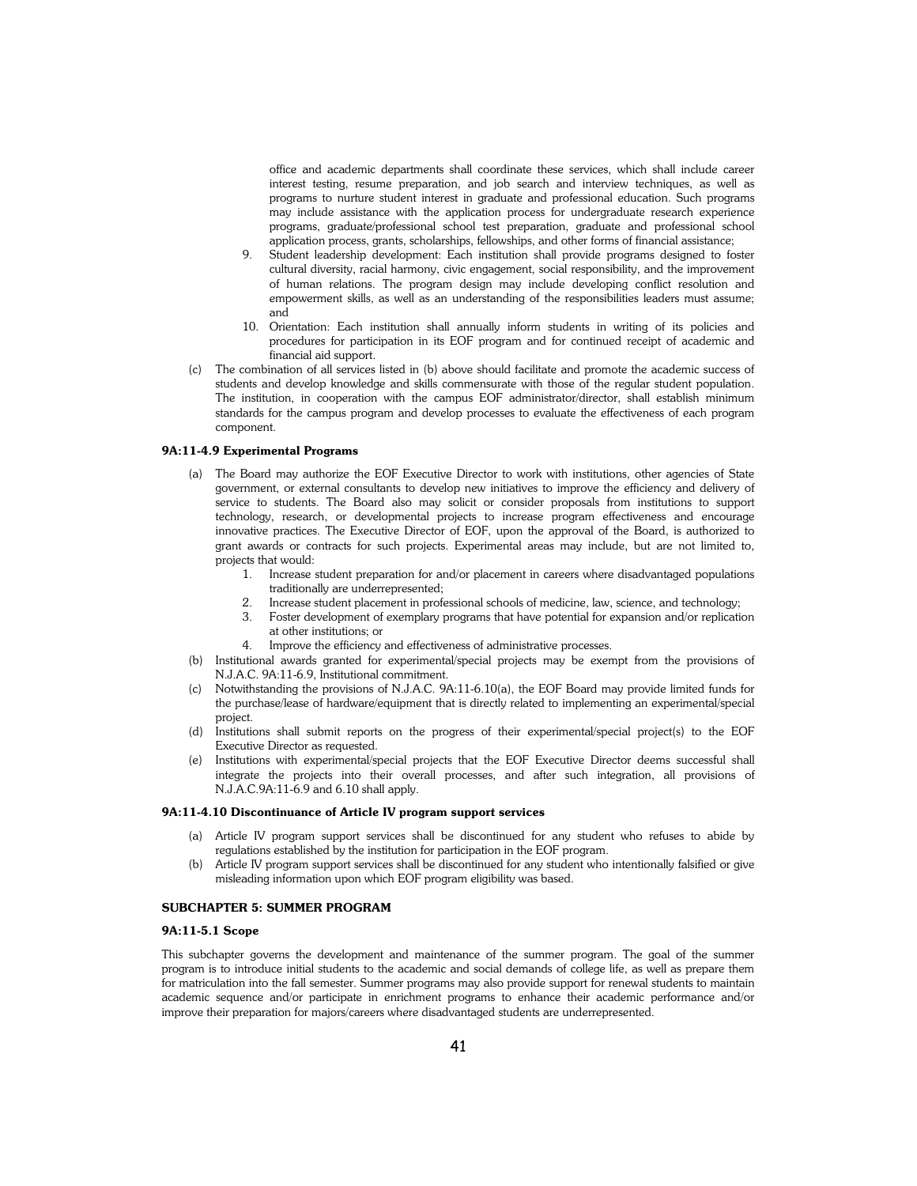office and academic departments shall coordinate these services, which shall include career interest testing, resume preparation, and job search and interview techniques, as well as programs to nurture student interest in graduate and professional education. Such programs may include assistance with the application process for undergraduate research experience programs, graduate/professional school test preparation, graduate and professional school application process, grants, scholarships, fellowships, and other forms of financial assistance;

9. Student leadership development: Each institution shall provide programs designed to foster cultural diversity, racial harmony, civic engagement, social responsibility, and the improvement of human relations. The program design may include developing conflict resolution and empowerment skills, as well as an understanding of the responsibilities leaders must assume; and
10. Orientation: Each institution shall annually inform students in writing of its policies and procedures for participation in its EOF program and for continued receipt of academic and financial aid support.

(c) The combination of all services listed in (b) above should facilitate and promote the academic success of students and develop knowledge and skills commensurate with those of the regular student population. The institution, in cooperation with the campus EOF administrator/director, shall establish minimum standards for the campus program and develop processes to evaluate the effectiveness of each program component.

### 9A:11-4.9 Experimental Programs

(a) The Board may authorize the EOF Executive Director to work with institutions, other agencies of State government, or external consultants to develop new initiatives to improve the efficiency and delivery of service to students. The Board also may solicit or consider proposals from institutions to support technology, research, or developmental projects to increase program effectiveness and encourage innovative practices. The Executive Director of EOF, upon the approval of the Board, is authorized to grant awards or contracts for such projects. Experimental areas may include, but are not limited to, projects that would:
   1. Increase student preparation for and/or placement in careers where disadvantaged populations traditionally are underrepresented;
   2. Increase student placement in professional schools of medicine, law, science, and technology;
   3. Foster development of exemplary programs that have potential for expansion and/or replication at other institutions; or
   4. Improve the efficiency and effectiveness of administrative processes.

(b) Institutional awards granted for experimental/special projects may be exempt from the provisions of N.J.A.C. 9A:11-6.9, Institutional commitment.

(c) Notwithstanding the provisions of N.J.A.C. 9A:11-6.10(a), the EOF Board may provide limited funds for the purchase/lease of hardware/equipment that is directly related to implementing an experimental/special project.

(d) Institutions shall submit reports on the progress of their experimental/special project(s) to the EOF Executive Director as requested.

(e) Institutions with experimental/special projects that the EOF Executive Director deems successful shall integrate the projects into their overall processes, and after such integration, all provisions of N.J.A.C.9A:11-6.9 and 6.10 shall apply.

### 9A:11-4.10 Discontinuance of Article IV program support services

(a) Article IV program support services shall be discontinued for any student who refuses to abide by regulations established by the institution for participation in the EOF program.

(b) Article IV program support services shall be discontinued for any student who intentionally falsified or give misleading information upon which EOF program eligibility was based.

## SUBCHAPTER 5: SUMMER PROGRAM

### 9A:11-5.1 Scope

This subchapter governs the development and maintenance of the summer program. The goal of the summer program is to introduce initial students to the academic and social demands of college life, as well as prepare them for matriculation into the fall semester. Summer programs may also provide support for renewal students to maintain academic sequence and/or participate in enrichment programs to enhance their academic performance and/or improve their preparation for majors/careers where disadvantaged students are underrepresented.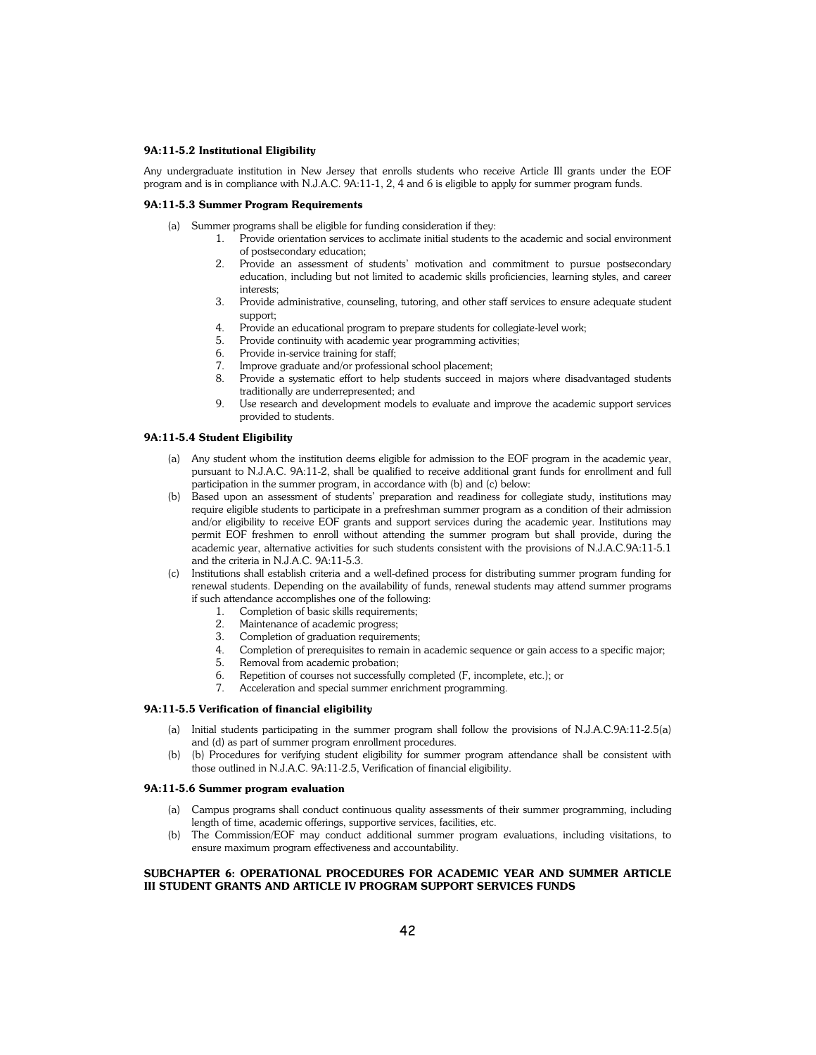### 9A:11-5.2 Institutional Eligibility

Any undergraduate institution in New Jersey that enrolls students who receive Article III grants under the EOF program and is in compliance with N.J.A.C. 9A:11-1, 2, 4 and 6 is eligible to apply for summer program funds.

### 9A:11-5.3 Summer Program Requirements

(a) Summer programs shall be eligible for funding consideration if they:

1. Provide orientation services to acclimate initial students to the academic and social environment of postsecondary education;
2. Provide an assessment of students' motivation and commitment to pursue postsecondary education, including but not limited to academic skills proficiencies, learning styles, and career interests;
3. Provide administrative, counseling, tutoring, and other staff services to ensure adequate student support;
4. Provide an educational program to prepare students for collegiate-level work;
5. Provide continuity with academic year programming activities;
6. Provide in-service training for staff;
7. Improve graduate and/or professional school placement;
8. Provide a systematic effort to help students succeed in majors where disadvantaged students traditionally are underrepresented; and
9. Use research and development models to evaluate and improve the academic support services provided to students.

### 9A:11-5.4 Student Eligibility

(a) Any student whom the institution deems eligible for admission to the EOF program in the academic year, pursuant to N.J.A.C. 9A:11-2, shall be qualified to receive additional grant funds for enrollment and full participation in the summer program, in accordance with (b) and (c) below:

(b) Based upon an assessment of students' preparation and readiness for collegiate study, institutions may require eligible students to participate in a prefreshman summer program as a condition of their admission and/or eligibility to receive EOF grants and support services during the academic year. Institutions may permit EOF freshmen to enroll without attending the summer program but shall provide, during the academic year, alternative activities for such students consistent with the provisions of N.J.A.C.9A:11-5.1 and the criteria in N.J.A.C. 9A:11-5.3.

(c) Institutions shall establish criteria and a well-defined process for distributing summer program funding for renewal students. Depending on the availability of funds, renewal students may attend summer programs if such attendance accomplishes one of the following:

1. Completion of basic skills requirements;
2. Maintenance of academic progress;
3. Completion of graduation requirements;
4. Completion of prerequisites to remain in academic sequence or gain access to a specific major;
5. Removal from academic probation;
6. Repetition of courses not successfully completed (F, incomplete, etc.); or
7. Acceleration and special summer enrichment programming.

### 9A:11-5.5 Verification of financial eligibility

(a) Initial students participating in the summer program shall follow the provisions of N.J.A.C.9A:11-2.5(a) and (d) as part of summer program enrollment procedures.

(b) (b) Procedures for verifying student eligibility for summer program attendance shall be consistent with those outlined in N.J.A.C. 9A:11-2.5, Verification of financial eligibility.

### 9A:11-5.6 Summer program evaluation

(a) Campus programs shall conduct continuous quality assessments of their summer programming, including length of time, academic offerings, supportive services, facilities, etc.

(b) The Commission/EOF may conduct additional summer program evaluations, including visitations, to ensure maximum program effectiveness and accountability.

## SUBCHAPTER 6: OPERATIONAL PROCEDURES FOR ACADEMIC YEAR AND SUMMER ARTICLE III STUDENT GRANTS AND ARTICLE IV PROGRAM SUPPORT SERVICES FUNDS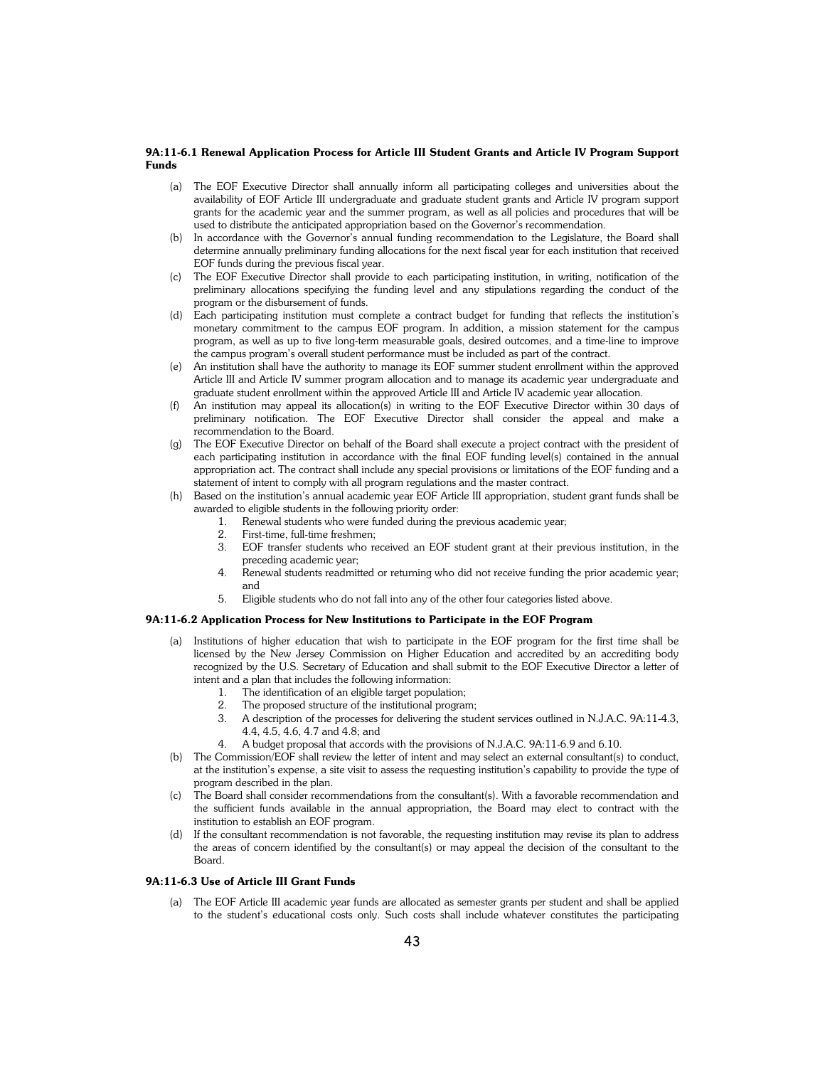**9A:11-6.1 Renewal Application Process for Article III Student Grants and Article IV Program Support Funds**

(a) The EOF Executive Director shall annually inform all participating colleges and universities about the availability of EOF Article III undergraduate and graduate student grants and Article IV program support grants for the academic year and the summer program, as well as all policies and procedures that will be used to distribute the anticipated appropriation based on the Governor's recommendation.

(b) In accordance with the Governor's annual funding recommendation to the Legislature, the Board shall determine annually preliminary funding allocations for the next fiscal year for each institution that received EOF funds during the previous fiscal year.

(c) The EOF Executive Director shall provide to each participating institution, in writing, notification of the preliminary allocations specifying the funding level and any stipulations regarding the conduct of the program or the disbursement of funds.

(d) Each participating institution must complete a contract budget for funding that reflects the institution's monetary commitment to the campus EOF program. In addition, a mission statement for the campus program, as well as up to five long-term measurable goals, desired outcomes, and a time-line to improve the campus program's overall student performance must be included as part of the contract.

(e) An institution shall have the authority to manage its EOF summer student enrollment within the approved Article III and Article IV summer program allocation and to manage its academic year undergraduate and graduate student enrollment within the approved Article III and Article IV academic year allocation.

(f) An institution may appeal its allocation(s) in writing to the EOF Executive Director within 30 days of preliminary notification. The EOF Executive Director shall consider the appeal and make a recommendation to the Board.

(g) The EOF Executive Director on behalf of the Board shall execute a project contract with the president of each participating institution in accordance with the final EOF funding level(s) contained in the annual appropriation act. The contract shall include any special provisions or limitations of the EOF funding and a statement of intent to comply with all program regulations and the master contract.

(h) Based on the institution's annual academic year EOF Article III appropriation, student grant funds shall be awarded to eligible students in the following priority order:

1. Renewal students who were funded during the previous academic year;
2. First-time, full-time freshmen;
3. EOF transfer students who received an EOF student grant at their previous institution, in the preceding academic year;
4. Renewal students readmitted or returning who did not receive funding the prior academic year; and
5. Eligible students who do not fall into any of the other four categories listed above.

**9A:11-6.2 Application Process for New Institutions to Participate in the EOF Program**

(a) Institutions of higher education that wish to participate in the EOF program for the first time shall be licensed by the New Jersey Commission on Higher Education and accredited by an accrediting body recognized by the U.S. Secretary of Education and shall submit to the EOF Executive Director a letter of intent and a plan that includes the following information:

1. The identification of an eligible target population;
2. The proposed structure of the institutional program;
3. A description of the processes for delivering the student services outlined in N.J.A.C. 9A:11-4.3, 4.4, 4.5, 4.6, 4.7 and 4.8; and
4. A budget proposal that accords with the provisions of N.J.A.C. 9A:11-6.9 and 6.10.

(b) The Commission/EOF shall review the letter of intent and may select an external consultant(s) to conduct, at the institution's expense, a site visit to assess the requesting institution's capability to provide the type of program described in the plan.

(c) The Board shall consider recommendations from the consultant(s). With a favorable recommendation and the sufficient funds available in the annual appropriation, the Board may elect to contract with the institution to establish an EOF program.

(d) If the consultant recommendation is not favorable, the requesting institution may revise its plan to address the areas of concern identified by the consultant(s) or may appeal the decision of the consultant to the Board.

**9A:11-6.3 Use of Article III Grant Funds**

(a) The EOF Article III academic year funds are allocated as semester grants per student and shall be applied to the student's educational costs only. Such costs shall include whatever constitutes the participating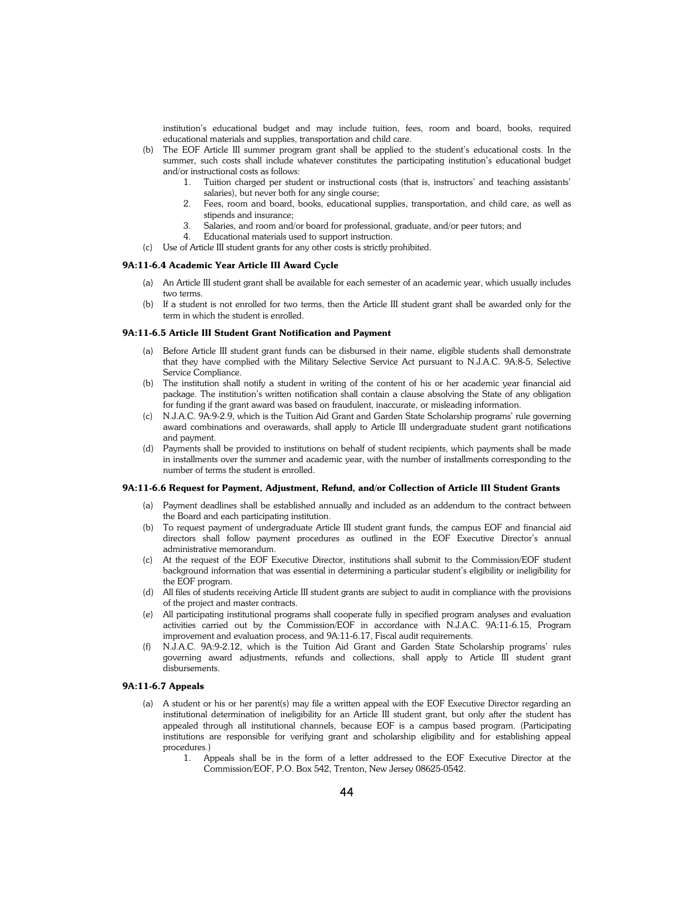institution's educational budget and may include tuition, fees, room and board, books, required educational materials and supplies, transportation and child care.

(b) The EOF Article III summer program grant shall be applied to the student's educational costs. In the summer, such costs shall include whatever constitutes the participating institution's educational budget and/or instructional costs as follows:

1. Tuition charged per student or instructional costs (that is, instructors' and teaching assistants' salaries), but never both for any single course;
2. Fees, room and board, books, educational supplies, transportation, and child care, as well as stipends and insurance;
3. Salaries, and room and/or board for professional, graduate, and/or peer tutors; and
4. Educational materials used to support instruction.

(c) Use of Article III student grants for any other costs is strictly prohibited.

**9A:11-6.4 Academic Year Article III Award Cycle**

(a) An Article III student grant shall be available for each semester of an academic year, which usually includes two terms.

(b) If a student is not enrolled for two terms, then the Article III student grant shall be awarded only for the term in which the student is enrolled.

**9A:11-6.5 Article III Student Grant Notification and Payment**

(a) Before Article III student grant funds can be disbursed in their name, eligible students shall demonstrate that they have complied with the Military Selective Service Act pursuant to N.J.A.C. 9A:8-5, Selective Service Compliance.

(b) The institution shall notify a student in writing of the content of his or her academic year financial aid package. The institution's written notification shall contain a clause absolving the State of any obligation for funding if the grant award was based on fraudulent, inaccurate, or misleading information.

(c) N.J.A.C. 9A:9-2.9, which is the Tuition Aid Grant and Garden State Scholarship programs' rule governing award combinations and overawards, shall apply to Article III undergraduate student grant notifications and payment.

(d) Payments shall be provided to institutions on behalf of student recipients, which payments shall be made in installments over the summer and academic year, with the number of installments corresponding to the number of terms the student is enrolled.

**9A:11-6.6 Request for Payment, Adjustment, Refund, and/or Collection of Article III Student Grants**

(a) Payment deadlines shall be established annually and included as an addendum to the contract between the Board and each participating institution.

(b) To request payment of undergraduate Article III student grant funds, the campus EOF and financial aid directors shall follow payment procedures as outlined in the EOF Executive Director's annual administrative memorandum.

(c) At the request of the EOF Executive Director, institutions shall submit to the Commission/EOF student background information that was essential in determining a particular student's eligibility or ineligibility for the EOF program.

(d) All files of students receiving Article III student grants are subject to audit in compliance with the provisions of the project and master contracts.

(e) All participating institutional programs shall cooperate fully in specified program analyses and evaluation activities carried out by the Commission/EOF in accordance with N.J.A.C. 9A:11-6.15, Program improvement and evaluation process, and 9A:11-6.17, Fiscal audit requirements.

(f) N.J.A.C. 9A:9-2.12, which is the Tuition Aid Grant and Garden State Scholarship programs' rules governing award adjustments, refunds and collections, shall apply to Article III student grant disbursements.

**9A:11-6.7 Appeals**

(a) A student or his or her parent(s) may file a written appeal with the EOF Executive Director regarding an institutional determination of ineligibility for an Article III student grant, but only after the student has appealed through all institutional channels, because EOF is a campus based program. (Participating institutions are responsible for verifying grant and scholarship eligibility and for establishing appeal procedures.)

1. Appeals shall be in the form of a letter addressed to the EOF Executive Director at the Commission/EOF, P.O. Box 542, Trenton, New Jersey 08625-0542.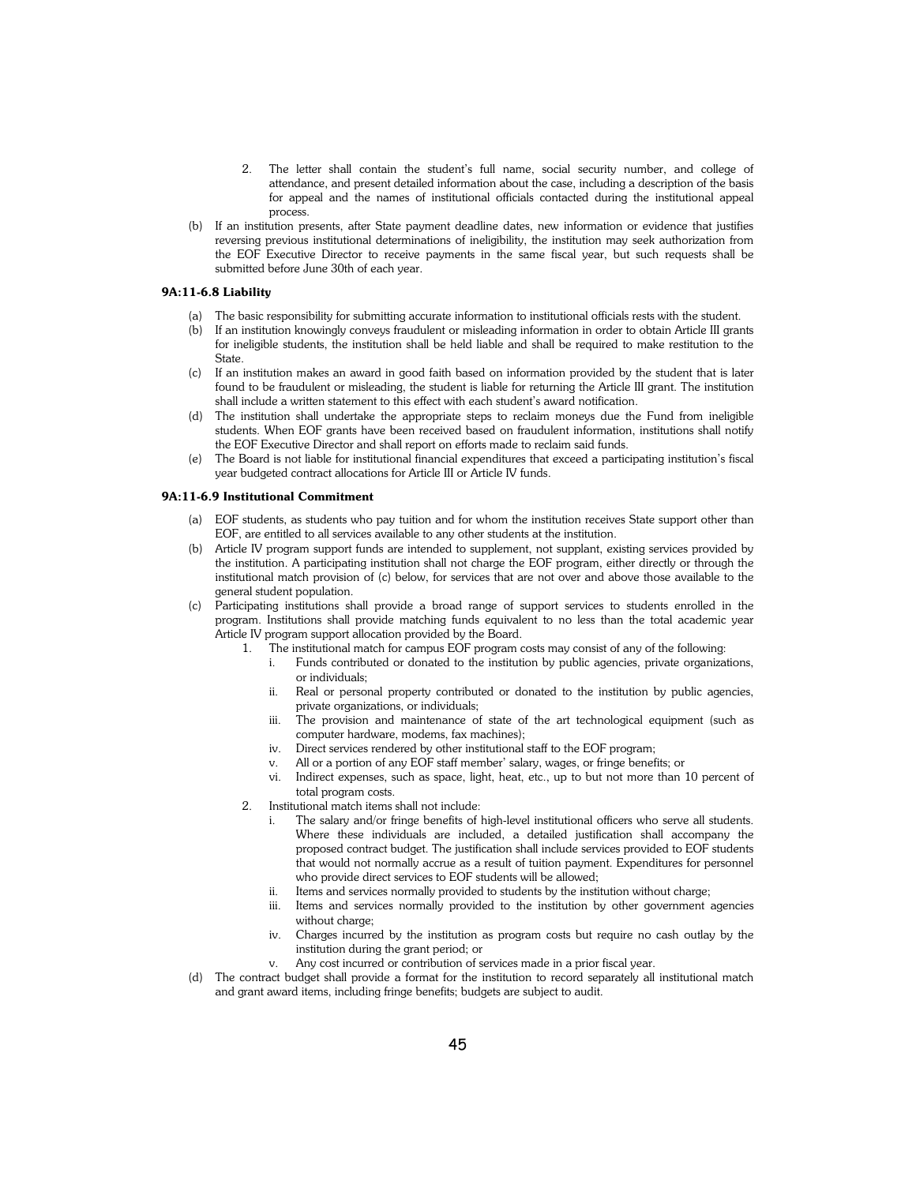2. The letter shall contain the student's full name, social security number, and college of attendance, and present detailed information about the case, including a description of the basis for appeal and the names of institutional officials contacted during the institutional appeal process.

(b) If an institution presents, after State payment deadline dates, new information or evidence that justifies reversing previous institutional determinations of ineligibility, the institution may seek authorization from the EOF Executive Director to receive payments in the same fiscal year, but such requests shall be submitted before June 30th of each year.

### 9A:11-6.8 Liability

(a) The basic responsibility for submitting accurate information to institutional officials rests with the student.

(b) If an institution knowingly conveys fraudulent or misleading information in order to obtain Article III grants for ineligible students, the institution shall be held liable and shall be required to make restitution to the State.

(c) If an institution makes an award in good faith based on information provided by the student that is later found to be fraudulent or misleading, the student is liable for returning the Article III grant. The institution shall include a written statement to this effect with each student's award notification.

(d) The institution shall undertake the appropriate steps to reclaim moneys due the Fund from ineligible students. When EOF grants have been received based on fraudulent information, institutions shall notify the EOF Executive Director and shall report on efforts made to reclaim said funds.

(e) The Board is not liable for institutional financial expenditures that exceed a participating institution's fiscal year budgeted contract allocations for Article III or Article IV funds.

### 9A:11-6.9 Institutional Commitment

(a) EOF students, as students who pay tuition and for whom the institution receives State support other than EOF, are entitled to all services available to any other students at the institution.

(b) Article IV program support funds are intended to supplement, not supplant, existing services provided by the institution. A participating institution shall not charge the EOF program, either directly or through the institutional match provision of (c) below, for services that are not over and above those available to the general student population.

(c) Participating institutions shall provide a broad range of support services to students enrolled in the program. Institutions shall provide matching funds equivalent to no less than the total academic year Article IV program support allocation provided by the Board.

1. The institutional match for campus EOF program costs may consist of any of the following:
    i. Funds contributed or donated to the institution by public agencies, private organizations, or individuals;
    ii. Real or personal property contributed or donated to the institution by public agencies, private organizations, or individuals;
    iii. The provision and maintenance of state of the art technological equipment (such as computer hardware, modems, fax machines);
    iv. Direct services rendered by other institutional staff to the EOF program;
    v. All or a portion of any EOF staff member' salary, wages, or fringe benefits; or
    vi. Indirect expenses, such as space, light, heat, etc., up to but not more than 10 percent of total program costs.
2. Institutional match items shall not include:
    i. The salary and/or fringe benefits of high-level institutional officers who serve all students. Where these individuals are included, a detailed justification shall accompany the proposed contract budget. The justification shall include services provided to EOF students that would not normally accrue as a result of tuition payment. Expenditures for personnel who provide direct services to EOF students will be allowed;
    ii. Items and services normally provided to students by the institution without charge;
    iii. Items and services normally provided to the institution by other government agencies without charge;
    iv. Charges incurred by the institution as program costs but require no cash outlay by the institution during the grant period; or
    v. Any cost incurred or contribution of services made in a prior fiscal year.

(d) The contract budget shall provide a format for the institution to record separately all institutional match and grant award items, including fringe benefits; budgets are subject to audit.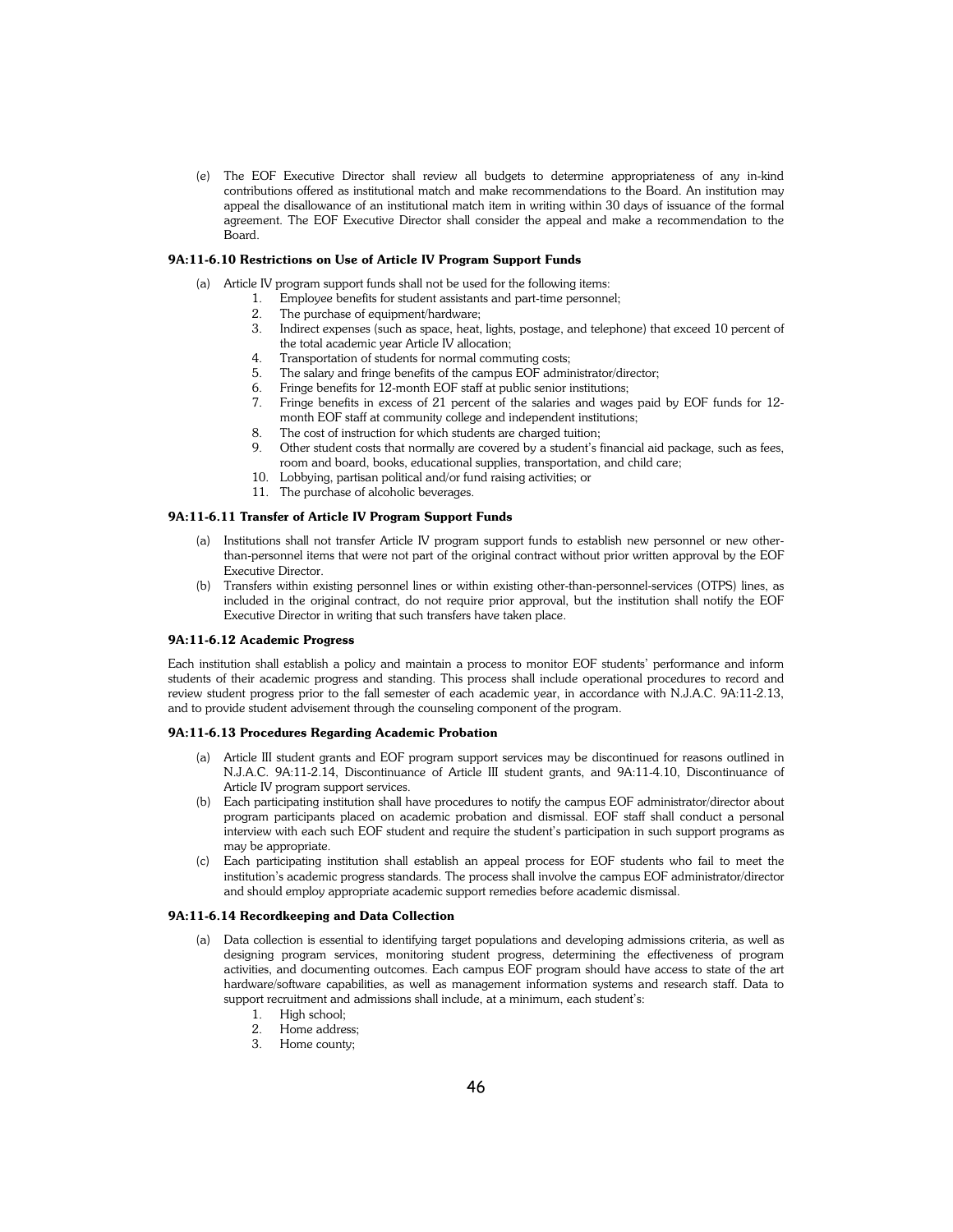(e) The EOF Executive Director shall review all budgets to determine appropriateness of any in-kind contributions offered as institutional match and make recommendations to the Board. An institution may appeal the disallowance of an institutional match item in writing within 30 days of issuance of the formal agreement. The EOF Executive Director shall consider the appeal and make a recommendation to the Board.

### 9A:11-6.10 Restrictions on Use of Article IV Program Support Funds

(a) Article IV program support funds shall not be used for the following items:

1. Employee benefits for student assistants and part-time personnel;
2. The purchase of equipment/hardware;
3. Indirect expenses (such as space, heat, lights, postage, and telephone) that exceed 10 percent of the total academic year Article IV allocation;
4. Transportation of students for normal commuting costs;
5. The salary and fringe benefits of the campus EOF administrator/director;
6. Fringe benefits for 12-month EOF staff at public senior institutions;
7. Fringe benefits in excess of 21 percent of the salaries and wages paid by EOF funds for 12-month EOF staff at community college and independent institutions;
8. The cost of instruction for which students are charged tuition;
9. Other student costs that normally are covered by a student's financial aid package, such as fees, room and board, books, educational supplies, transportation, and child care;
10. Lobbying, partisan political and/or fund raising activities; or
11. The purchase of alcoholic beverages.

### 9A:11-6.11 Transfer of Article IV Program Support Funds

(a) Institutions shall not transfer Article IV program support funds to establish new personnel or new other-than-personnel items that were not part of the original contract without prior written approval by the EOF Executive Director.

(b) Transfers within existing personnel lines or within existing other-than-personnel-services (OTPS) lines, as included in the original contract, do not require prior approval, but the institution shall notify the EOF Executive Director in writing that such transfers have taken place.

### 9A:11-6.12 Academic Progress

Each institution shall establish a policy and maintain a process to monitor EOF students' performance and inform students of their academic progress and standing. This process shall include operational procedures to record and review student progress prior to the fall semester of each academic year, in accordance with N.J.A.C. 9A:11-2.13, and to provide student advisement through the counseling component of the program.

### 9A:11-6.13 Procedures Regarding Academic Probation

(a) Article III student grants and EOF program support services may be discontinued for reasons outlined in N.J.A.C. 9A:11-2.14, Discontinuance of Article III student grants, and 9A:11-4.10, Discontinuance of Article IV program support services.

(b) Each participating institution shall have procedures to notify the campus EOF administrator/director about program participants placed on academic probation and dismissal. EOF staff shall conduct a personal interview with each such EOF student and require the student's participation in such support programs as may be appropriate.

(c) Each participating institution shall establish an appeal process for EOF students who fail to meet the institution's academic progress standards. The process shall involve the campus EOF administrator/director and should employ appropriate academic support remedies before academic dismissal.

### 9A:11-6.14 Recordkeeping and Data Collection

(a) Data collection is essential to identifying target populations and developing admissions criteria, as well as designing program services, monitoring student progress, determining the effectiveness of program activities, and documenting outcomes. Each campus EOF program should have access to state of the art hardware/software capabilities, as well as management information systems and research staff. Data to support recruitment and admissions shall include, at a minimum, each student's:

1. High school;
2. Home address;
3. Home county;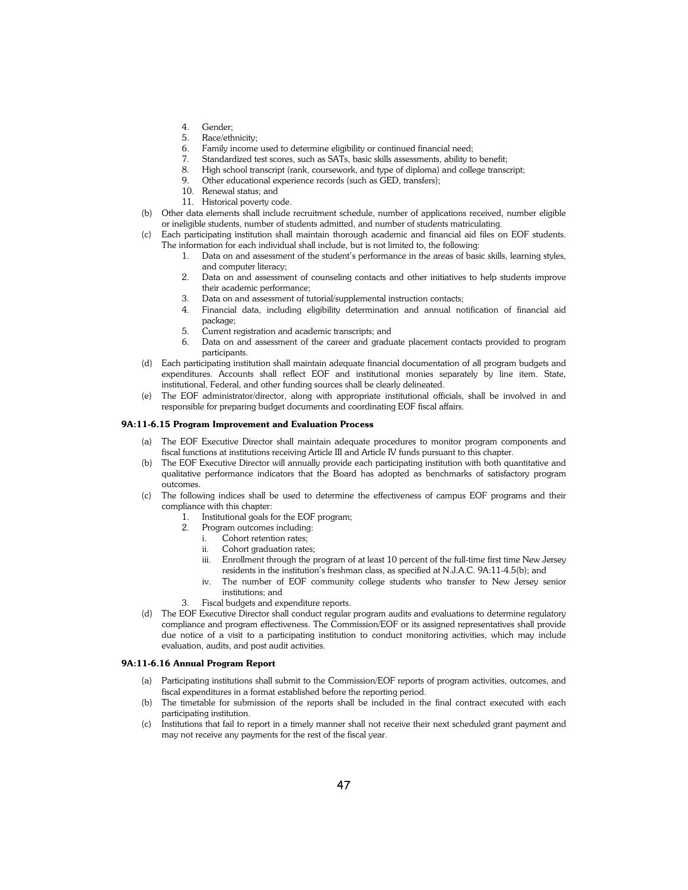4. Gender;
5. Race/ethnicity;
6. Family income used to determine eligibility or continued financial need;
7. Standardized test scores, such as SATs, basic skills assessments, ability to benefit;
8. High school transcript (rank, coursework, and type of diploma) and college transcript;
9. Other educational experience records (such as GED, transfers);
10. Renewal status; and
11. Historical poverty code.

(b) Other data elements shall include recruitment schedule, number of applications received, number eligible or ineligible students, number of students admitted, and number of students matriculating.

(c) Each participating institution shall maintain thorough academic and financial aid files on EOF students. The information for each individual shall include, but is not limited to, the following:

1. Data on and assessment of the student's performance in the areas of basic skills, learning styles, and computer literacy;
2. Data on and assessment of counseling contacts and other initiatives to help students improve their academic performance;
3. Data on and assessment of tutorial/supplemental instruction contacts;
4. Financial data, including eligibility determination and annual notification of financial aid package;
5. Current registration and academic transcripts; and
6. Data on and assessment of the career and graduate placement contacts provided to program participants.

(d) Each participating institution shall maintain adequate financial documentation of all program budgets and expenditures. Accounts shall reflect EOF and institutional monies separately by line item. State, institutional, Federal, and other funding sources shall be clearly delineated.

(e) The EOF administrator/director, along with appropriate institutional officials, shall be involved in and responsible for preparing budget documents and coordinating EOF fiscal affairs.

**9A:11-6.15 Program Improvement and Evaluation Process**

(a) The EOF Executive Director shall maintain adequate procedures to monitor program components and fiscal functions at institutions receiving Article III and Article IV funds pursuant to this chapter.

(b) The EOF Executive Director will annually provide each participating institution with both quantitative and qualitative performance indicators that the Board has adopted as benchmarks of satisfactory program outcomes.

(c) The following indices shall be used to determine the effectiveness of campus EOF programs and their compliance with this chapter:

1. Institutional goals for the EOF program;
2. Program outcomes including:
   i. Cohort retention rates;
   ii. Cohort graduation rates;
   iii. Enrollment through the program of at least 10 percent of the full-time first time New Jersey residents in the institution's freshman class, as specified at N.J.A.C. 9A:11-4.5(b); and
   iv. The number of EOF community college students who transfer to New Jersey senior institutions; and
3. Fiscal budgets and expenditure reports.

(d) The EOF Executive Director shall conduct regular program audits and evaluations to determine regulatory compliance and program effectiveness. The Commission/EOF or its assigned representatives shall provide due notice of a visit to a participating institution to conduct monitoring activities, which may include evaluation, audits, and post audit activities.

**9A:11-6.16 Annual Program Report**

(a) Participating institutions shall submit to the Commission/EOF reports of program activities, outcomes, and fiscal expenditures in a format established before the reporting period.

(b) The timetable for submission of the reports shall be included in the final contract executed with each participating institution.

(c) Institutions that fail to report in a timely manner shall not receive their next scheduled grant payment and may not receive any payments for the rest of the fiscal year.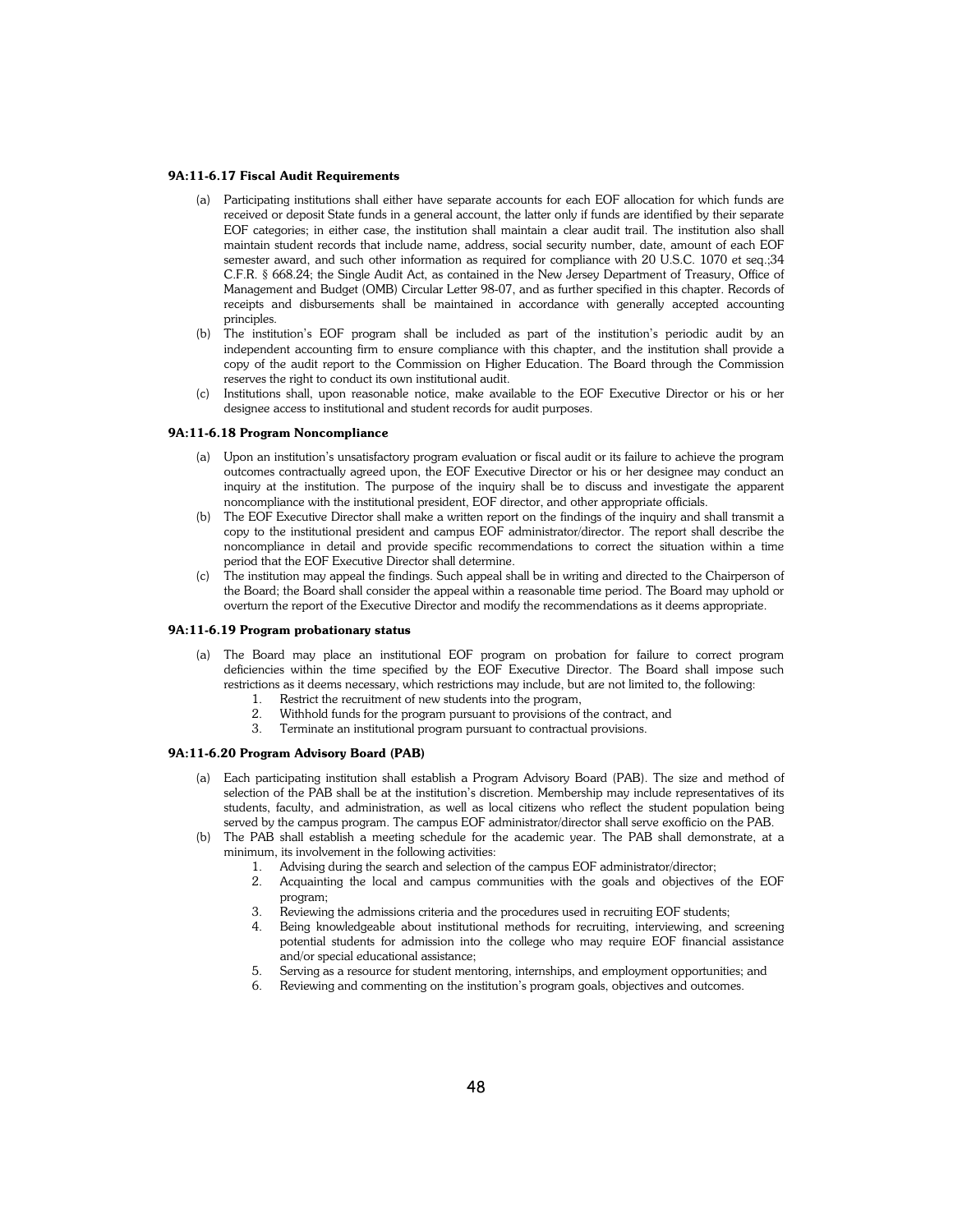**9A:11-6.17 Fiscal Audit Requirements**

(a) Participating institutions shall either have separate accounts for each EOF allocation for which funds are received or deposit State funds in a general account, the latter only if funds are identified by their separate EOF categories; in either case, the institution shall maintain a clear audit trail. The institution also shall maintain student records that include name, address, social security number, date, amount of each EOF semester award, and such other information as required for compliance with 20 U.S.C. 1070 et seq.;34 C.F.R. § 668.24; the Single Audit Act, as contained in the New Jersey Department of Treasury, Office of Management and Budget (OMB) Circular Letter 98-07, and as further specified in this chapter. Records of receipts and disbursements shall be maintained in accordance with generally accepted accounting principles.

(b) The institution's EOF program shall be included as part of the institution's periodic audit by an independent accounting firm to ensure compliance with this chapter, and the institution shall provide a copy of the audit report to the Commission on Higher Education. The Board through the Commission reserves the right to conduct its own institutional audit.

(c) Institutions shall, upon reasonable notice, make available to the EOF Executive Director or his or her designee access to institutional and student records for audit purposes.

**9A:11-6.18 Program Noncompliance**

(a) Upon an institution's unsatisfactory program evaluation or fiscal audit or its failure to achieve the program outcomes contractually agreed upon, the EOF Executive Director or his or her designee may conduct an inquiry at the institution. The purpose of the inquiry shall be to discuss and investigate the apparent noncompliance with the institutional president, EOF director, and other appropriate officials.

(b) The EOF Executive Director shall make a written report on the findings of the inquiry and shall transmit a copy to the institutional president and campus EOF administrator/director. The report shall describe the noncompliance in detail and provide specific recommendations to correct the situation within a time period that the EOF Executive Director shall determine.

(c) The institution may appeal the findings. Such appeal shall be in writing and directed to the Chairperson of the Board; the Board shall consider the appeal within a reasonable time period. The Board may uphold or overturn the report of the Executive Director and modify the recommendations as it deems appropriate.

**9A:11-6.19 Program probationary status**

(a) The Board may place an institutional EOF program on probation for failure to correct program deficiencies within the time specified by the EOF Executive Director. The Board shall impose such restrictions as it deems necessary, which restrictions may include, but are not limited to, the following:
   1. Restrict the recruitment of new students into the program,
   2. Withhold funds for the program pursuant to provisions of the contract, and
   3. Terminate an institutional program pursuant to contractual provisions.

**9A:11-6.20 Program Advisory Board (PAB)**

(a) Each participating institution shall establish a Program Advisory Board (PAB). The size and method of selection of the PAB shall be at the institution's discretion. Membership may include representatives of its students, faculty, and administration, as well as local citizens who reflect the student population being served by the campus program. The campus EOF administrator/director shall serve exofficio on the PAB.

(b) The PAB shall establish a meeting schedule for the academic year. The PAB shall demonstrate, at a minimum, its involvement in the following activities:
   1. Advising during the search and selection of the campus EOF administrator/director;
   2. Acquainting the local and campus communities with the goals and objectives of the EOF program;
   3. Reviewing the admissions criteria and the procedures used in recruiting EOF students;
   4. Being knowledgeable about institutional methods for recruiting, interviewing, and screening potential students for admission into the college who may require EOF financial assistance and/or special educational assistance;
   5. Serving as a resource for student mentoring, internships, and employment opportunities; and
   6. Reviewing and commenting on the institution's program goals, objectives and outcomes.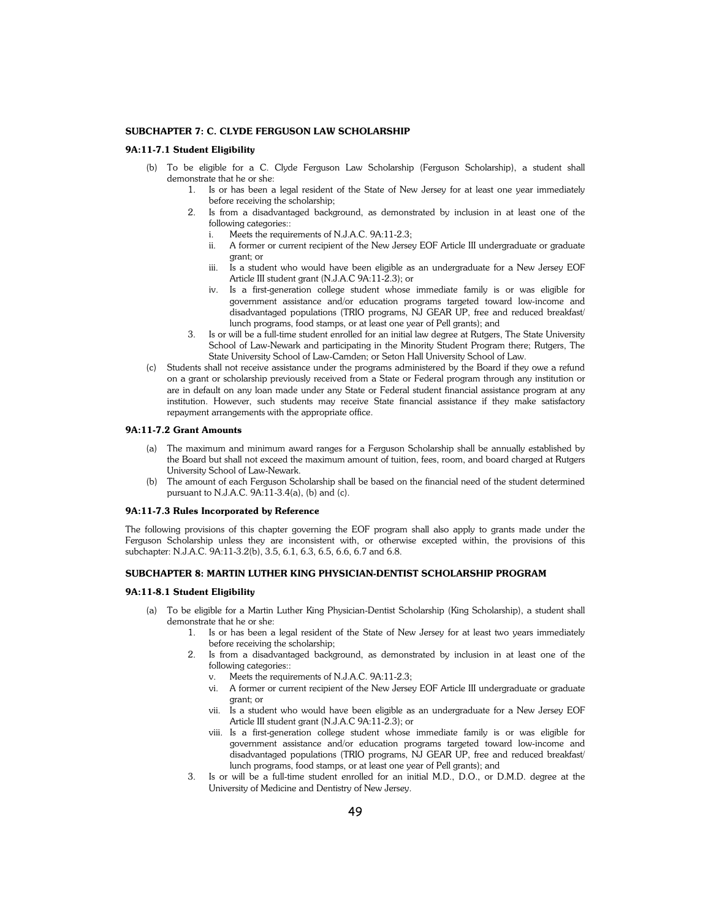## SUBCHAPTER 7: C. CLYDE FERGUSON LAW SCHOLARSHIP

### 9A:11-7.1 Student Eligibility

(b) To be eligible for a C. Clyde Ferguson Law Scholarship (Ferguson Scholarship), a student shall demonstrate that he or she:

1. Is or has been a legal resident of the State of New Jersey for at least one year immediately before receiving the scholarship;
2. Is from a disadvantaged background, as demonstrated by inclusion in at least one of the following categories::
   i. Meets the requirements of N.J.A.C. 9A:11-2.3;
   ii. A former or current recipient of the New Jersey EOF Article III undergraduate or graduate grant; or
   iii. Is a student who would have been eligible as an undergraduate for a New Jersey EOF Article III student grant (N.J.A.C 9A:11-2.3); or
   iv. Is a first-generation college student whose immediate family is or was eligible for government assistance and/or education programs targeted toward low-income and disadvantaged populations (TRIO programs, NJ GEAR UP, free and reduced breakfast/ lunch programs, food stamps, or at least one year of Pell grants); and
3. Is or will be a full-time student enrolled for an initial law degree at Rutgers, The State University School of Law-Newark and participating in the Minority Student Program there; Rutgers, The State University School of Law-Camden; or Seton Hall University School of Law.

(c) Students shall not receive assistance under the programs administered by the Board if they owe a refund on a grant or scholarship previously received from a State or Federal program through any institution or are in default on any loan made under any State or Federal student financial assistance program at any institution. However, such students may receive State financial assistance if they make satisfactory repayment arrangements with the appropriate office.

### 9A:11-7.2 Grant Amounts

(a) The maximum and minimum award ranges for a Ferguson Scholarship shall be annually established by the Board but shall not exceed the maximum amount of tuition, fees, room, and board charged at Rutgers University School of Law-Newark.

(b) The amount of each Ferguson Scholarship shall be based on the financial need of the student determined pursuant to N.J.A.C. 9A:11-3.4(a), (b) and (c).

### 9A:11-7.3 Rules Incorporated by Reference

The following provisions of this chapter governing the EOF program shall also apply to grants made under the Ferguson Scholarship unless they are inconsistent with, or otherwise excepted within, the provisions of this subchapter: N.J.A.C. 9A:11-3.2(b), 3.5, 6.1, 6.3, 6.5, 6.6, 6.7 and 6.8.

## SUBCHAPTER 8: MARTIN LUTHER KING PHYSICIAN-DENTIST SCHOLARSHIP PROGRAM

### 9A:11-8.1 Student Eligibility

(a) To be eligible for a Martin Luther King Physician-Dentist Scholarship (King Scholarship), a student shall demonstrate that he or she:

1. Is or has been a legal resident of the State of New Jersey for at least two years immediately before receiving the scholarship;
2. Is from a disadvantaged background, as demonstrated by inclusion in at least one of the following categories::
   v. Meets the requirements of N.J.A.C. 9A:11-2.3;
   vi. A former or current recipient of the New Jersey EOF Article III undergraduate or graduate grant; or
   vii. Is a student who would have been eligible as an undergraduate for a New Jersey EOF Article III student grant (N.J.A.C 9A:11-2.3); or
   viii. Is a first-generation college student whose immediate family is or was eligible for government assistance and/or education programs targeted toward low-income and disadvantaged populations (TRIO programs, NJ GEAR UP, free and reduced breakfast/ lunch programs, food stamps, or at least one year of Pell grants); and
3. Is or will be a full-time student enrolled for an initial M.D., D.O., or D.M.D. degree at the University of Medicine and Dentistry of New Jersey.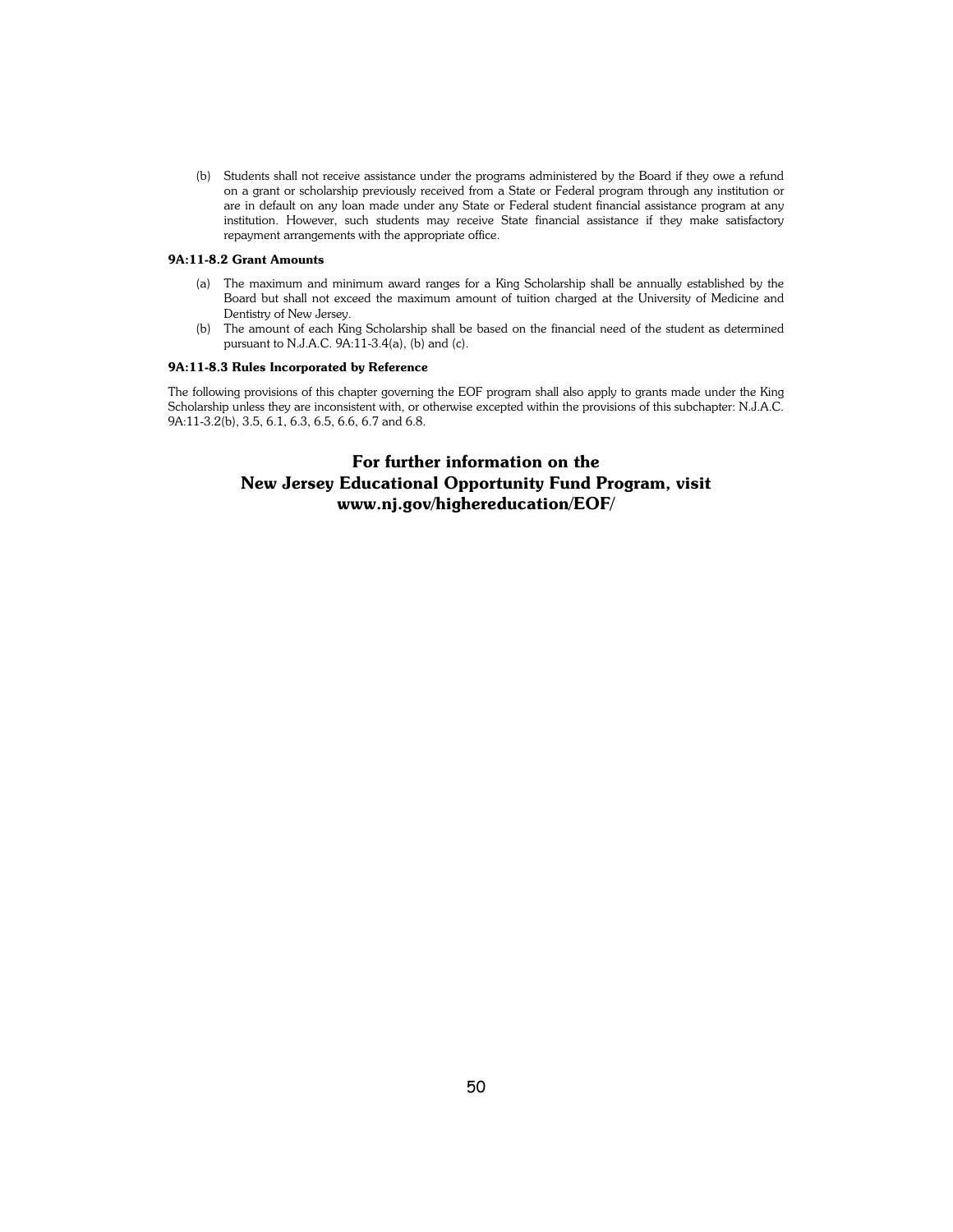(b) Students shall not receive assistance under the programs administered by the Board if they owe a refund on a grant or scholarship previously received from a State or Federal program through any institution or are in default on any loan made under any State or Federal student financial assistance program at any institution. However, such students may receive State financial assistance if they make satisfactory repayment arrangements with the appropriate office.

**9A:11-8.2 Grant Amounts**

(a) The maximum and minimum award ranges for a King Scholarship shall be annually established by the Board but shall not exceed the maximum amount of tuition charged at the University of Medicine and Dentistry of New Jersey.

(b) The amount of each King Scholarship shall be based on the financial need of the student as determined pursuant to N.J.A.C. 9A:11-3.4(a), (b) and (c).

**9A:11-8.3 Rules Incorporated by Reference**

The following provisions of this chapter governing the EOF program shall also apply to grants made under the King Scholarship unless they are inconsistent with, or otherwise excepted within the provisions of this subchapter: N.J.A.C. 9A:11-3.2(b), 3.5, 6.1, 6.3, 6.5, 6.6, 6.7 and 6.8.

## For further information on the New Jersey Educational Opportunity Fund Program, visit www.nj.gov/highereducation/EOF/